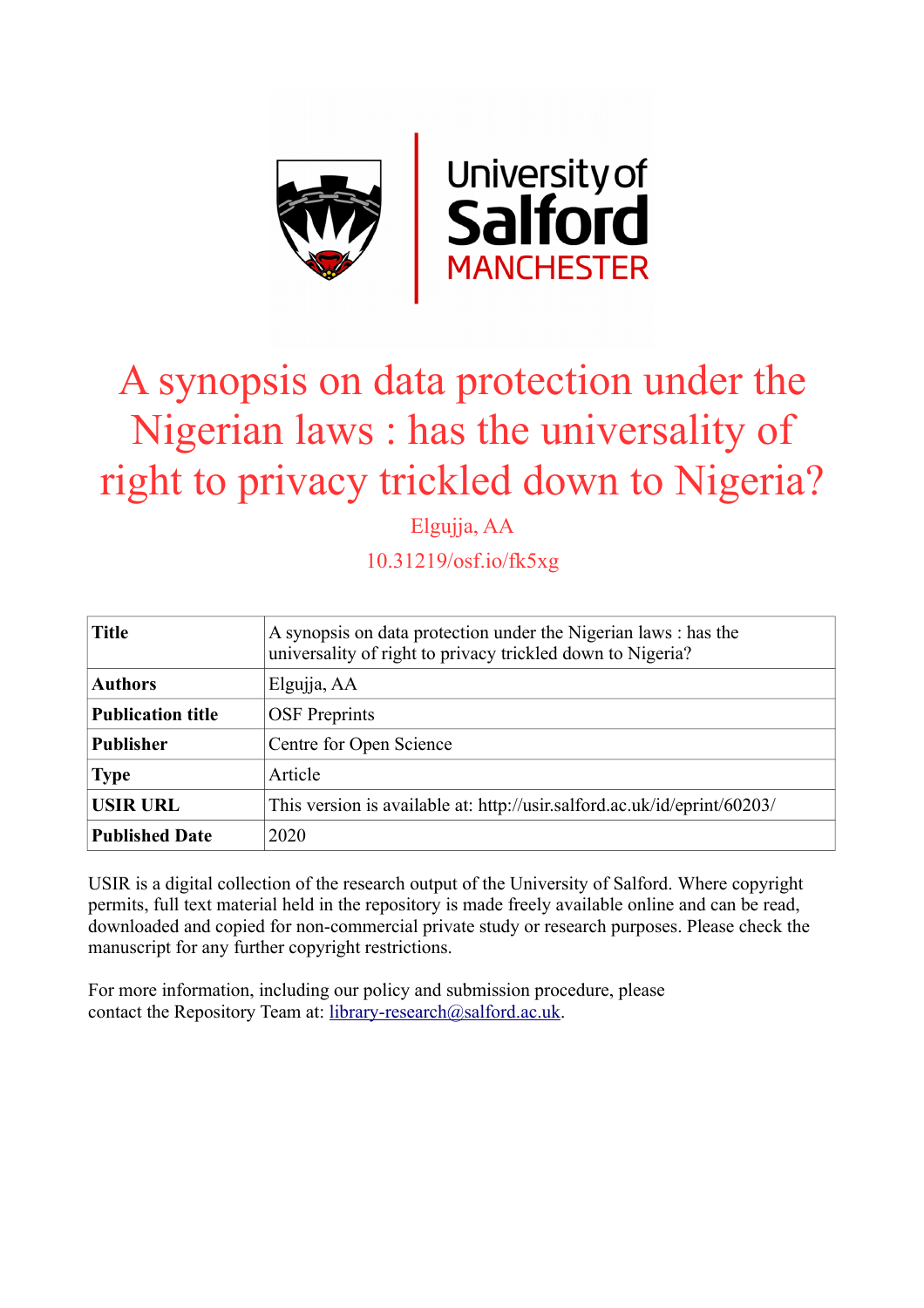# A synopsis on data protection under the Nigerian laws : has the universality of right to privacy trickled down to Nigeria?

Elgujja, AA

10.31219/osf.io/fk5xg

| **Title** | A synopsis on data protection under the Nigerian laws : has the universality of right to privacy trickled down to Nigeria? |
|---|---|
| **Authors** | Elgujja, AA |
| **Publication title** | OSF Preprints |
| **Publisher** | Centre for Open Science |
| **Type** | Article |
| **USIR URL** | This version is available at: http://usir.salford.ac.uk/id/eprint/60203/ |
| **Published Date** | 2020 |

USIR is a digital collection of the research output of the University of Salford. Where copyright permits, full text material held in the repository is made freely available online and can be read, downloaded and copied for non-commercial private study or research purposes. Please check the manuscript for any further copyright restrictions.

For more information, including our policy and submission procedure, please contact the Repository Team at: library-research@salford.ac.uk.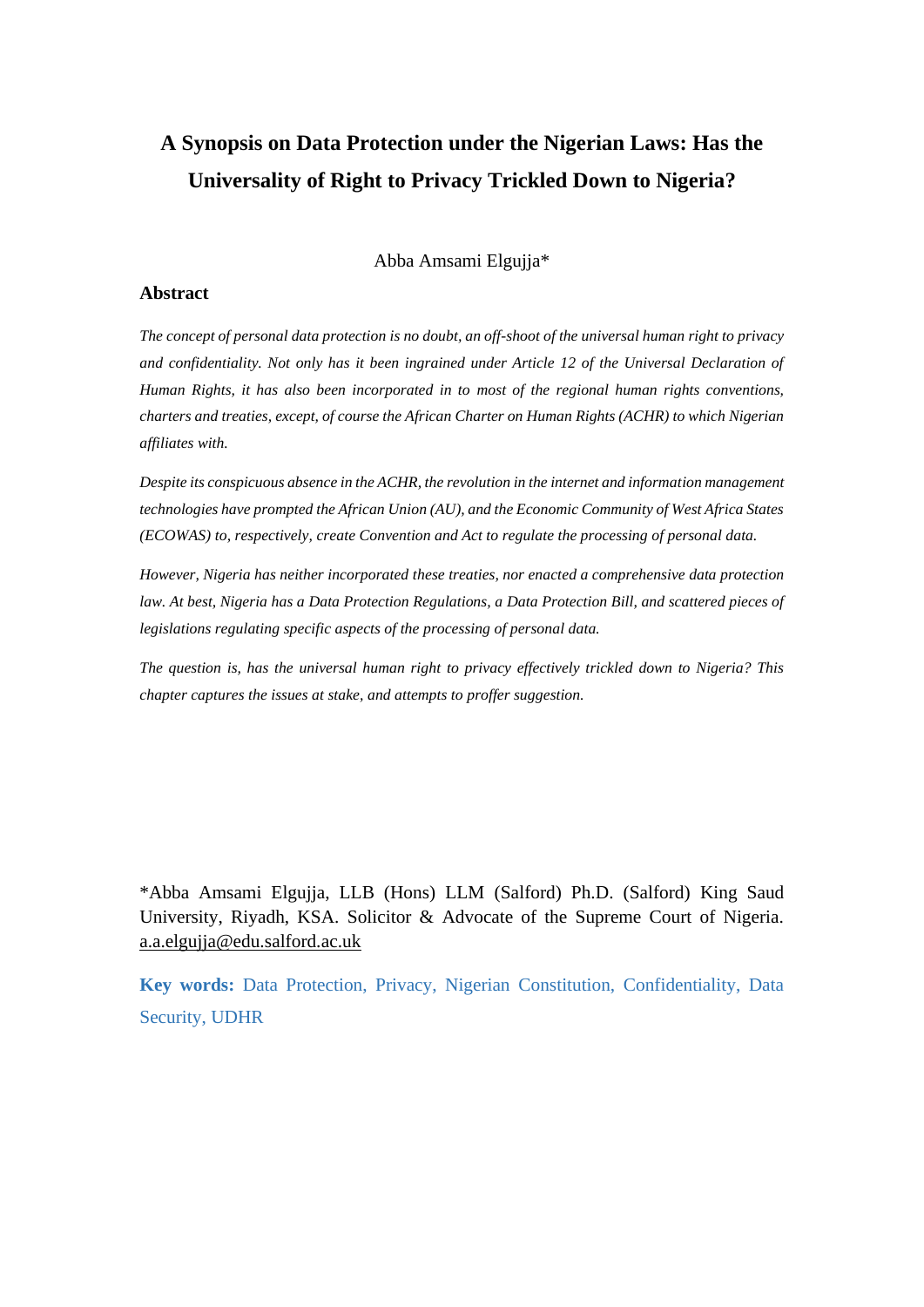# A Synopsis on Data Protection under the Nigerian Laws: Has the Universality of Right to Privacy Trickled Down to Nigeria?

Abba Amsami Elgujja*

## Abstract

*The concept of personal data protection is no doubt, an off-shoot of the universal human right to privacy and confidentiality. Not only has it been ingrained under Article 12 of the Universal Declaration of Human Rights, it has also been incorporated in to most of the regional human rights conventions, charters and treaties, except, of course the African Charter on Human Rights (ACHR) to which Nigerian affiliates with.*

*Despite its conspicuous absence in the ACHR, the revolution in the internet and information management technologies have prompted the African Union (AU), and the Economic Community of West Africa States (ECOWAS) to, respectively, create Convention and Act to regulate the processing of personal data.*

*However, Nigeria has neither incorporated these treaties, nor enacted a comprehensive data protection law. At best, Nigeria has a Data Protection Regulations, a Data Protection Bill, and scattered pieces of legislations regulating specific aspects of the processing of personal data.*

*The question is, has the universal human right to privacy effectively trickled down to Nigeria? This chapter captures the issues at stake, and attempts to proffer suggestion.*

*Abba Amsami Elgujja, LLB (Hons) LLM (Salford) Ph.D. (Salford) King Saud University, Riyadh, KSA. Solicitor & Advocate of the Supreme Court of Nigeria. a.a.elgujja@edu.salford.ac.uk

**Key words:** Data Protection, Privacy, Nigerian Constitution, Confidentiality, Data Security, UDHR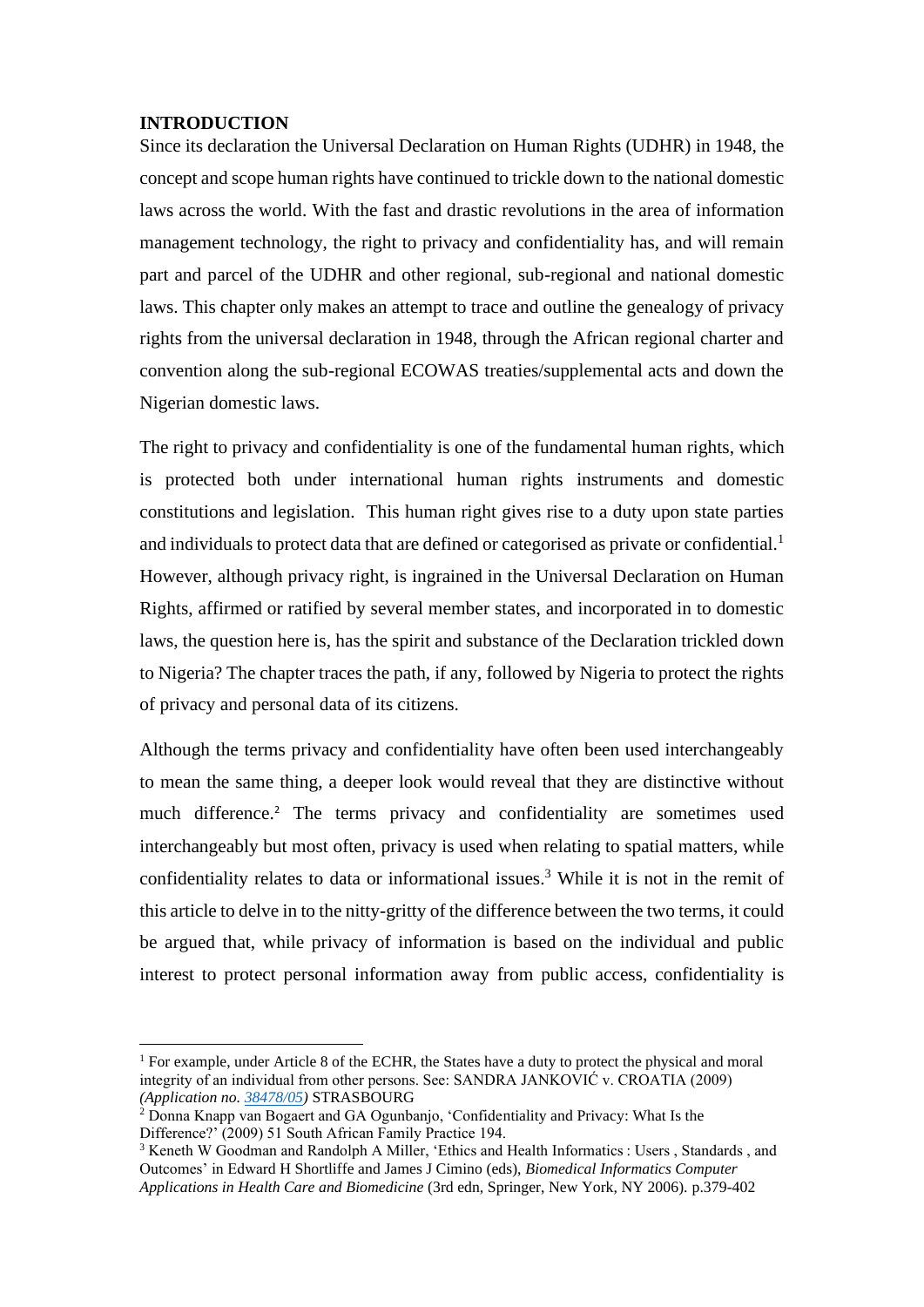**INTRODUCTION**

Since its declaration the Universal Declaration on Human Rights (UDHR) in 1948, the concept and scope human rights have continued to trickle down to the national domestic laws across the world. With the fast and drastic revolutions in the area of information management technology, the right to privacy and confidentiality has, and will remain part and parcel of the UDHR and other regional, sub-regional and national domestic laws. This chapter only makes an attempt to trace and outline the genealogy of privacy rights from the universal declaration in 1948, through the African regional charter and convention along the sub-regional ECOWAS treaties/supplemental acts and down the Nigerian domestic laws.

The right to privacy and confidentiality is one of the fundamental human rights, which is protected both under international human rights instruments and domestic constitutions and legislation. This human right gives rise to a duty upon state parties and individuals to protect data that are defined or categorised as private or confidential.[1] However, although privacy right, is ingrained in the Universal Declaration on Human Rights, affirmed or ratified by several member states, and incorporated in to domestic laws, the question here is, has the spirit and substance of the Declaration trickled down to Nigeria? The chapter traces the path, if any, followed by Nigeria to protect the rights of privacy and personal data of its citizens.

Although the terms privacy and confidentiality have often been used interchangeably to mean the same thing, a deeper look would reveal that they are distinctive without much difference.[2] The terms privacy and confidentiality are sometimes used interchangeably but most often, privacy is used when relating to spatial matters, while confidentiality relates to data or informational issues.[3] While it is not in the remit of this article to delve in to the nitty-gritty of the difference between the two terms, it could be argued that, while privacy of information is based on the individual and public interest to protect personal information away from public access, confidentiality is

---

[1] For example, under Article 8 of the ECHR, the States have a duty to protect the physical and moral integrity of an individual from other persons. See: SANDRA JANKOVIĆ v. CROATIA (2009) *(Application no. 38478/05)* STRASBOURG

[2] Donna Knapp van Bogaert and GA Ogunbanjo, 'Confidentiality and Privacy: What Is the Difference?' (2009) 51 South African Family Practice 194.

[3] Keneth W Goodman and Randolph A Miller, 'Ethics and Health Informatics : Users , Standards , and Outcomes' in Edward H Shortliffe and James J Cimino (eds), *Biomedical Informatics Computer Applications in Health Care and Biomedicine* (3rd edn, Springer, New York, NY 2006). p.379-402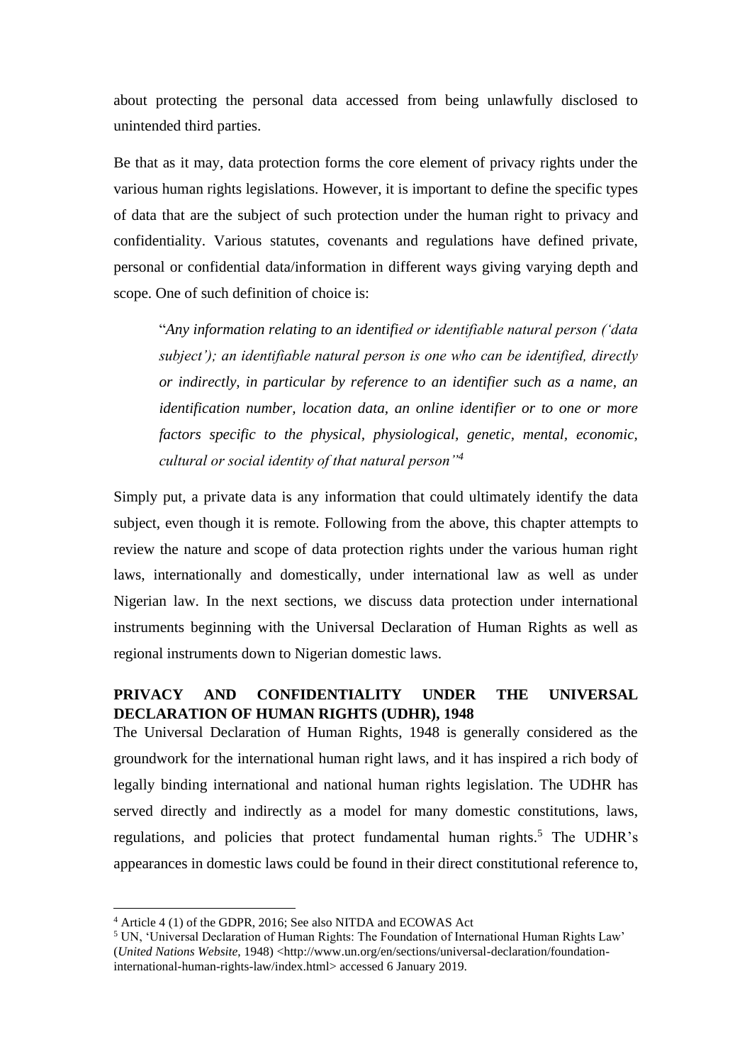about protecting the personal data accessed from being unlawfully disclosed to unintended third parties.

Be that as it may, data protection forms the core element of privacy rights under the various human rights legislations. However, it is important to define the specific types of data that are the subject of such protection under the human right to privacy and confidentiality. Various statutes, covenants and regulations have defined private, personal or confidential data/information in different ways giving varying depth and scope. One of such definition of choice is:

> "*Any information relating to an identified or identifiable natural person ('data subject'); an identifiable natural person is one who can be identified, directly or indirectly, in particular by reference to an identifier such as a name, an identification number, location data, an online identifier or to one or more factors specific to the physical, physiological, genetic, mental, economic, cultural or social identity of that natural person"*[4]

Simply put, a private data is any information that could ultimately identify the data subject, even though it is remote. Following from the above, this chapter attempts to review the nature and scope of data protection rights under the various human right laws, internationally and domestically, under international law as well as under Nigerian law. In the next sections, we discuss data protection under international instruments beginning with the Universal Declaration of Human Rights as well as regional instruments down to Nigerian domestic laws.

## PRIVACY AND CONFIDENTIALITY UNDER THE UNIVERSAL DECLARATION OF HUMAN RIGHTS (UDHR), 1948

The Universal Declaration of Human Rights, 1948 is generally considered as the groundwork for the international human right laws, and it has inspired a rich body of legally binding international and national human rights legislation. The UDHR has served directly and indirectly as a model for many domestic constitutions, laws, regulations, and policies that protect fundamental human rights.[5] The UDHR's appearances in domestic laws could be found in their direct constitutional reference to,

---

[4] Article 4 (1) of the GDPR, 2016; See also NITDA and ECOWAS Act

[5] UN, 'Universal Declaration of Human Rights: The Foundation of International Human Rights Law' (*United Nations Website*, 1948) <http://www.un.org/en/sections/universal-declaration/foundation-international-human-rights-law/index.html> accessed 6 January 2019.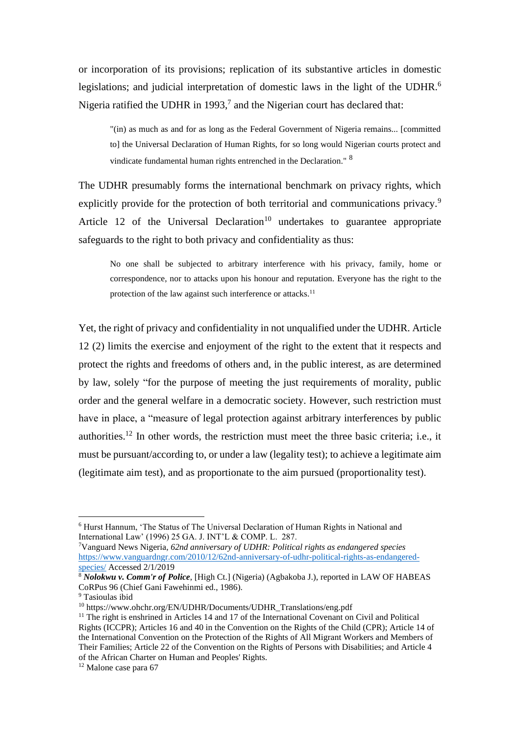or incorporation of its provisions; replication of its substantive articles in domestic legislations; and judicial interpretation of domestic laws in the light of the UDHR.[6] Nigeria ratified the UDHR in 1993,[7] and the Nigerian court has declared that:

> "(in) as much as and for as long as the Federal Government of Nigeria remains... [committed to] the Universal Declaration of Human Rights, for so long would Nigerian courts protect and vindicate fundamental human rights entrenched in the Declaration." [8]

The UDHR presumably forms the international benchmark on privacy rights, which explicitly provide for the protection of both territorial and communications privacy.[9] Article 12 of the Universal Declaration[10] undertakes to guarantee appropriate safeguards to the right to both privacy and confidentiality as thus:

> No one shall be subjected to arbitrary interference with his privacy, family, home or correspondence, nor to attacks upon his honour and reputation. Everyone has the right to the protection of the law against such interference or attacks.[11]

Yet, the right of privacy and confidentiality in not unqualified under the UDHR. Article 12 (2) limits the exercise and enjoyment of the right to the extent that it respects and protect the rights and freedoms of others and, in the public interest, as are determined by law, solely "for the purpose of meeting the just requirements of morality, public order and the general welfare in a democratic society. However, such restriction must have in place, a "measure of legal protection against arbitrary interferences by public authorities.[12] In other words, the restriction must meet the three basic criteria; i.e., it must be pursuant/according to, or under a law (legality test); to achieve a legitimate aim (legitimate aim test), and as proportionate to the aim pursued (proportionality test).

---

[6] Hurst Hannum, 'The Status of The Universal Declaration of Human Rights in National and International Law' (1996) 25 GA. J. INT'L & COMP. L. 287.

[7] Vanguard News Nigeria, *62nd anniversary of UDHR: Political rights as endangered species* https://www.vanguardngr.com/2010/12/62nd-anniversary-of-udhr-political-rights-as-endangered-species/ Accessed 2/1/2019

[8] ***Nolokwu v. Comm'r of Police***, [High Ct.] (Nigeria) (Agbakoba J.), reported in LAW OF HABEAS CoRPus 96 (Chief Gani Fawehinmi ed., 1986).

[9] Tasioulas ibid

[10] https://www.ohchr.org/EN/UDHR/Documents/UDHR_Translations/eng.pdf

[11] The right is enshrined in Articles 14 and 17 of the International Covenant on Civil and Political Rights (ICCPR); Articles 16 and 40 in the Convention on the Rights of the Child (CPR); Article 14 of the International Convention on the Protection of the Rights of All Migrant Workers and Members of Their Families; Article 22 of the Convention on the Rights of Persons with Disabilities; and Article 4 of the African Charter on Human and Peoples' Rights.

[12] Malone case para 67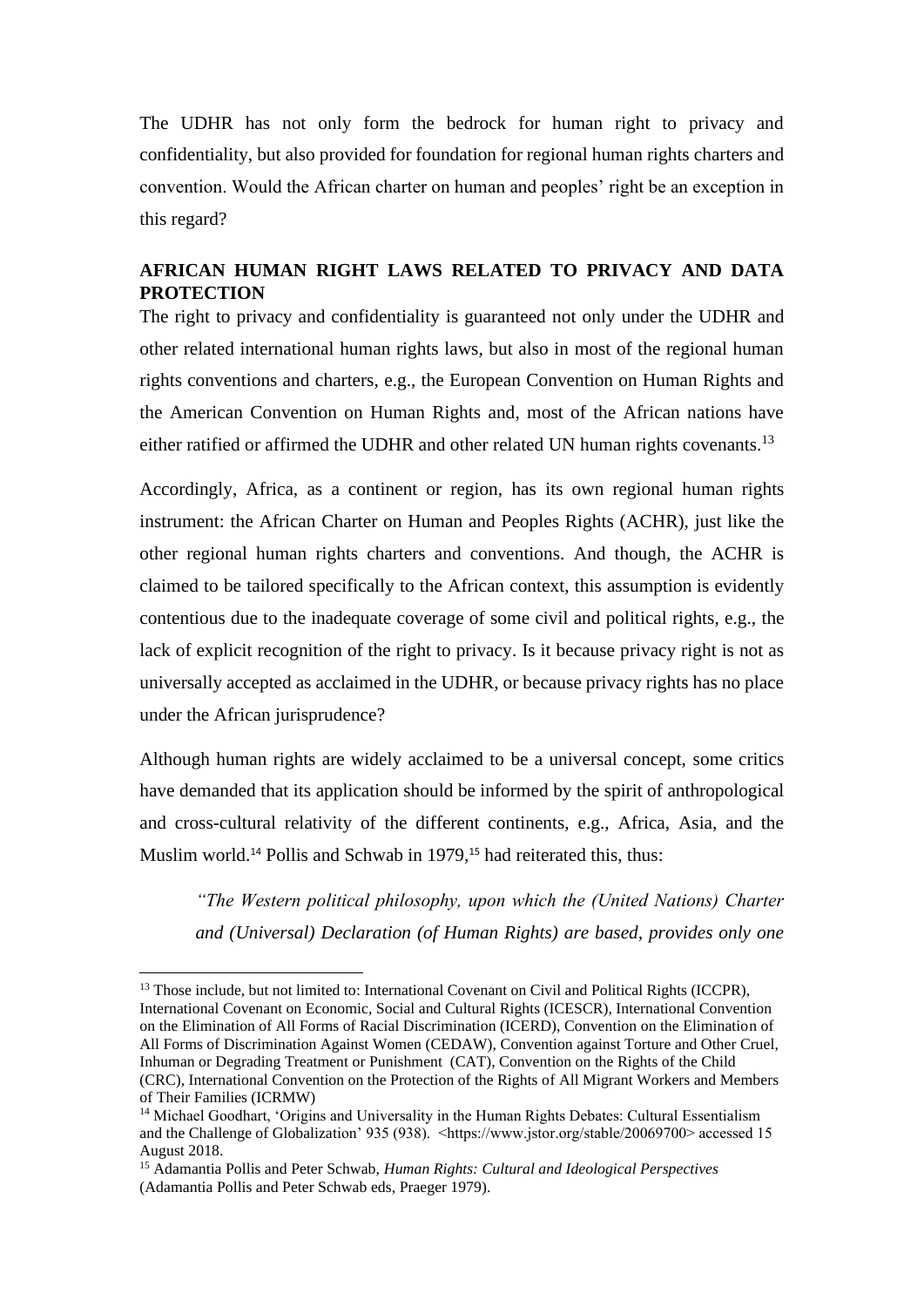The UDHR has not only form the bedrock for human right to privacy and confidentiality, but also provided for foundation for regional human rights charters and convention. Would the African charter on human and peoples' right be an exception in this regard?

## AFRICAN HUMAN RIGHT LAWS RELATED TO PRIVACY AND DATA PROTECTION

The right to privacy and confidentiality is guaranteed not only under the UDHR and other related international human rights laws, but also in most of the regional human rights conventions and charters, e.g., the European Convention on Human Rights and the American Convention on Human Rights and, most of the African nations have either ratified or affirmed the UDHR and other related UN human rights covenants.[13]

Accordingly, Africa, as a continent or region, has its own regional human rights instrument: the African Charter on Human and Peoples Rights (ACHR), just like the other regional human rights charters and conventions. And though, the ACHR is claimed to be tailored specifically to the African context, this assumption is evidently contentious due to the inadequate coverage of some civil and political rights, e.g., the lack of explicit recognition of the right to privacy. Is it because privacy right is not as universally accepted as acclaimed in the UDHR, or because privacy rights has no place under the African jurisprudence?

Although human rights are widely acclaimed to be a universal concept, some critics have demanded that its application should be informed by the spirit of anthropological and cross-cultural relativity of the different continents, e.g., Africa, Asia, and the Muslim world.[14] Pollis and Schwab in 1979,[15] had reiterated this, thus:

> *"The Western political philosophy, upon which the (United Nations) Charter and (Universal) Declaration (of Human Rights) are based, provides only one*

---

[13] Those include, but not limited to: International Covenant on Civil and Political Rights (ICCPR), International Covenant on Economic, Social and Cultural Rights (ICESCR), International Convention on the Elimination of All Forms of Racial Discrimination (ICERD), Convention on the Elimination of All Forms of Discrimination Against Women (CEDAW), Convention against Torture and Other Cruel, Inhuman or Degrading Treatment or Punishment (CAT), Convention on the Rights of the Child (CRC), International Convention on the Protection of the Rights of All Migrant Workers and Members of Their Families (ICRMW)

[14] Michael Goodhart, 'Origins and Universality in the Human Rights Debates: Cultural Essentialism and the Challenge of Globalization' 935 (938). <https://www.jstor.org/stable/20069700> accessed 15 August 2018.

[15] Adamantia Pollis and Peter Schwab, *Human Rights: Cultural and Ideological Perspectives* (Adamantia Pollis and Peter Schwab eds, Praeger 1979).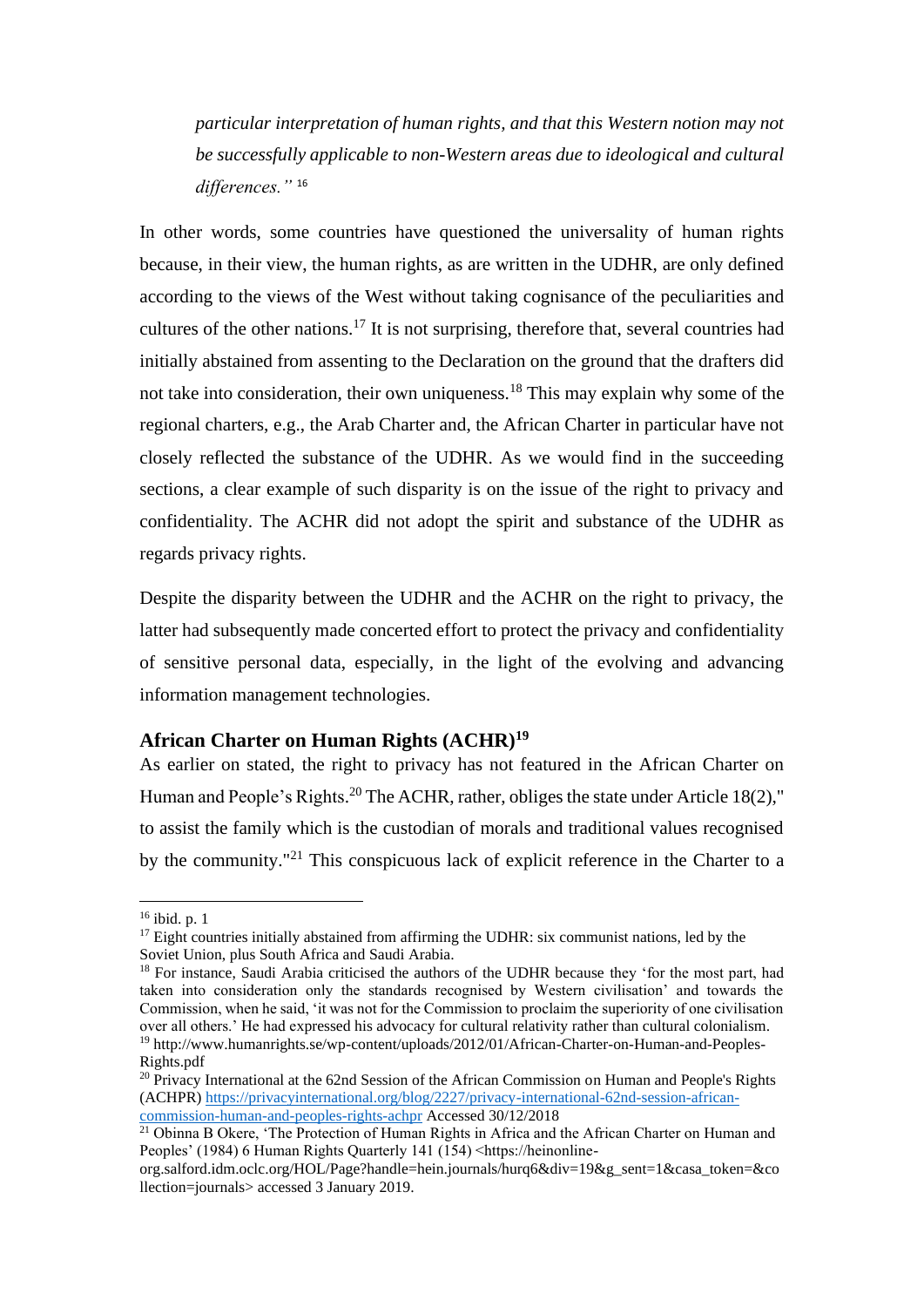*particular interpretation of human rights, and that this Western notion may not be successfully applicable to non-Western areas due to ideological and cultural differences."* [16]

In other words, some countries have questioned the universality of human rights because, in their view, the human rights, as are written in the UDHR, are only defined according to the views of the West without taking cognisance of the peculiarities and cultures of the other nations.[17] It is not surprising, therefore that, several countries had initially abstained from assenting to the Declaration on the ground that the drafters did not take into consideration, their own uniqueness.[18] This may explain why some of the regional charters, e.g., the Arab Charter and, the African Charter in particular have not closely reflected the substance of the UDHR. As we would find in the succeeding sections, a clear example of such disparity is on the issue of the right to privacy and confidentiality. The ACHR did not adopt the spirit and substance of the UDHR as regards privacy rights.

Despite the disparity between the UDHR and the ACHR on the right to privacy, the latter had subsequently made concerted effort to protect the privacy and confidentiality of sensitive personal data, especially, in the light of the evolving and advancing information management technologies.

### African Charter on Human Rights (ACHR)[19]

As earlier on stated, the right to privacy has not featured in the African Charter on Human and People's Rights.[20] The ACHR, rather, obliges the state under Article 18(2)," to assist the family which is the custodian of morals and traditional values recognised by the community."[21] This conspicuous lack of explicit reference in the Charter to a

---

[16] ibid. p. 1

[17] Eight countries initially abstained from affirming the UDHR: six communist nations, led by the Soviet Union, plus South Africa and Saudi Arabia.

[18] For instance, Saudi Arabia criticised the authors of the UDHR because they 'for the most part, had taken into consideration only the standards recognised by Western civilisation' and towards the Commission, when he said, 'it was not for the Commission to proclaim the superiority of one civilisation over all others.' He had expressed his advocacy for cultural relativity rather than cultural colonialism.

[19] http://www.humanrights.se/wp-content/uploads/2012/01/African-Charter-on-Human-and-Peoples-Rights.pdf

[20] Privacy International at the 62nd Session of the African Commission on Human and People's Rights (ACHPR) https://privacyinternational.org/blog/2227/privacy-international-62nd-session-african-commission-human-and-peoples-rights-achpr Accessed 30/12/2018

[21] Obinna B Okere, 'The Protection of Human Rights in Africa and the African Charter on Human and Peoples' (1984) 6 Human Rights Quarterly 141 (154) <https://heinonline-org.salford.idm.oclc.org/HOL/Page?handle=hein.journals/hurq6&div=19&g_sent=1&casa_token=&collection=journals> accessed 3 January 2019.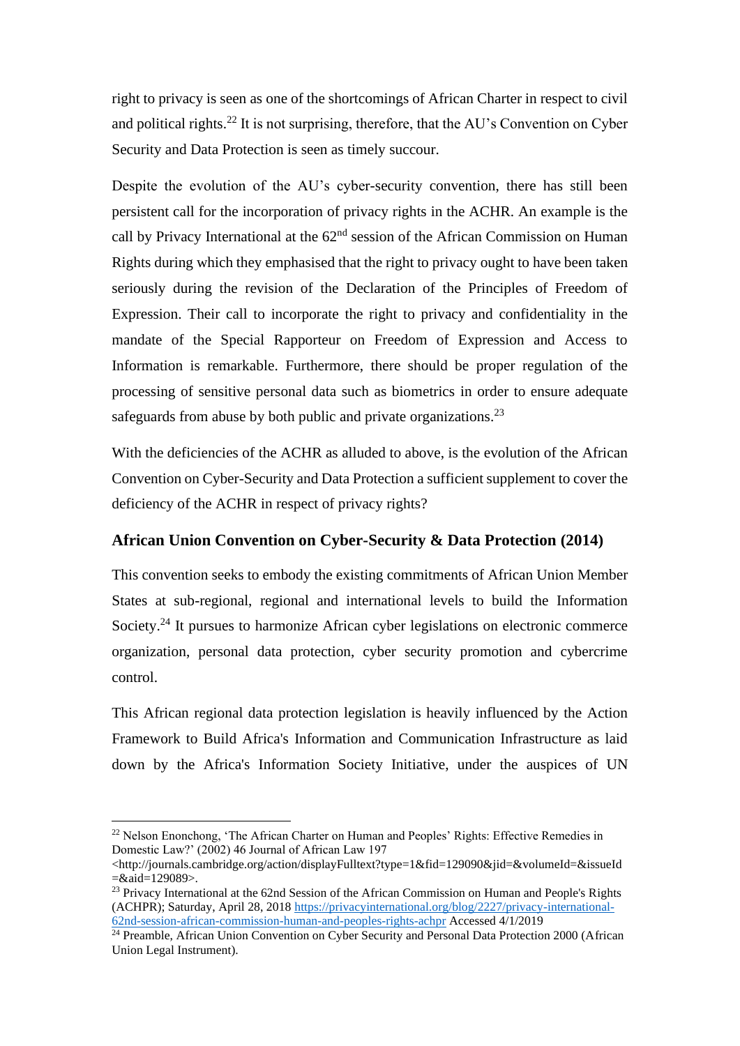right to privacy is seen as one of the shortcomings of African Charter in respect to civil and political rights.[22] It is not surprising, therefore, that the AU's Convention on Cyber Security and Data Protection is seen as timely succour.

Despite the evolution of the AU's cyber-security convention, there has still been persistent call for the incorporation of privacy rights in the ACHR. An example is the call by Privacy International at the 62nd session of the African Commission on Human Rights during which they emphasised that the right to privacy ought to have been taken seriously during the revision of the Declaration of the Principles of Freedom of Expression. Their call to incorporate the right to privacy and confidentiality in the mandate of the Special Rapporteur on Freedom of Expression and Access to Information is remarkable. Furthermore, there should be proper regulation of the processing of sensitive personal data such as biometrics in order to ensure adequate safeguards from abuse by both public and private organizations.[23]

With the deficiencies of the ACHR as alluded to above, is the evolution of the African Convention on Cyber-Security and Data Protection a sufficient supplement to cover the deficiency of the ACHR in respect of privacy rights?

### African Union Convention on Cyber-Security & Data Protection (2014)

This convention seeks to embody the existing commitments of African Union Member States at sub-regional, regional and international levels to build the Information Society.[24] It pursues to harmonize African cyber legislations on electronic commerce organization, personal data protection, cyber security promotion and cybercrime control.

This African regional data protection legislation is heavily influenced by the Action Framework to Build Africa's Information and Communication Infrastructure as laid down by the Africa's Information Society Initiative, under the auspices of UN

---

[22] Nelson Enonchong, 'The African Charter on Human and Peoples' Rights: Effective Remedies in Domestic Law?' (2002) 46 Journal of African Law 197 <http://journals.cambridge.org/action/displayFulltext?type=1&fid=129090&jid=&volumeId=&issueId=&aid=129089>.

[23] Privacy International at the 62nd Session of the African Commission on Human and People's Rights (ACHPR); Saturday, April 28, 2018 https://privacyinternational.org/blog/2227/privacy-international-62nd-session-african-commission-human-and-peoples-rights-achpr Accessed 4/1/2019

[24] Preamble, African Union Convention on Cyber Security and Personal Data Protection 2000 (African Union Legal Instrument).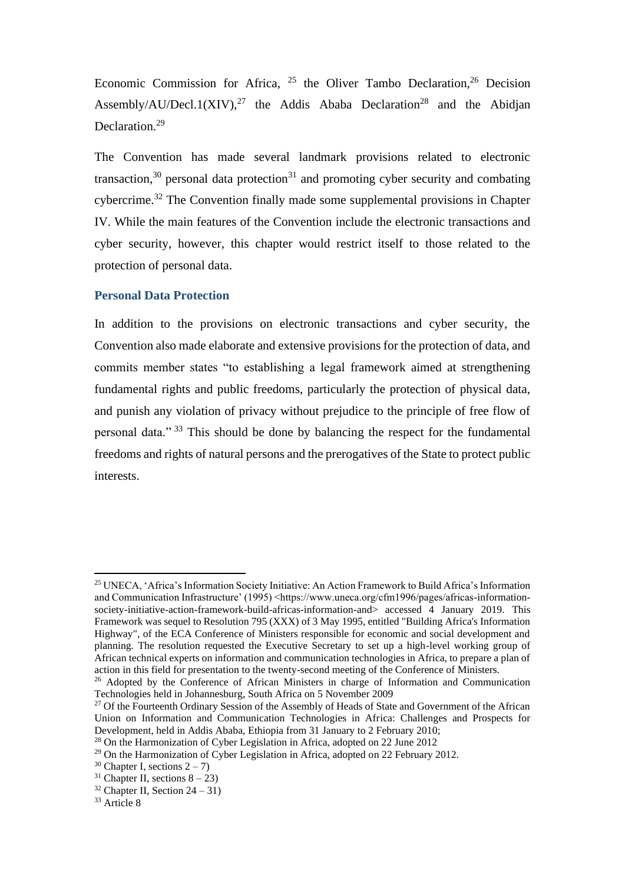Economic Commission for Africa, [25] the Oliver Tambo Declaration,[26] Decision Assembly/AU/Decl.1(XIV),[27] the Addis Ababa Declaration[28] and the Abidjan Declaration.[29]

The Convention has made several landmark provisions related to electronic transaction,[30] personal data protection[31] and promoting cyber security and combating cybercrime.[32] The Convention finally made some supplemental provisions in Chapter IV. While the main features of the Convention include the electronic transactions and cyber security, however, this chapter would restrict itself to those related to the protection of personal data.

### Personal Data Protection

In addition to the provisions on electronic transactions and cyber security, the Convention also made elaborate and extensive provisions for the protection of data, and commits member states "to establishing a legal framework aimed at strengthening fundamental rights and public freedoms, particularly the protection of physical data, and punish any violation of privacy without prejudice to the principle of free flow of personal data." [33] This should be done by balancing the respect for the fundamental freedoms and rights of natural persons and the prerogatives of the State to protect public interests.

---

[25] UNECA, 'Africa's Information Society Initiative: An Action Framework to Build Africa's Information and Communication Infrastructure' (1995) <https://www.uneca.org/cfm1996/pages/africas-information-society-initiative-action-framework-build-africas-information-and> accessed 4 January 2019. This Framework was sequel to Resolution 795 (XXX) of 3 May 1995, entitled "Building Africa's Information Highway", of the ECA Conference of Ministers responsible for economic and social development and planning. The resolution requested the Executive Secretary to set up a high-level working group of African technical experts on information and communication technologies in Africa, to prepare a plan of action in this field for presentation to the twenty-second meeting of the Conference of Ministers.

[26] Adopted by the Conference of African Ministers in charge of Information and Communication Technologies held in Johannesburg, South Africa on 5 November 2009

[27] Of the Fourteenth Ordinary Session of the Assembly of Heads of State and Government of the African Union on Information and Communication Technologies in Africa: Challenges and Prospects for Development, held in Addis Ababa, Ethiopia from 31 January to 2 February 2010;

[28] On the Harmonization of Cyber Legislation in Africa, adopted on 22 June 2012

[29] On the Harmonization of Cyber Legislation in Africa, adopted on 22 February 2012.

[30] Chapter I, sections 2 – 7)

[31] Chapter II, sections 8 – 23)

[32] Chapter II, Section 24 – 31)

[33] Article 8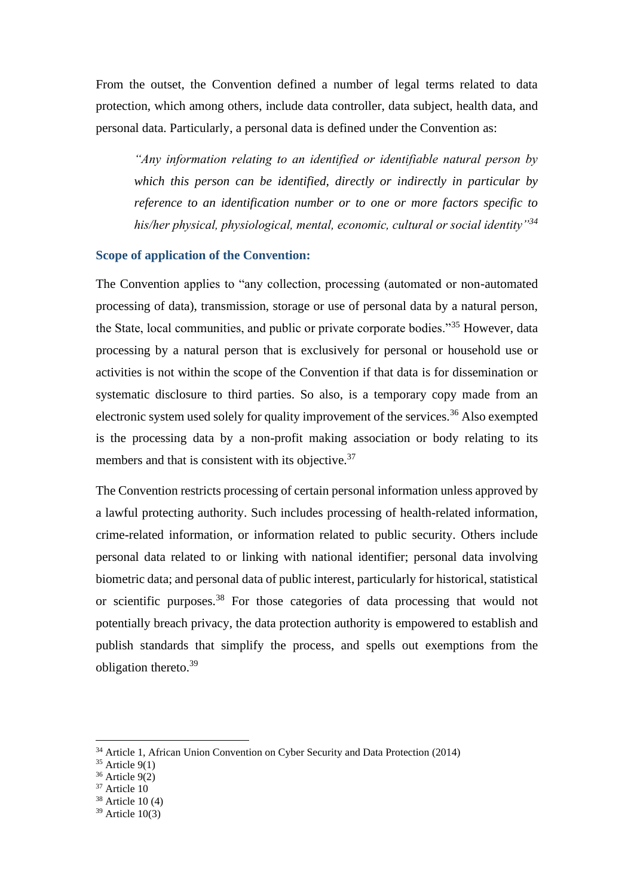From the outset, the Convention defined a number of legal terms related to data protection, which among others, include data controller, data subject, health data, and personal data. Particularly, a personal data is defined under the Convention as:

> *"Any information relating to an identified or identifiable natural person by which this person can be identified, directly or indirectly in particular by reference to an identification number or to one or more factors specific to his/her physical, physiological, mental, economic, cultural or social identity"*[34]

### Scope of application of the Convention:

The Convention applies to "any collection, processing (automated or non-automated processing of data), transmission, storage or use of personal data by a natural person, the State, local communities, and public or private corporate bodies."[35] However, data processing by a natural person that is exclusively for personal or household use or activities is not within the scope of the Convention if that data is for dissemination or systematic disclosure to third parties. So also, is a temporary copy made from an electronic system used solely for quality improvement of the services.[36] Also exempted is the processing data by a non-profit making association or body relating to its members and that is consistent with its objective.[37]

The Convention restricts processing of certain personal information unless approved by a lawful protecting authority. Such includes processing of health-related information, crime-related information, or information related to public security. Others include personal data related to or linking with national identifier; personal data involving biometric data; and personal data of public interest, particularly for historical, statistical or scientific purposes.[38] For those categories of data processing that would not potentially breach privacy, the data protection authority is empowered to establish and publish standards that simplify the process, and spells out exemptions from the obligation thereto.[39]

---

[34] Article 1, African Union Convention on Cyber Security and Data Protection (2014)
[35] Article 9(1)
[36] Article 9(2)
[37] Article 10
[38] Article 10 (4)
[39] Article 10(3)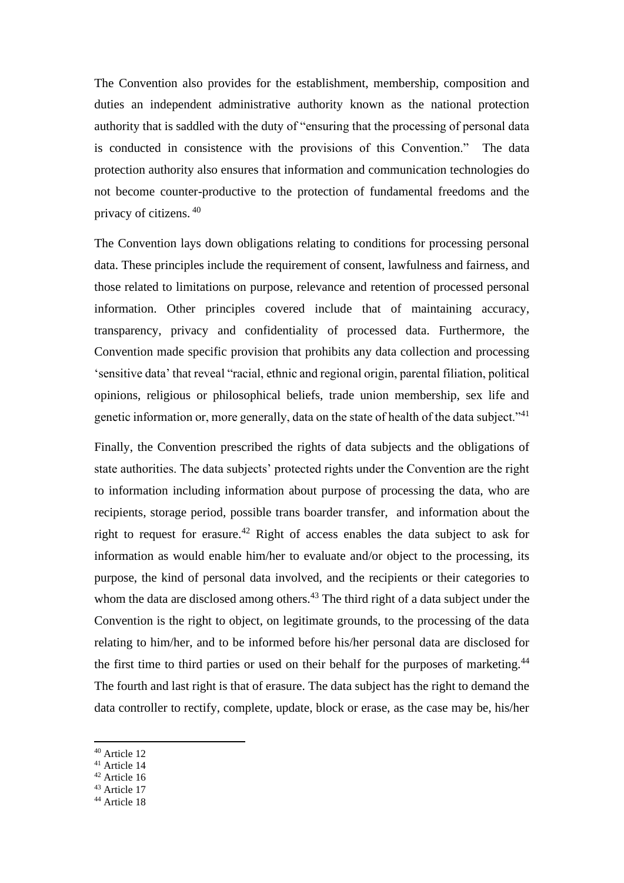The Convention also provides for the establishment, membership, composition and duties an independent administrative authority known as the national protection authority that is saddled with the duty of "ensuring that the processing of personal data is conducted in consistence with the provisions of this Convention." The data protection authority also ensures that information and communication technologies do not become counter-productive to the protection of fundamental freedoms and the privacy of citizens. [40]

The Convention lays down obligations relating to conditions for processing personal data. These principles include the requirement of consent, lawfulness and fairness, and those related to limitations on purpose, relevance and retention of processed personal information. Other principles covered include that of maintaining accuracy, transparency, privacy and confidentiality of processed data. Furthermore, the Convention made specific provision that prohibits any data collection and processing 'sensitive data' that reveal "racial, ethnic and regional origin, parental filiation, political opinions, religious or philosophical beliefs, trade union membership, sex life and genetic information or, more generally, data on the state of health of the data subject."[41]

Finally, the Convention prescribed the rights of data subjects and the obligations of state authorities. The data subjects' protected rights under the Convention are the right to information including information about purpose of processing the data, who are recipients, storage period, possible trans boarder transfer, and information about the right to request for erasure.[42] Right of access enables the data subject to ask for information as would enable him/her to evaluate and/or object to the processing, its purpose, the kind of personal data involved, and the recipients or their categories to whom the data are disclosed among others.[43] The third right of a data subject under the Convention is the right to object, on legitimate grounds, to the processing of the data relating to him/her, and to be informed before his/her personal data are disclosed for the first time to third parties or used on their behalf for the purposes of marketing.[44] The fourth and last right is that of erasure. The data subject has the right to demand the data controller to rectify, complete, update, block or erase, as the case may be, his/her

---

[40] Article 12
[41] Article 14
[42] Article 16
[43] Article 17
[44] Article 18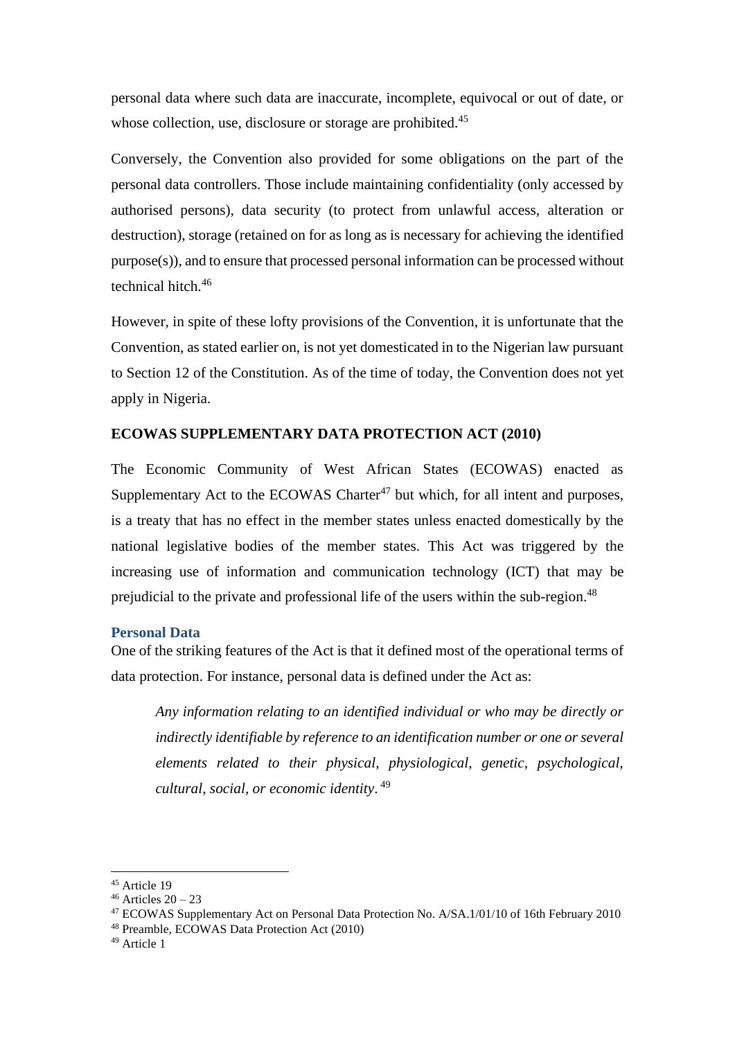personal data where such data are inaccurate, incomplete, equivocal or out of date, or whose collection, use, disclosure or storage are prohibited.[45]

Conversely, the Convention also provided for some obligations on the part of the personal data controllers. Those include maintaining confidentiality (only accessed by authorised persons), data security (to protect from unlawful access, alteration or destruction), storage (retained on for as long as is necessary for achieving the identified purpose(s)), and to ensure that processed personal information can be processed without technical hitch.[46]

However, in spite of these lofty provisions of the Convention, it is unfortunate that the Convention, as stated earlier on, is not yet domesticated in to the Nigerian law pursuant to Section 12 of the Constitution. As of the time of today, the Convention does not yet apply in Nigeria.

**ECOWAS SUPPLEMENTARY DATA PROTECTION ACT (2010)**

The Economic Community of West African States (ECOWAS) enacted as Supplementary Act to the ECOWAS Charter[47] but which, for all intent and purposes, is a treaty that has no effect in the member states unless enacted domestically by the national legislative bodies of the member states. This Act was triggered by the increasing use of information and communication technology (ICT) that may be prejudicial to the private and professional life of the users within the sub-region.[48]

### Personal Data

One of the striking features of the Act is that it defined most of the operational terms of data protection. For instance, personal data is defined under the Act as:

> *Any information relating to an identified individual or who may be directly or indirectly identifiable by reference to an identification number or one or several elements related to their physical, physiological, genetic, psychological, cultural, social, or economic identity*. [49]

---

[45] Article 19

[46] Articles 20 – 23

[47] ECOWAS Supplementary Act on Personal Data Protection No. A/SA.1/01/10 of 16th February 2010

[48] Preamble, ECOWAS Data Protection Act (2010)

[49] Article 1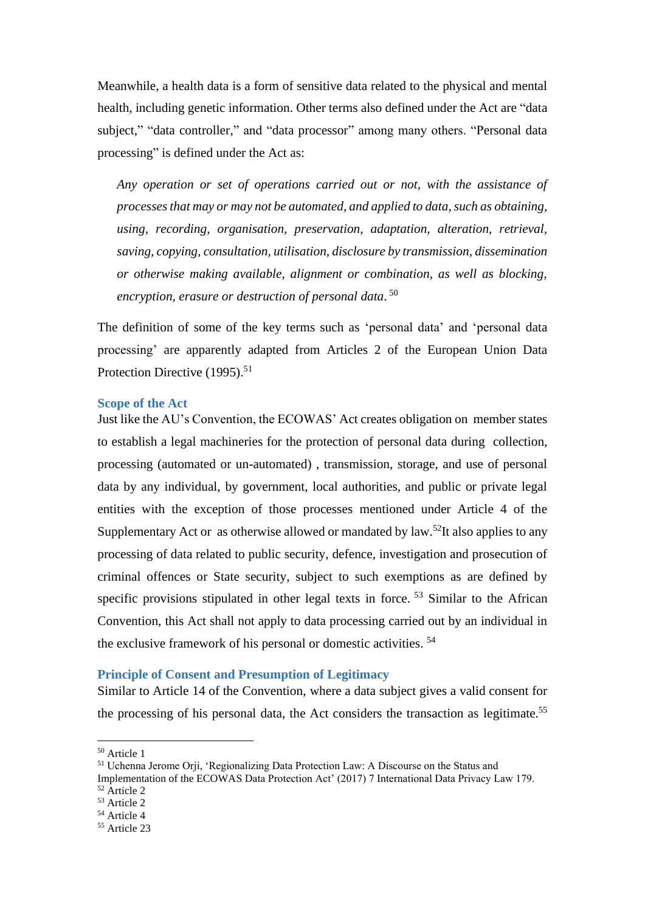Meanwhile, a health data is a form of sensitive data related to the physical and mental health, including genetic information. Other terms also defined under the Act are "data subject," "data controller," and "data processor" among many others. "Personal data processing" is defined under the Act as:

> *Any operation or set of operations carried out or not, with the assistance of processes that may or may not be automated, and applied to data, such as obtaining, using, recording, organisation, preservation, adaptation, alteration, retrieval, saving, copying, consultation, utilisation, disclosure by transmission, dissemination or otherwise making available, alignment or combination, as well as blocking, encryption, erasure or destruction of personal data*. [50]

The definition of some of the key terms such as 'personal data' and 'personal data processing' are apparently adapted from Articles 2 of the European Union Data Protection Directive (1995).[51]

### Scope of the Act

Just like the AU's Convention, the ECOWAS' Act creates obligation on member states to establish a legal machineries for the protection of personal data during collection, processing (automated or un-automated) , transmission, storage, and use of personal data by any individual, by government, local authorities, and public or private legal entities with the exception of those processes mentioned under Article 4 of the Supplementary Act or as otherwise allowed or mandated by law.[52]It also applies to any processing of data related to public security, defence, investigation and prosecution of criminal offences or State security, subject to such exemptions as are defined by specific provisions stipulated in other legal texts in force. [53] Similar to the African Convention, this Act shall not apply to data processing carried out by an individual in the exclusive framework of his personal or domestic activities. [54]

### Principle of Consent and Presumption of Legitimacy

Similar to Article 14 of the Convention, where a data subject gives a valid consent for the processing of his personal data, the Act considers the transaction as legitimate.[55]

---

[50] Article 1

[51] Uchenna Jerome Orji, 'Regionalizing Data Protection Law: A Discourse on the Status and Implementation of the ECOWAS Data Protection Act' (2017) 7 International Data Privacy Law 179.

[52] Article 2

[53] Article 2

[54] Article 4

[55] Article 23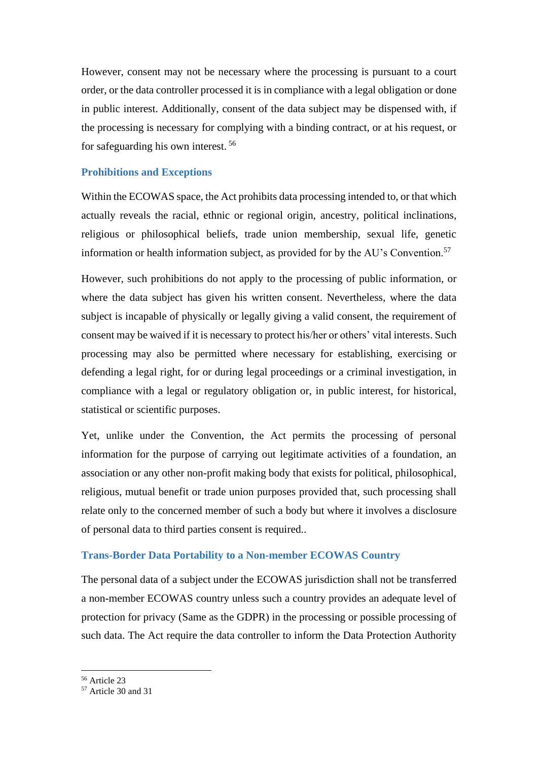However, consent may not be necessary where the processing is pursuant to a court order, or the data controller processed it is in compliance with a legal obligation or done in public interest. Additionally, consent of the data subject may be dispensed with, if the processing is necessary for complying with a binding contract, or at his request, or for safeguarding his own interest. [56]

### Prohibitions and Exceptions

Within the ECOWAS space, the Act prohibits data processing intended to, or that which actually reveals the racial, ethnic or regional origin, ancestry, political inclinations, religious or philosophical beliefs, trade union membership, sexual life, genetic information or health information subject, as provided for by the AU's Convention.[57]

However, such prohibitions do not apply to the processing of public information, or where the data subject has given his written consent. Nevertheless, where the data subject is incapable of physically or legally giving a valid consent, the requirement of consent may be waived if it is necessary to protect his/her or others' vital interests. Such processing may also be permitted where necessary for establishing, exercising or defending a legal right, for or during legal proceedings or a criminal investigation, in compliance with a legal or regulatory obligation or, in public interest, for historical, statistical or scientific purposes.

Yet, unlike under the Convention, the Act permits the processing of personal information for the purpose of carrying out legitimate activities of a foundation, an association or any other non-profit making body that exists for political, philosophical, religious, mutual benefit or trade union purposes provided that, such processing shall relate only to the concerned member of such a body but where it involves a disclosure of personal data to third parties consent is required..

### Trans-Border Data Portability to a Non-member ECOWAS Country

The personal data of a subject under the ECOWAS jurisdiction shall not be transferred a non-member ECOWAS country unless such a country provides an adequate level of protection for privacy (Same as the GDPR) in the processing or possible processing of such data. The Act require the data controller to inform the Data Protection Authority

---

[56] Article 23

[57] Article 30 and 31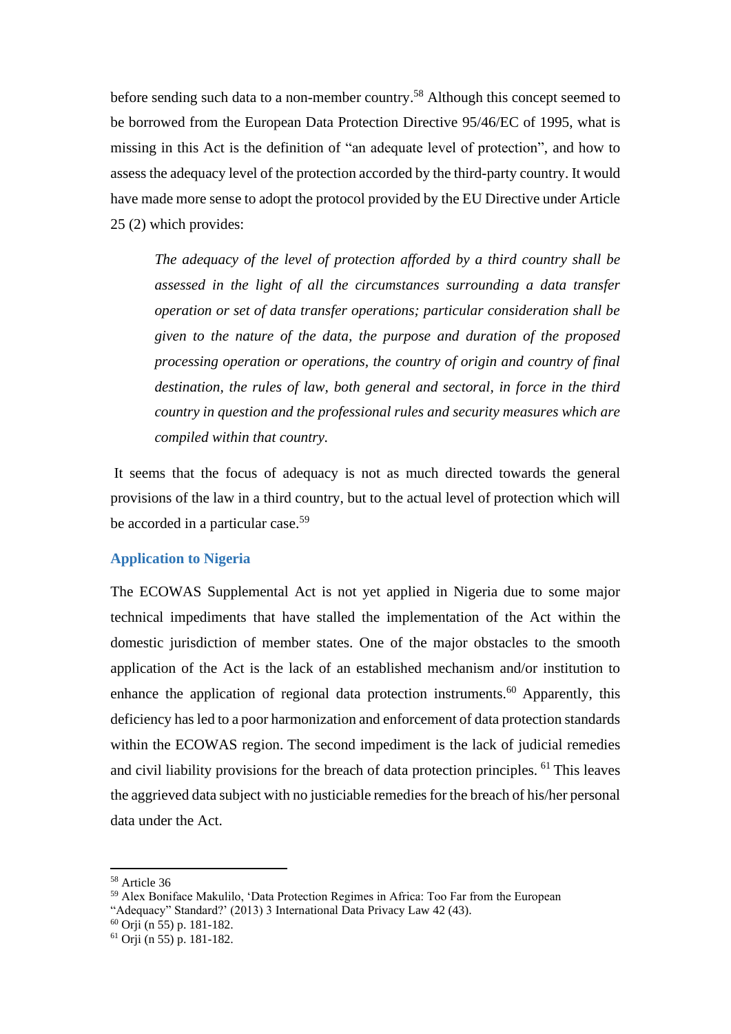before sending such data to a non-member country.[58] Although this concept seemed to be borrowed from the European Data Protection Directive 95/46/EC of 1995, what is missing in this Act is the definition of "an adequate level of protection", and how to assess the adequacy level of the protection accorded by the third-party country. It would have made more sense to adopt the protocol provided by the EU Directive under Article 25 (2) which provides:

> *The adequacy of the level of protection afforded by a third country shall be assessed in the light of all the circumstances surrounding a data transfer operation or set of data transfer operations; particular consideration shall be given to the nature of the data, the purpose and duration of the proposed processing operation or operations, the country of origin and country of final destination, the rules of law, both general and sectoral, in force in the third country in question and the professional rules and security measures which are compiled within that country.*

It seems that the focus of adequacy is not as much directed towards the general provisions of the law in a third country, but to the actual level of protection which will be accorded in a particular case.[59]

### Application to Nigeria

The ECOWAS Supplemental Act is not yet applied in Nigeria due to some major technical impediments that have stalled the implementation of the Act within the domestic jurisdiction of member states. One of the major obstacles to the smooth application of the Act is the lack of an established mechanism and/or institution to enhance the application of regional data protection instruments.[60] Apparently, this deficiency has led to a poor harmonization and enforcement of data protection standards within the ECOWAS region. The second impediment is the lack of judicial remedies and civil liability provisions for the breach of data protection principles. [61] This leaves the aggrieved data subject with no justiciable remedies for the breach of his/her personal data under the Act.

---

[58] Article 36

[59] Alex Boniface Makulilo, 'Data Protection Regimes in Africa: Too Far from the European "Adequacy" Standard?' (2013) 3 International Data Privacy Law 42 (43).

[60] Orji (n 55) p. 181-182.

[61] Orji (n 55) p. 181-182.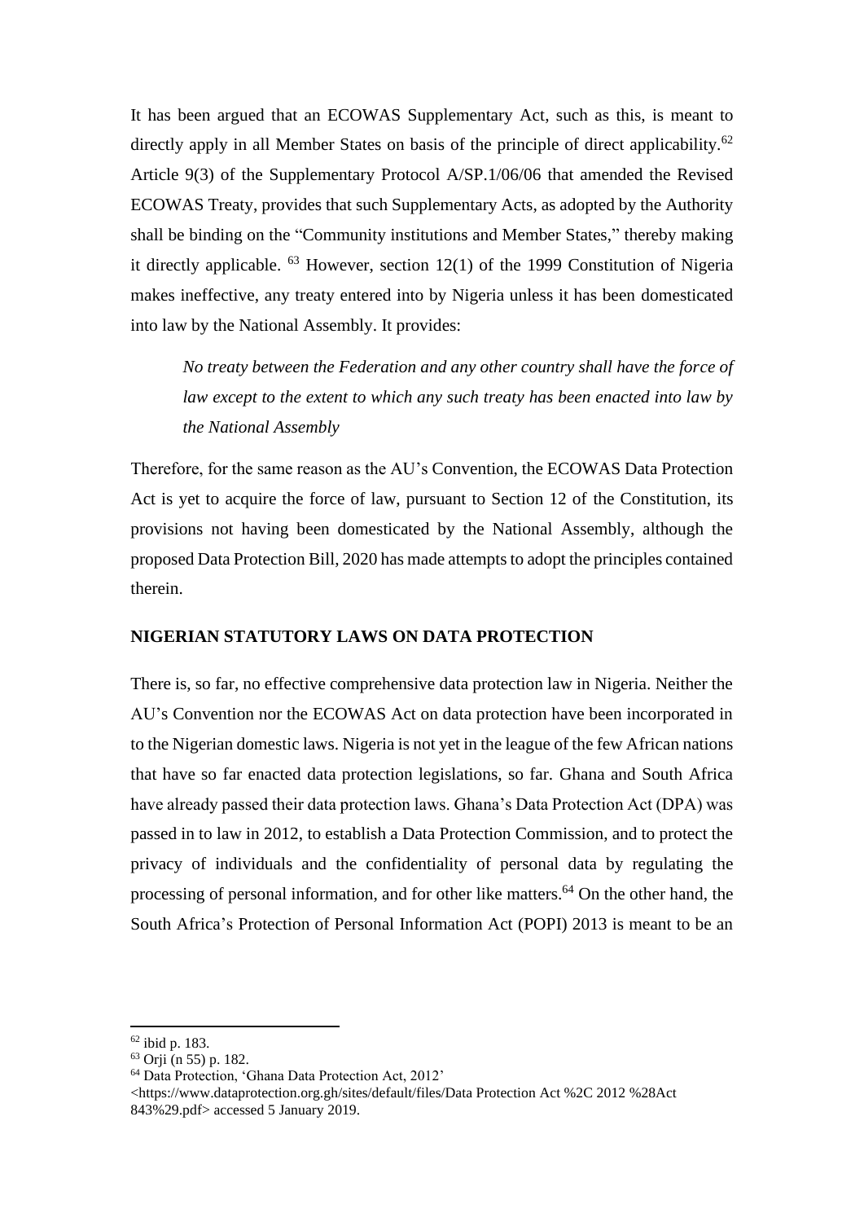It has been argued that an ECOWAS Supplementary Act, such as this, is meant to directly apply in all Member States on basis of the principle of direct applicability.[62] Article 9(3) of the Supplementary Protocol A/SP.1/06/06 that amended the Revised ECOWAS Treaty, provides that such Supplementary Acts, as adopted by the Authority shall be binding on the "Community institutions and Member States," thereby making it directly applicable. [63] However, section 12(1) of the 1999 Constitution of Nigeria makes ineffective, any treaty entered into by Nigeria unless it has been domesticated into law by the National Assembly. It provides:

> *No treaty between the Federation and any other country shall have the force of law except to the extent to which any such treaty has been enacted into law by the National Assembly*

Therefore, for the same reason as the AU's Convention, the ECOWAS Data Protection Act is yet to acquire the force of law, pursuant to Section 12 of the Constitution, its provisions not having been domesticated by the National Assembly, although the proposed Data Protection Bill, 2020 has made attempts to adopt the principles contained therein.

**NIGERIAN STATUTORY LAWS ON DATA PROTECTION**

There is, so far, no effective comprehensive data protection law in Nigeria. Neither the AU's Convention nor the ECOWAS Act on data protection have been incorporated in to the Nigerian domestic laws. Nigeria is not yet in the league of the few African nations that have so far enacted data protection legislations, so far. Ghana and South Africa have already passed their data protection laws. Ghana's Data Protection Act (DPA) was passed in to law in 2012, to establish a Data Protection Commission, and to protect the privacy of individuals and the confidentiality of personal data by regulating the processing of personal information, and for other like matters.[64] On the other hand, the South Africa's Protection of Personal Information Act (POPI) 2013 is meant to be an

---

[62] ibid p. 183.

[63] Orji (n 55) p. 182.

[64] Data Protection, 'Ghana Data Protection Act, 2012' <https://www.dataprotection.org.gh/sites/default/files/Data Protection Act %2C 2012 %28Act 843%29.pdf> accessed 5 January 2019.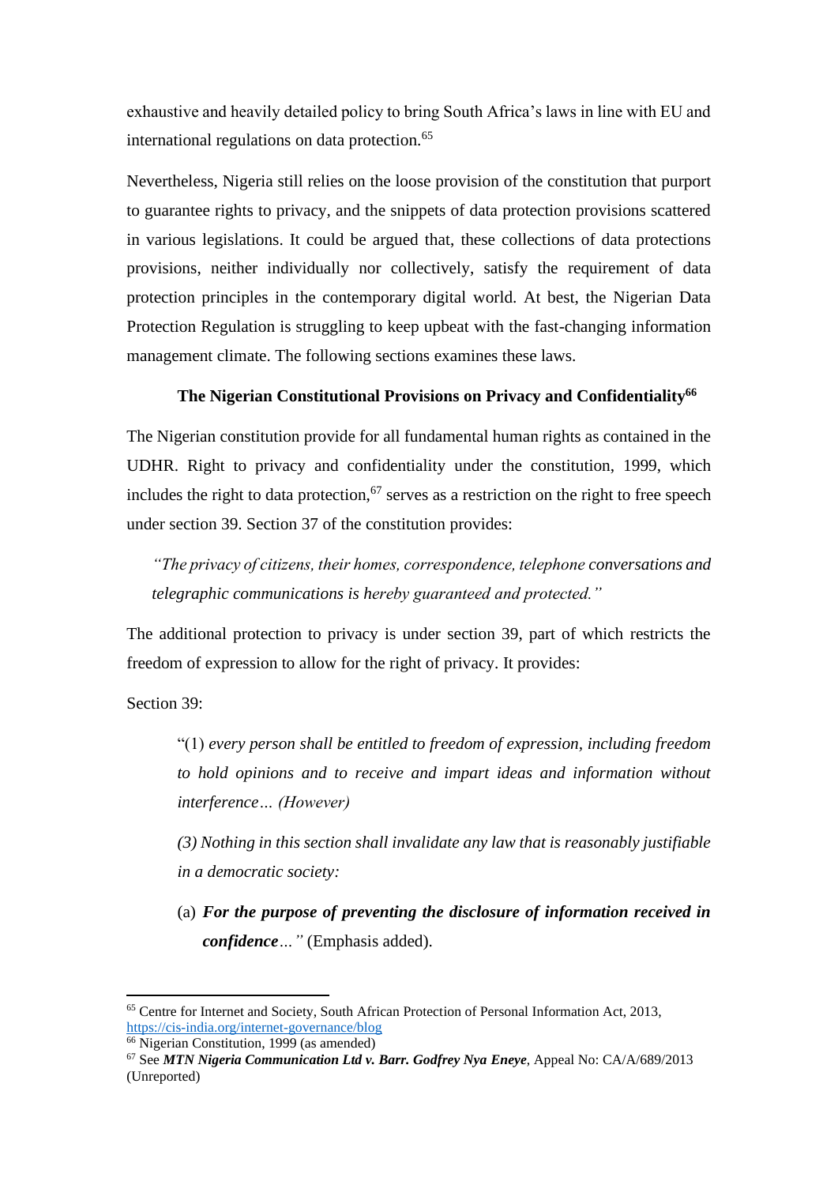exhaustive and heavily detailed policy to bring South Africa's laws in line with EU and international regulations on data protection.[65]

Nevertheless, Nigeria still relies on the loose provision of the constitution that purport to guarantee rights to privacy, and the snippets of data protection provisions scattered in various legislations. It could be argued that, these collections of data protections provisions, neither individually nor collectively, satisfy the requirement of data protection principles in the contemporary digital world. At best, the Nigerian Data Protection Regulation is struggling to keep upbeat with the fast-changing information management climate. The following sections examines these laws.

### The Nigerian Constitutional Provisions on Privacy and Confidentiality[66]

The Nigerian constitution provide for all fundamental human rights as contained in the UDHR. Right to privacy and confidentiality under the constitution, 1999, which includes the right to data protection,[67] serves as a restriction on the right to free speech under section 39. Section 37 of the constitution provides:

> *"The privacy of citizens, their homes, correspondence, telephone conversations and telegraphic communications is hereby guaranteed and protected."*

The additional protection to privacy is under section 39, part of which restricts the freedom of expression to allow for the right of privacy. It provides:

Section 39:

> "(1) *every person shall be entitled to freedom of expression, including freedom to hold opinions and to receive and impart ideas and information without interference… (However)*
>
> *(3) Nothing in this section shall invalidate any law that is reasonably justifiable in a democratic society:*
>
> (a) ***For the purpose of preventing the disclosure of information received in confidence****…"* (Emphasis added).

---

[65] Centre for Internet and Society, South African Protection of Personal Information Act, 2013, https://cis-india.org/internet-governance/blog

[66] Nigerian Constitution, 1999 (as amended)

[67] See ***MTN Nigeria Communication Ltd v. Barr. Godfrey Nya Eneye***, Appeal No: CA/A/689/2013 (Unreported)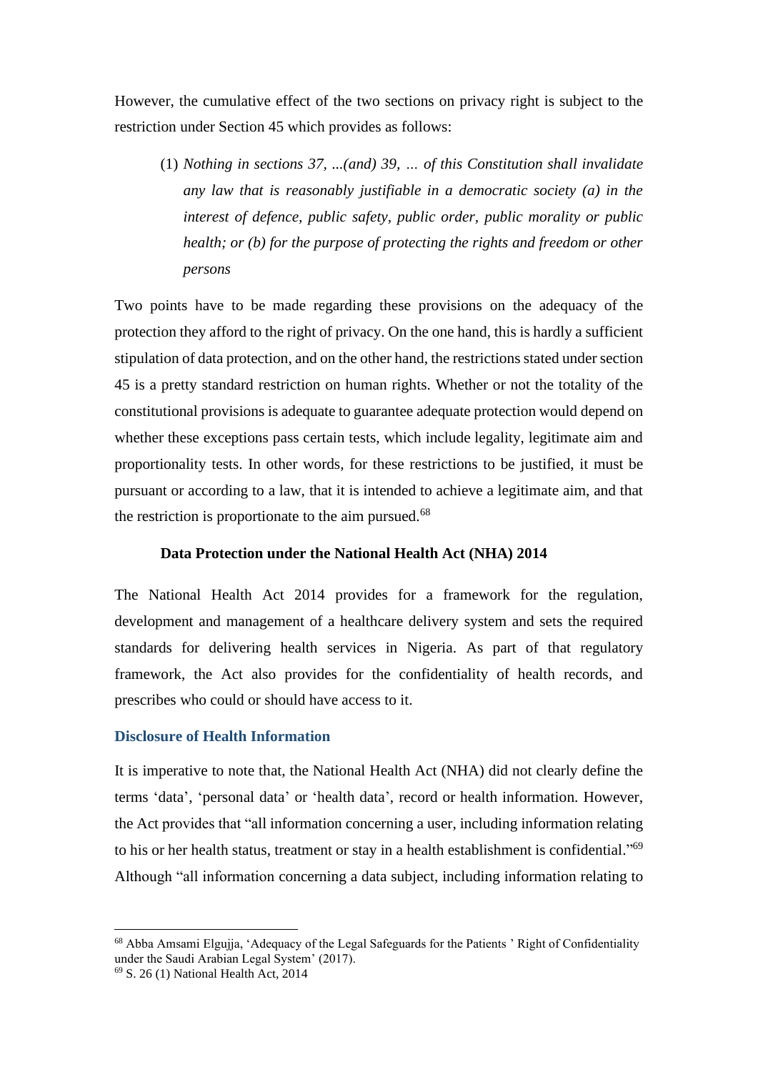However, the cumulative effect of the two sections on privacy right is subject to the restriction under Section 45 which provides as follows:

> (1) *Nothing in sections 37, ...(and) 39, ... of this Constitution shall invalidate any law that is reasonably justifiable in a democratic society (a) in the interest of defence, public safety, public order, public morality or public health; or (b) for the purpose of protecting the rights and freedom or other persons*

Two points have to be made regarding these provisions on the adequacy of the protection they afford to the right of privacy. On the one hand, this is hardly a sufficient stipulation of data protection, and on the other hand, the restrictions stated under section 45 is a pretty standard restriction on human rights. Whether or not the totality of the constitutional provisions is adequate to guarantee adequate protection would depend on whether these exceptions pass certain tests, which include legality, legitimate aim and proportionality tests. In other words, for these restrictions to be justified, it must be pursuant or according to a law, that it is intended to achieve a legitimate aim, and that the restriction is proportionate to the aim pursued.[68]

### Data Protection under the National Health Act (NHA) 2014

The National Health Act 2014 provides for a framework for the regulation, development and management of a healthcare delivery system and sets the required standards for delivering health services in Nigeria. As part of that regulatory framework, the Act also provides for the confidentiality of health records, and prescribes who could or should have access to it.

#### Disclosure of Health Information

It is imperative to note that, the National Health Act (NHA) did not clearly define the terms 'data', 'personal data' or 'health data', record or health information. However, the Act provides that "all information concerning a user, including information relating to his or her health status, treatment or stay in a health establishment is confidential."[69] Although "all information concerning a data subject, including information relating to

---

[68] Abba Amsami Elgujja, 'Adequacy of the Legal Safeguards for the Patients ' Right of Confidentiality under the Saudi Arabian Legal System' (2017).

[69] S. 26 (1) National Health Act, 2014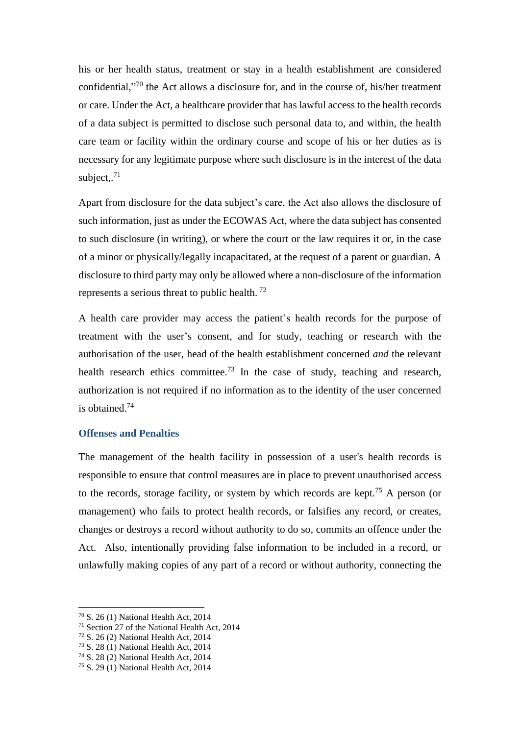his or her health status, treatment or stay in a health establishment are considered confidential,"[70] the Act allows a disclosure for, and in the course of, his/her treatment or care. Under the Act, a healthcare provider that has lawful access to the health records of a data subject is permitted to disclose such personal data to, and within, the health care team or facility within the ordinary course and scope of his or her duties as is necessary for any legitimate purpose where such disclosure is in the interest of the data subject,.[71]

Apart from disclosure for the data subject's care, the Act also allows the disclosure of such information, just as under the ECOWAS Act, where the data subject has consented to such disclosure (in writing), or where the court or the law requires it or, in the case of a minor or physically/legally incapacitated, at the request of a parent or guardian. A disclosure to third party may only be allowed where a non-disclosure of the information represents a serious threat to public health. [72]

A health care provider may access the patient's health records for the purpose of treatment with the user's consent, and for study, teaching or research with the authorisation of the user, head of the health establishment concerned *and* the relevant health research ethics committee.[73] In the case of study, teaching and research, authorization is not required if no information as to the identity of the user concerned is obtained.[74]

### Offenses and Penalties

The management of the health facility in possession of a user's health records is responsible to ensure that control measures are in place to prevent unauthorised access to the records, storage facility, or system by which records are kept.[75] A person (or management) who fails to protect health records, or falsifies any record, or creates, changes or destroys a record without authority to do so, commits an offence under the Act. Also, intentionally providing false information to be included in a record, or unlawfully making copies of any part of a record or without authority, connecting the

---

[70] S. 26 (1) National Health Act, 2014
[71] Section 27 of the National Health Act, 2014
[72] S. 26 (2) National Health Act, 2014
[73] S. 28 (1) National Health Act, 2014
[74] S. 28 (2) National Health Act, 2014
[75] S. 29 (1) National Health Act, 2014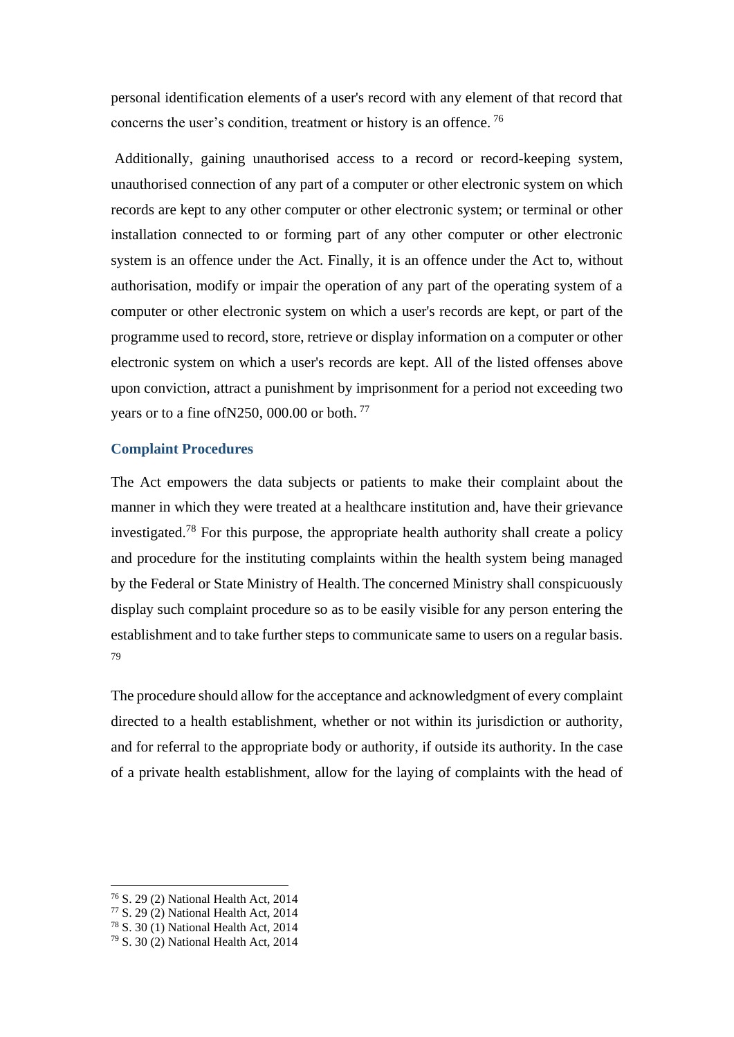personal identification elements of a user's record with any element of that record that concerns the user's condition, treatment or history is an offence. [76]

Additionally, gaining unauthorised access to a record or record-keeping system, unauthorised connection of any part of a computer or other electronic system on which records are kept to any other computer or other electronic system; or terminal or other installation connected to or forming part of any other computer or other electronic system is an offence under the Act. Finally, it is an offence under the Act to, without authorisation, modify or impair the operation of any part of the operating system of a computer or other electronic system on which a user's records are kept, or part of the programme used to record, store, retrieve or display information on a computer or other electronic system on which a user's records are kept. All of the listed offenses above upon conviction, attract a punishment by imprisonment for a period not exceeding two years or to a fine ofN250, 000.00 or both. [77]

### Complaint Procedures

The Act empowers the data subjects or patients to make their complaint about the manner in which they were treated at a healthcare institution and, have their grievance investigated.[78] For this purpose, the appropriate health authority shall create a policy and procedure for the instituting complaints within the health system being managed by the Federal or State Ministry of Health. The concerned Ministry shall conspicuously display such complaint procedure so as to be easily visible for any person entering the establishment and to take further steps to communicate same to users on a regular basis. [79]

The procedure should allow for the acceptance and acknowledgment of every complaint directed to a health establishment, whether or not within its jurisdiction or authority, and for referral to the appropriate body or authority, if outside its authority. In the case of a private health establishment, allow for the laying of complaints with the head of

---

[76] S. 29 (2) National Health Act, 2014
[77] S. 29 (2) National Health Act, 2014
[78] S. 30 (1) National Health Act, 2014
[79] S. 30 (2) National Health Act, 2014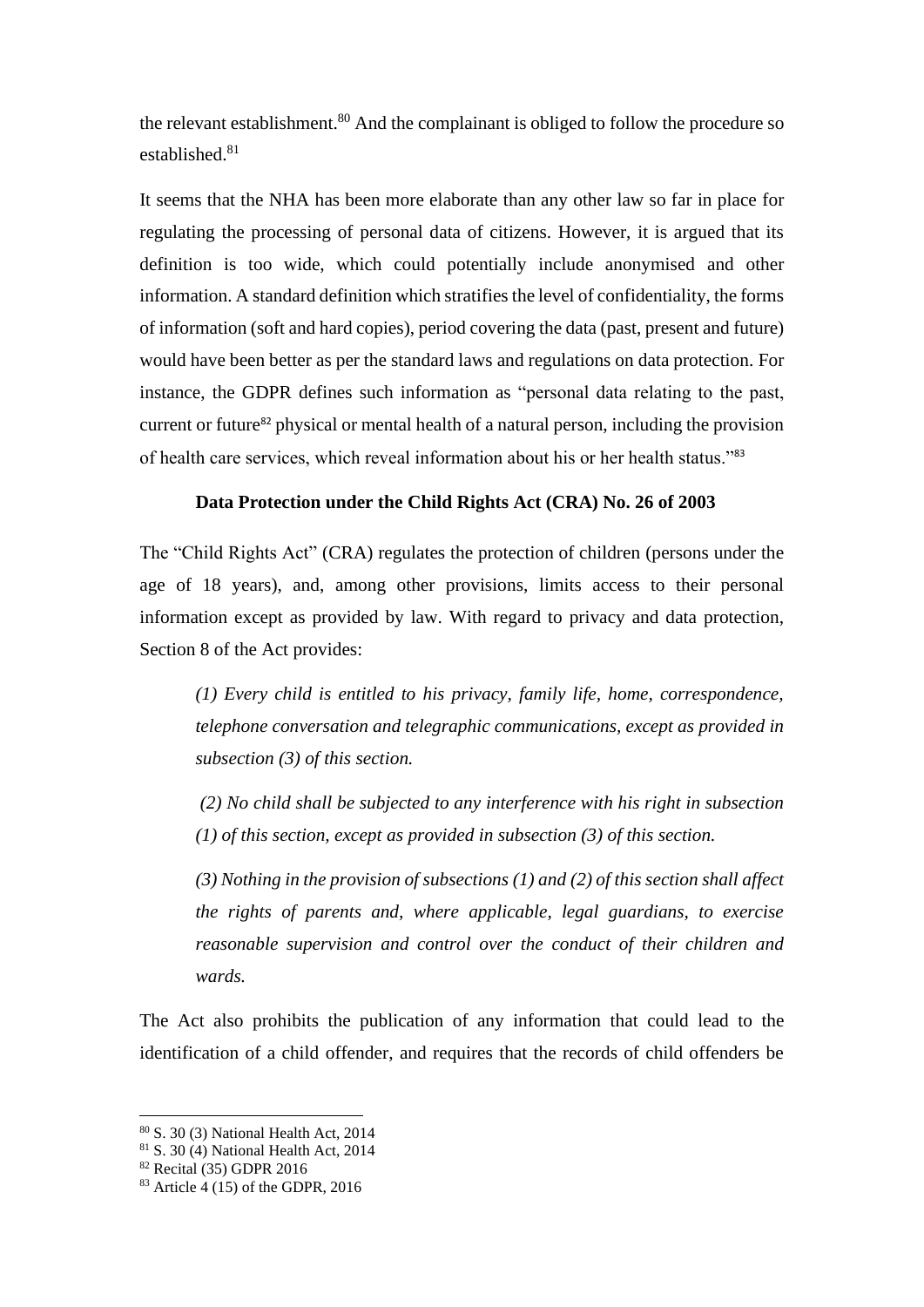the relevant establishment.[80] And the complainant is obliged to follow the procedure so established.[81]

It seems that the NHA has been more elaborate than any other law so far in place for regulating the processing of personal data of citizens. However, it is argued that its definition is too wide, which could potentially include anonymised and other information. A standard definition which stratifies the level of confidentiality, the forms of information (soft and hard copies), period covering the data (past, present and future) would have been better as per the standard laws and regulations on data protection. For instance, the GDPR defines such information as "personal data relating to the past, current or future[82] physical or mental health of a natural person, including the provision of health care services, which reveal information about his or her health status."[83]

### Data Protection under the Child Rights Act (CRA) No. 26 of 2003

The "Child Rights Act" (CRA) regulates the protection of children (persons under the age of 18 years), and, among other provisions, limits access to their personal information except as provided by law. With regard to privacy and data protection, Section 8 of the Act provides:

> *(1) Every child is entitled to his privacy, family life, home, correspondence, telephone conversation and telegraphic communications, except as provided in subsection (3) of this section.*
>
> *(2) No child shall be subjected to any interference with his right in subsection (1) of this section, except as provided in subsection (3) of this section.*
>
> *(3) Nothing in the provision of subsections (1) and (2) of this section shall affect the rights of parents and, where applicable, legal guardians, to exercise reasonable supervision and control over the conduct of their children and wards.*

The Act also prohibits the publication of any information that could lead to the identification of a child offender, and requires that the records of child offenders be

---

[80] S. 30 (3) National Health Act, 2014

[81] S. 30 (4) National Health Act, 2014

[82] Recital (35) GDPR 2016

[83] Article 4 (15) of the GDPR, 2016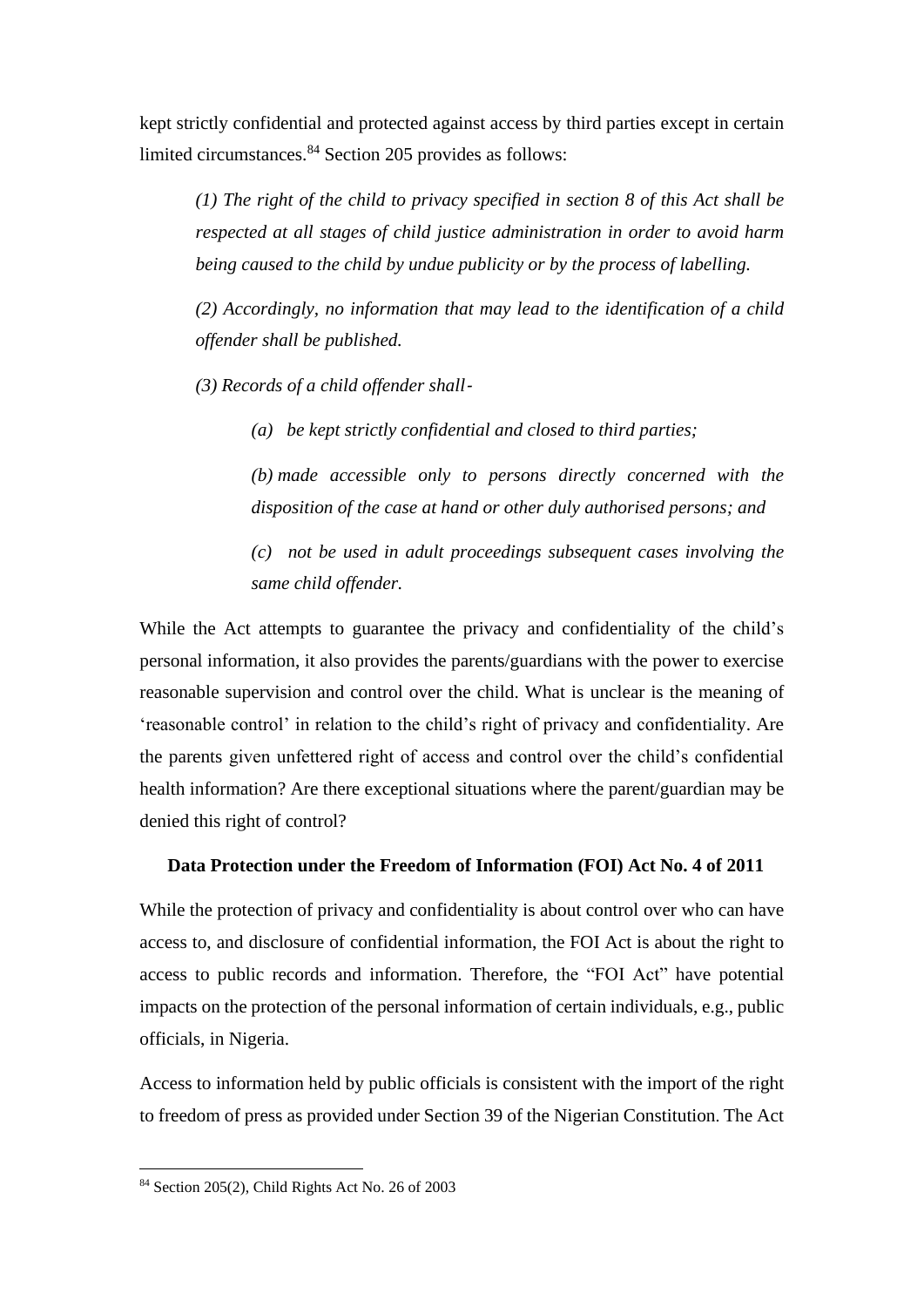kept strictly confidential and protected against access by third parties except in certain limited circumstances.[84] Section 205 provides as follows:

> *(1) The right of the child to privacy specified in section 8 of this Act shall be respected at all stages of child justice administration in order to avoid harm being caused to the child by undue publicity or by the process of labelling.*
>
> *(2) Accordingly, no information that may lead to the identification of a child offender shall be published.*
>
> *(3) Records of a child offender shall-*
>
> > *(a) be kept strictly confidential and closed to third parties;*
> >
> > *(b) made accessible only to persons directly concerned with the disposition of the case at hand or other duly authorised persons; and*
> >
> > *(c) not be used in adult proceedings subsequent cases involving the same child offender.*

While the Act attempts to guarantee the privacy and confidentiality of the child's personal information, it also provides the parents/guardians with the power to exercise reasonable supervision and control over the child. What is unclear is the meaning of 'reasonable control' in relation to the child's right of privacy and confidentiality. Are the parents given unfettered right of access and control over the child's confidential health information? Are there exceptional situations where the parent/guardian may be denied this right of control?

**Data Protection under the Freedom of Information (FOI) Act No. 4 of 2011**

While the protection of privacy and confidentiality is about control over who can have access to, and disclosure of confidential information, the FOI Act is about the right to access to public records and information. Therefore, the "FOI Act" have potential impacts on the protection of the personal information of certain individuals, e.g., public officials, in Nigeria.

Access to information held by public officials is consistent with the import of the right to freedom of press as provided under Section 39 of the Nigerian Constitution. The Act

---

[84] Section 205(2), Child Rights Act No. 26 of 2003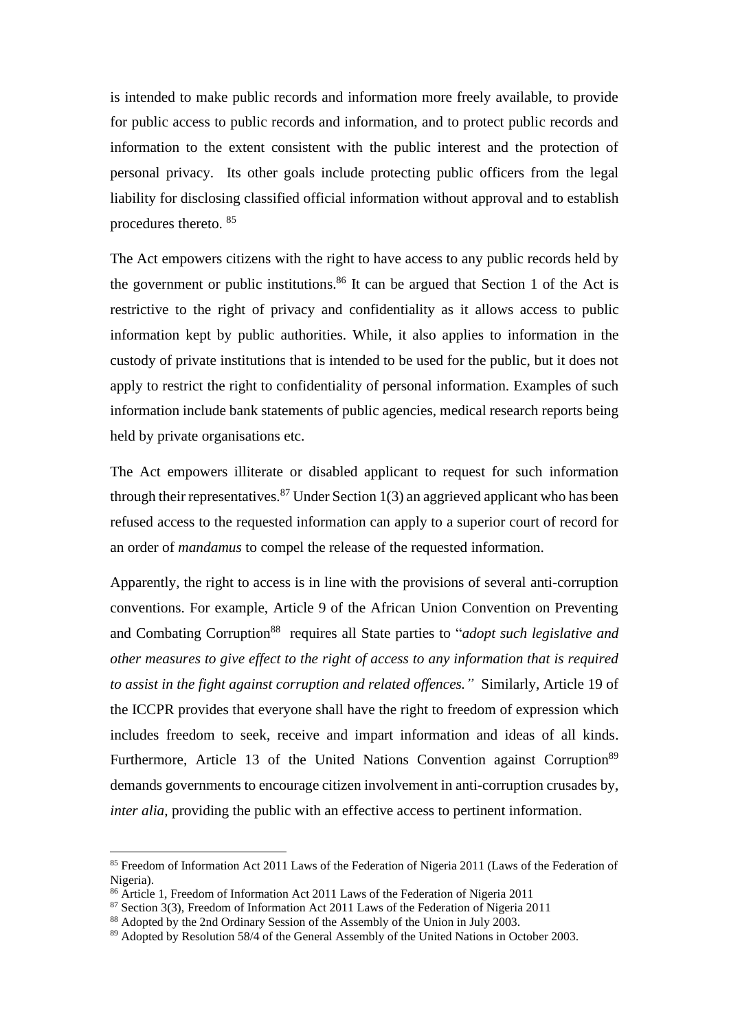is intended to make public records and information more freely available, to provide for public access to public records and information, and to protect public records and information to the extent consistent with the public interest and the protection of personal privacy.  Its other goals include protecting public officers from the legal liability for disclosing classified official information without approval and to establish procedures thereto. [85]

The Act empowers citizens with the right to have access to any public records held by the government or public institutions.[86] It can be argued that Section 1 of the Act is restrictive to the right of privacy and confidentiality as it allows access to public information kept by public authorities. While, it also applies to information in the custody of private institutions that is intended to be used for the public, but it does not apply to restrict the right to confidentiality of personal information. Examples of such information include bank statements of public agencies, medical research reports being held by private organisations etc.

The Act empowers illiterate or disabled applicant to request for such information through their representatives.[87] Under Section 1(3) an aggrieved applicant who has been refused access to the requested information can apply to a superior court of record for an order of *mandamus* to compel the release of the requested information.

Apparently, the right to access is in line with the provisions of several anti-corruption conventions. For example, Article 9 of the African Union Convention on Preventing and Combating Corruption[88] requires all State parties to "*adopt such legislative and other measures to give effect to the right of access to any information that is required to assist in the fight against corruption and related offences."* Similarly, Article 19 of the ICCPR provides that everyone shall have the right to freedom of expression which includes freedom to seek, receive and impart information and ideas of all kinds. Furthermore, Article 13 of the United Nations Convention against Corruption[89] demands governments to encourage citizen involvement in anti-corruption crusades by, *inter alia*, providing the public with an effective access to pertinent information.

---

[85] Freedom of Information Act 2011 Laws of the Federation of Nigeria 2011 (Laws of the Federation of Nigeria).

[86] Article 1, Freedom of Information Act 2011 Laws of the Federation of Nigeria 2011

[87] Section 3(3), Freedom of Information Act 2011 Laws of the Federation of Nigeria 2011

[88] Adopted by the 2nd Ordinary Session of the Assembly of the Union in July 2003.

[89] Adopted by Resolution 58/4 of the General Assembly of the United Nations in October 2003.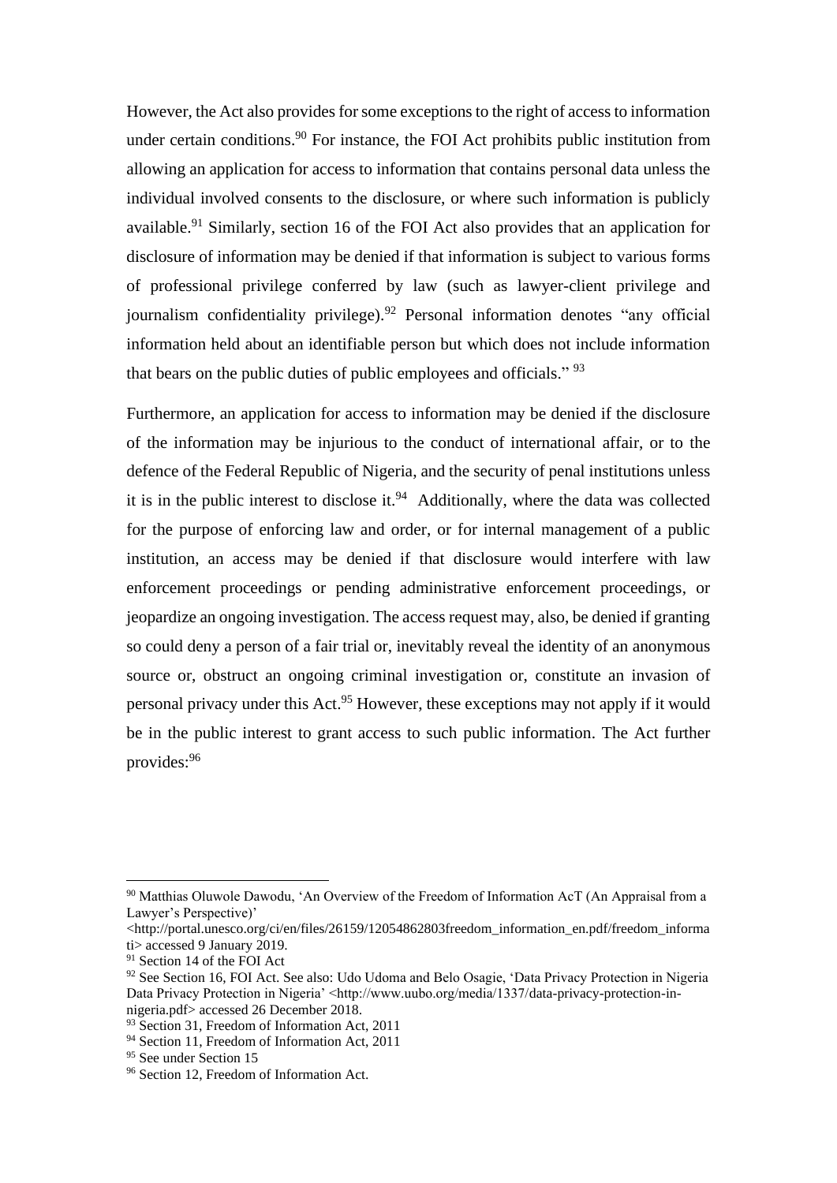However, the Act also provides for some exceptions to the right of access to information under certain conditions.[90] For instance, the FOI Act prohibits public institution from allowing an application for access to information that contains personal data unless the individual involved consents to the disclosure, or where such information is publicly available.[91] Similarly, section 16 of the FOI Act also provides that an application for disclosure of information may be denied if that information is subject to various forms of professional privilege conferred by law (such as lawyer-client privilege and journalism confidentiality privilege).[92] Personal information denotes "any official information held about an identifiable person but which does not include information that bears on the public duties of public employees and officials." [93]

Furthermore, an application for access to information may be denied if the disclosure of the information may be injurious to the conduct of international affair, or to the defence of the Federal Republic of Nigeria, and the security of penal institutions unless it is in the public interest to disclose it.[94] Additionally, where the data was collected for the purpose of enforcing law and order, or for internal management of a public institution, an access may be denied if that disclosure would interfere with law enforcement proceedings or pending administrative enforcement proceedings, or jeopardize an ongoing investigation. The access request may, also, be denied if granting so could deny a person of a fair trial or, inevitably reveal the identity of an anonymous source or, obstruct an ongoing criminal investigation or, constitute an invasion of personal privacy under this Act.[95] However, these exceptions may not apply if it would be in the public interest to grant access to such public information. The Act further provides:[96]

---

[90] Matthias Oluwole Dawodu, 'An Overview of the Freedom of Information AcT (An Appraisal from a Lawyer's Perspective)' <http://portal.unesco.org/ci/en/files/26159/12054862803freedom_information_en.pdf/freedom_informati> accessed 9 January 2019.

[91] Section 14 of the FOI Act

[92] See Section 16, FOI Act. See also: Udo Udoma and Belo Osagie, 'Data Privacy Protection in Nigeria Data Privacy Protection in Nigeria' <http://www.uubo.org/media/1337/data-privacy-protection-in-nigeria.pdf> accessed 26 December 2018.

[93] Section 31, Freedom of Information Act, 2011

[94] Section 11, Freedom of Information Act, 2011

[95] See under Section 15

[96] Section 12, Freedom of Information Act.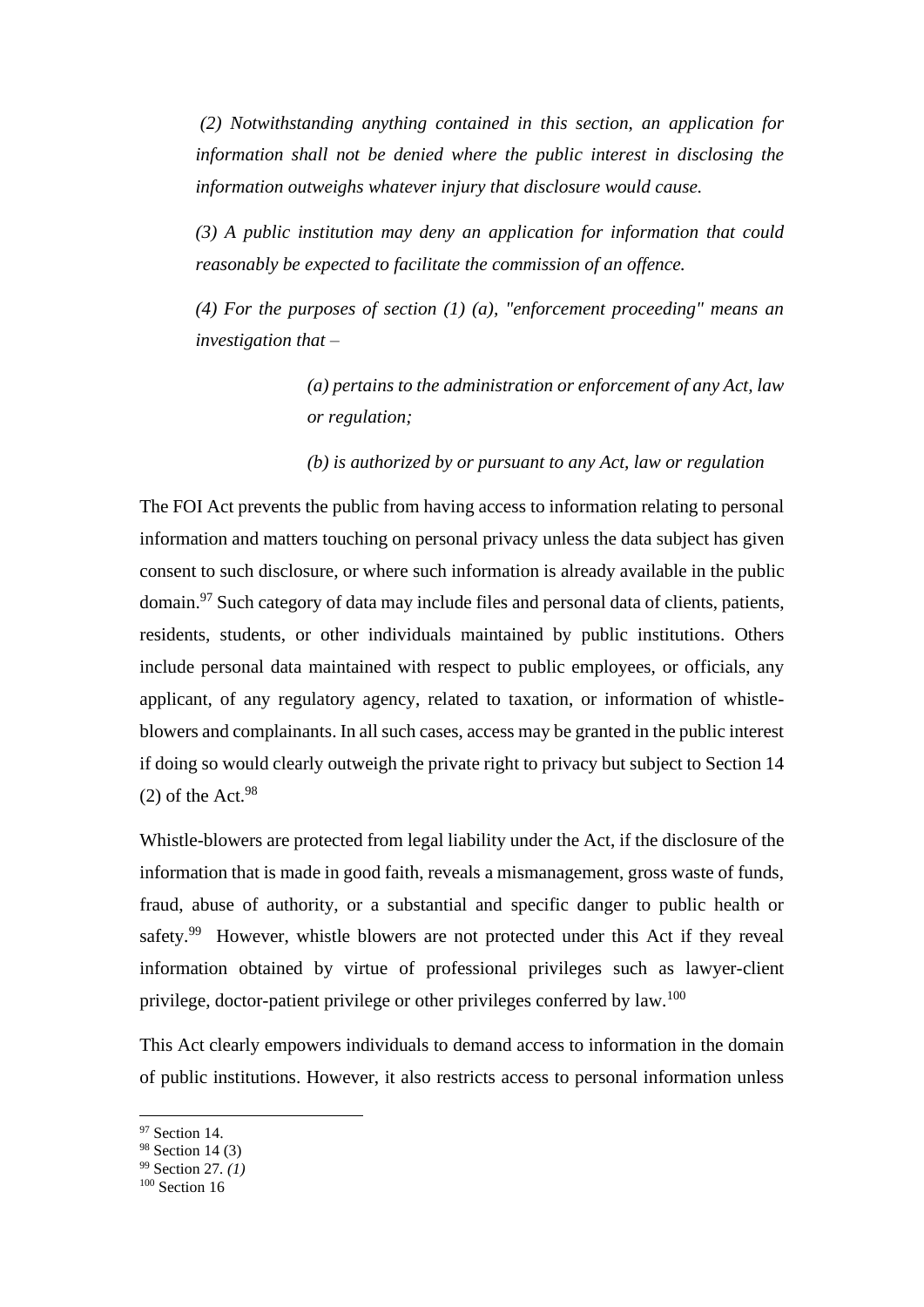> *(2) Notwithstanding anything contained in this section, an application for information shall not be denied where the public interest in disclosing the information outweighs whatever injury that disclosure would cause.*
>
> *(3) A public institution may deny an application for information that could reasonably be expected to facilitate the commission of an offence.*
>
> *(4) For the purposes of section (1) (a), "enforcement proceeding" means an investigation that –*
>
> > *(a) pertains to the administration or enforcement of any Act, law or regulation;*
> >
> > *(b) is authorized by or pursuant to any Act, law or regulation*

The FOI Act prevents the public from having access to information relating to personal information and matters touching on personal privacy unless the data subject has given consent to such disclosure, or where such information is already available in the public domain.[97] Such category of data may include files and personal data of clients, patients, residents, students, or other individuals maintained by public institutions. Others include personal data maintained with respect to public employees, or officials, any applicant, of any regulatory agency, related to taxation, or information of whistle-blowers and complainants. In all such cases, access may be granted in the public interest if doing so would clearly outweigh the private right to privacy but subject to Section 14 (2) of the Act.[98]

Whistle-blowers are protected from legal liability under the Act, if the disclosure of the information that is made in good faith, reveals a mismanagement, gross waste of funds, fraud, abuse of authority, or a substantial and specific danger to public health or safety.[99] However, whistle blowers are not protected under this Act if they reveal information obtained by virtue of professional privileges such as lawyer-client privilege, doctor-patient privilege or other privileges conferred by law.[100]

This Act clearly empowers individuals to demand access to information in the domain of public institutions. However, it also restricts access to personal information unless

---

[97] Section 14.

[98] Section 14 (3)

[99] Section 27. *(1)*

[100] Section 16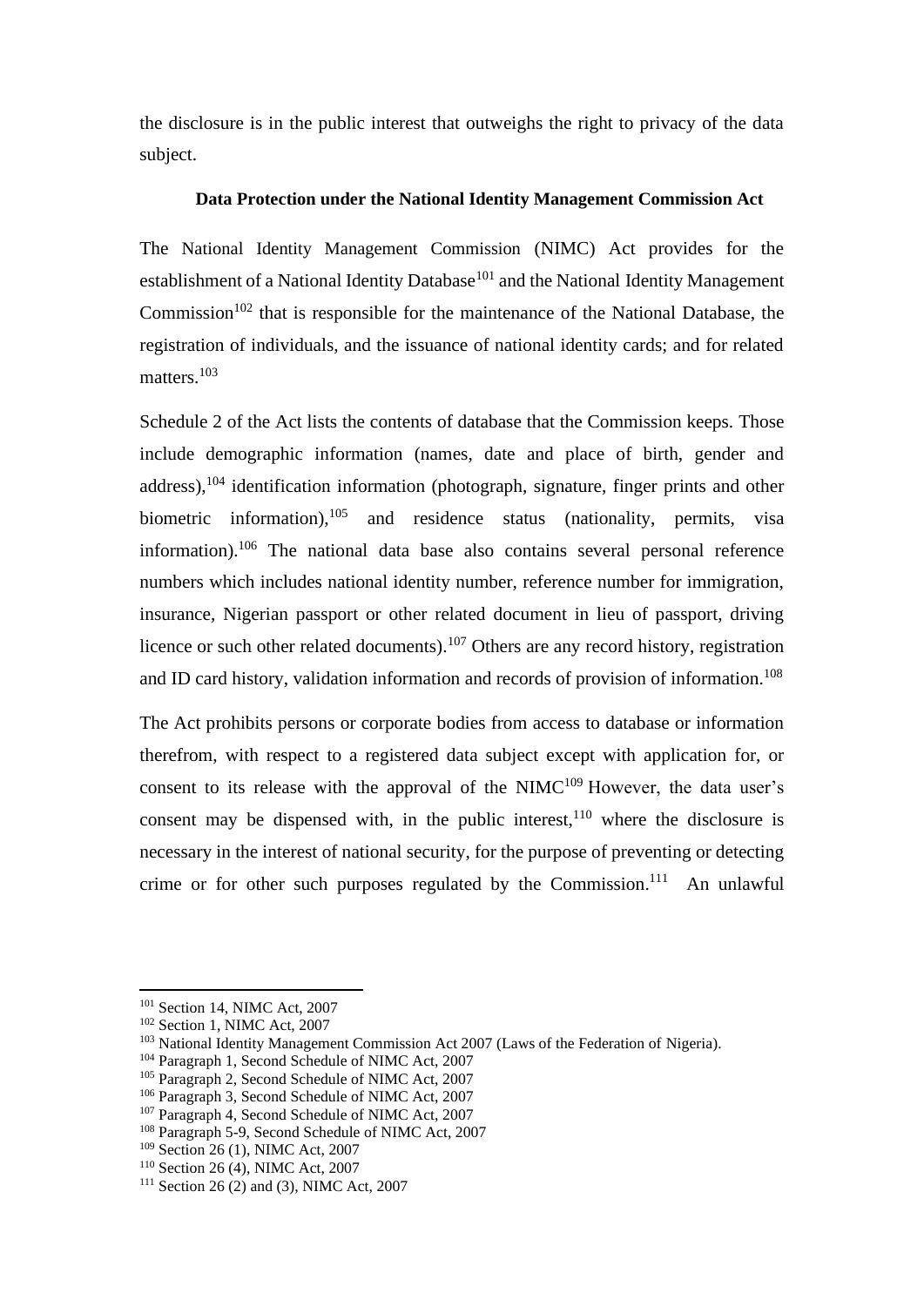the disclosure is in the public interest that outweighs the right to privacy of the data subject.

**Data Protection under the National Identity Management Commission Act**

The National Identity Management Commission (NIMC) Act provides for the establishment of a National Identity Database[101] and the National Identity Management Commission[102] that is responsible for the maintenance of the National Database, the registration of individuals, and the issuance of national identity cards; and for related matters.[103]

Schedule 2 of the Act lists the contents of database that the Commission keeps. Those include demographic information (names, date and place of birth, gender and address),[104] identification information (photograph, signature, finger prints and other biometric information),[105] and residence status (nationality, permits, visa information).[106] The national data base also contains several personal reference numbers which includes national identity number, reference number for immigration, insurance, Nigerian passport or other related document in lieu of passport, driving licence or such other related documents).[107] Others are any record history, registration and ID card history, validation information and records of provision of information.[108]

The Act prohibits persons or corporate bodies from access to database or information therefrom, with respect to a registered data subject except with application for, or consent to its release with the approval of the NIMC[109] However, the data user's consent may be dispensed with, in the public interest,[110] where the disclosure is necessary in the interest of national security, for the purpose of preventing or detecting crime or for other such purposes regulated by the Commission.[111] An unlawful

---

[101] Section 14, NIMC Act, 2007
[102] Section 1, NIMC Act, 2007
[103] National Identity Management Commission Act 2007 (Laws of the Federation of Nigeria).
[104] Paragraph 1, Second Schedule of NIMC Act, 2007
[105] Paragraph 2, Second Schedule of NIMC Act, 2007
[106] Paragraph 3, Second Schedule of NIMC Act, 2007
[107] Paragraph 4, Second Schedule of NIMC Act, 2007
[108] Paragraph 5-9, Second Schedule of NIMC Act, 2007
[109] Section 26 (1), NIMC Act, 2007
[110] Section 26 (4), NIMC Act, 2007
[111] Section 26 (2) and (3), NIMC Act, 2007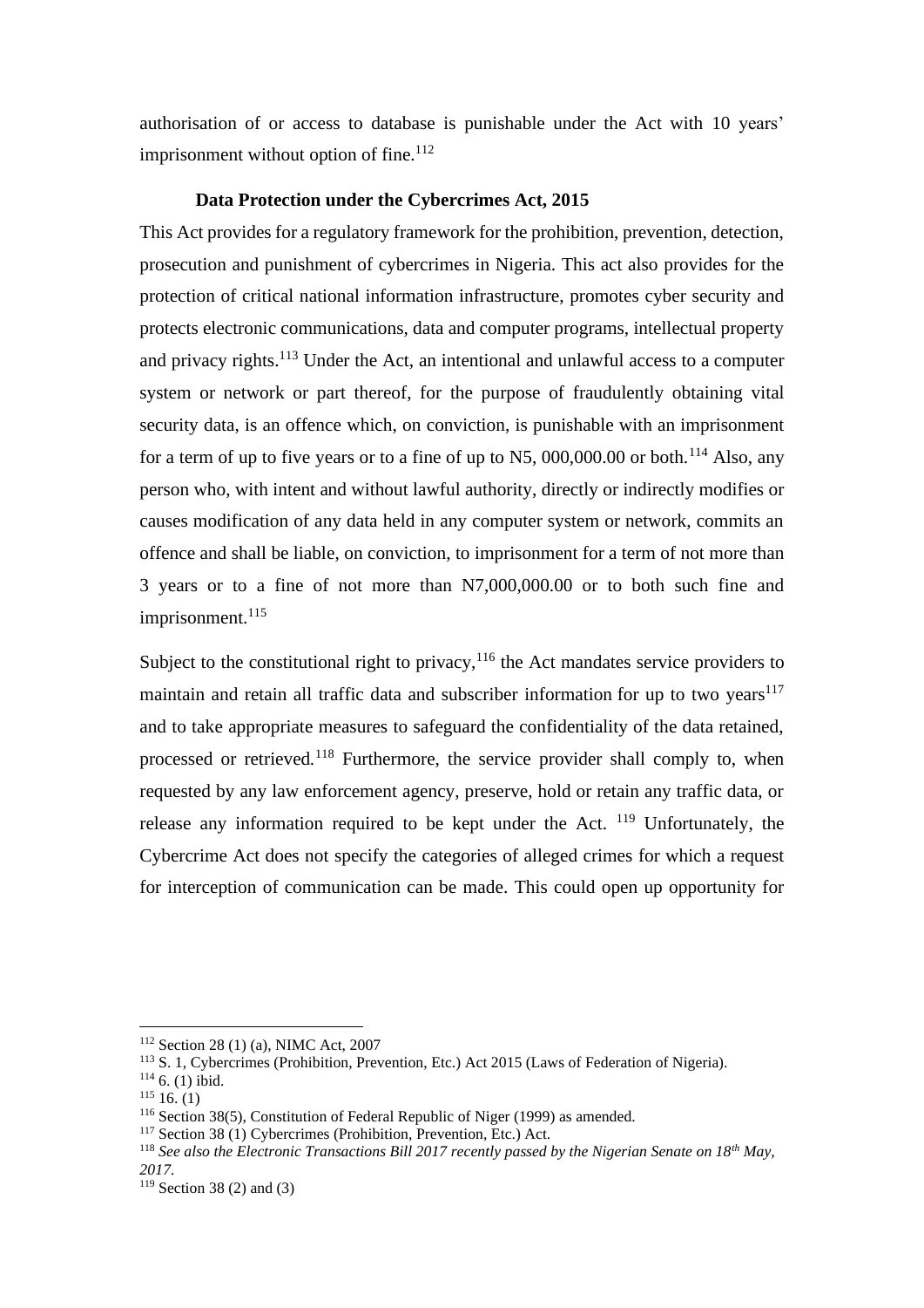authorisation of or access to database is punishable under the Act with 10 years' imprisonment without option of fine.[112]

**Data Protection under the Cybercrimes Act, 2015**

This Act provides for a regulatory framework for the prohibition, prevention, detection, prosecution and punishment of cybercrimes in Nigeria. This act also provides for the protection of critical national information infrastructure, promotes cyber security and protects electronic communications, data and computer programs, intellectual property and privacy rights.[113] Under the Act, an intentional and unlawful access to a computer system or network or part thereof, for the purpose of fraudulently obtaining vital security data, is an offence which, on conviction, is punishable with an imprisonment for a term of up to five years or to a fine of up to N5, 000,000.00 or both.[114] Also, any person who, with intent and without lawful authority, directly or indirectly modifies or causes modification of any data held in any computer system or network, commits an offence and shall be liable, on conviction, to imprisonment for a term of not more than 3 years or to a fine of not more than N7,000,000.00 or to both such fine and imprisonment.[115]

Subject to the constitutional right to privacy,[116] the Act mandates service providers to maintain and retain all traffic data and subscriber information for up to two years[117] and to take appropriate measures to safeguard the confidentiality of the data retained, processed or retrieved.[118] Furthermore, the service provider shall comply to, when requested by any law enforcement agency, preserve, hold or retain any traffic data, or release any information required to be kept under the Act. [119] Unfortunately, the Cybercrime Act does not specify the categories of alleged crimes for which a request for interception of communication can be made. This could open up opportunity for

---

[112] Section 28 (1) (a), NIMC Act, 2007

[113] S. 1, Cybercrimes (Prohibition, Prevention, Etc.) Act 2015 (Laws of Federation of Nigeria).

[114] 6. (1) ibid.

[115] 16. (1)

[116] Section 38(5), Constitution of Federal Republic of Niger (1999) as amended.

[117] Section 38 (1) Cybercrimes (Prohibition, Prevention, Etc.) Act.

[118] *See also the Electronic Transactions Bill 2017 recently passed by the Nigerian Senate on 18th May, 2017.*

[119] Section 38 (2) and (3)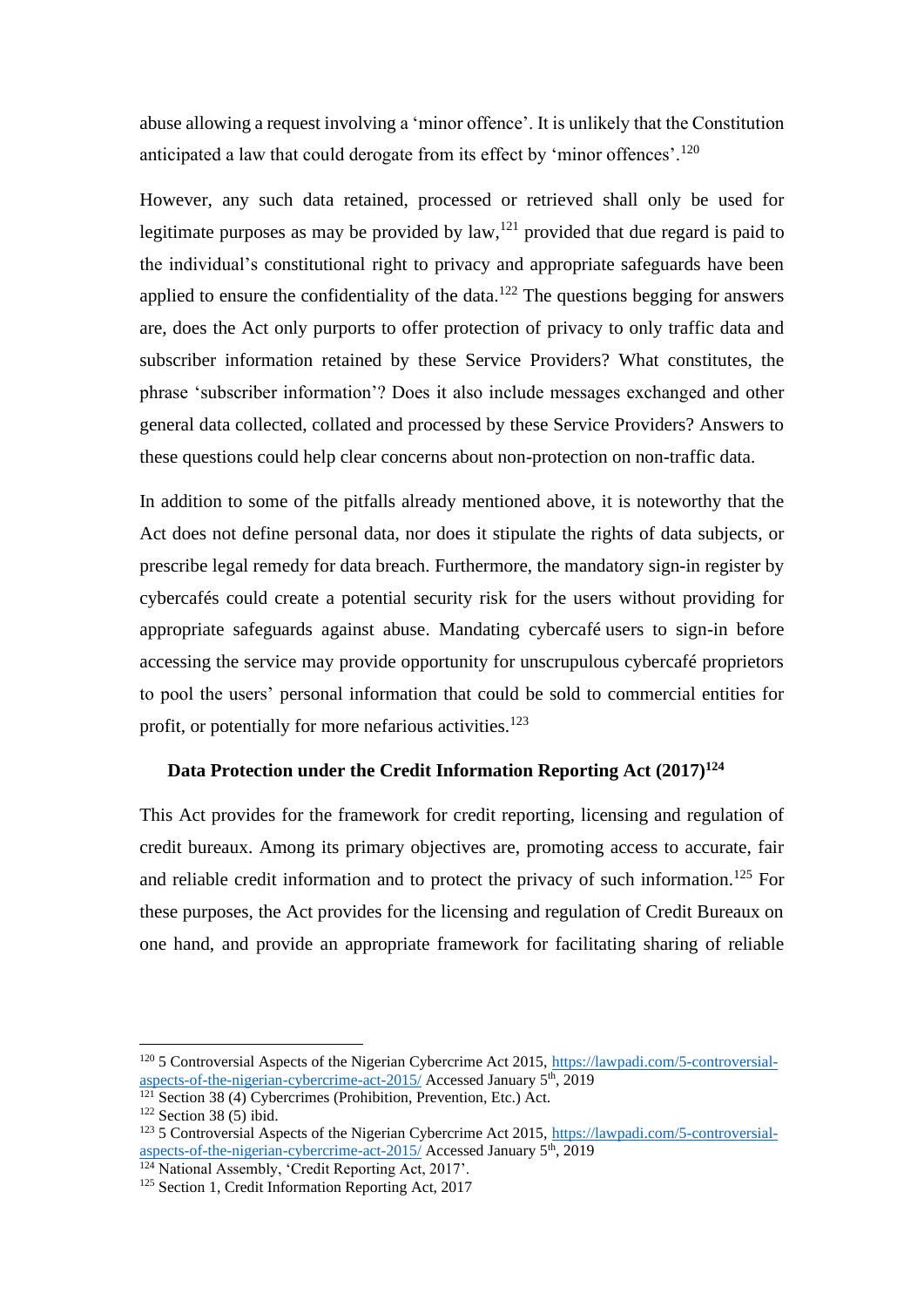abuse allowing a request involving a 'minor offence'. It is unlikely that the Constitution anticipated a law that could derogate from its effect by 'minor offences'.[120]

However, any such data retained, processed or retrieved shall only be used for legitimate purposes as may be provided by law,[121] provided that due regard is paid to the individual's constitutional right to privacy and appropriate safeguards have been applied to ensure the confidentiality of the data.[122] The questions begging for answers are, does the Act only purports to offer protection of privacy to only traffic data and subscriber information retained by these Service Providers? What constitutes, the phrase 'subscriber information'? Does it also include messages exchanged and other general data collected, collated and processed by these Service Providers? Answers to these questions could help clear concerns about non-protection on non-traffic data.

In addition to some of the pitfalls already mentioned above, it is noteworthy that the Act does not define personal data, nor does it stipulate the rights of data subjects, or prescribe legal remedy for data breach. Furthermore, the mandatory sign-in register by cybercafés could create a potential security risk for the users without providing for appropriate safeguards against abuse. Mandating cybercafé users to sign-in before accessing the service may provide opportunity for unscrupulous cybercafé proprietors to pool the users' personal information that could be sold to commercial entities for profit, or potentially for more nefarious activities.[123]

### Data Protection under the Credit Information Reporting Act (2017)[124]

This Act provides for the framework for credit reporting, licensing and regulation of credit bureaux. Among its primary objectives are, promoting access to accurate, fair and reliable credit information and to protect the privacy of such information.[125] For these purposes, the Act provides for the licensing and regulation of Credit Bureaux on one hand, and provide an appropriate framework for facilitating sharing of reliable

---

[120] 5 Controversial Aspects of the Nigerian Cybercrime Act 2015, https://lawpadi.com/5-controversial-aspects-of-the-nigerian-cybercrime-act-2015/ Accessed January 5th, 2019

[121] Section 38 (4) Cybercrimes (Prohibition, Prevention, Etc.) Act.

[122] Section 38 (5) ibid.

[123] 5 Controversial Aspects of the Nigerian Cybercrime Act 2015, https://lawpadi.com/5-controversial-aspects-of-the-nigerian-cybercrime-act-2015/ Accessed January 5th, 2019

[124] National Assembly, 'Credit Reporting Act, 2017'.

[125] Section 1, Credit Information Reporting Act, 2017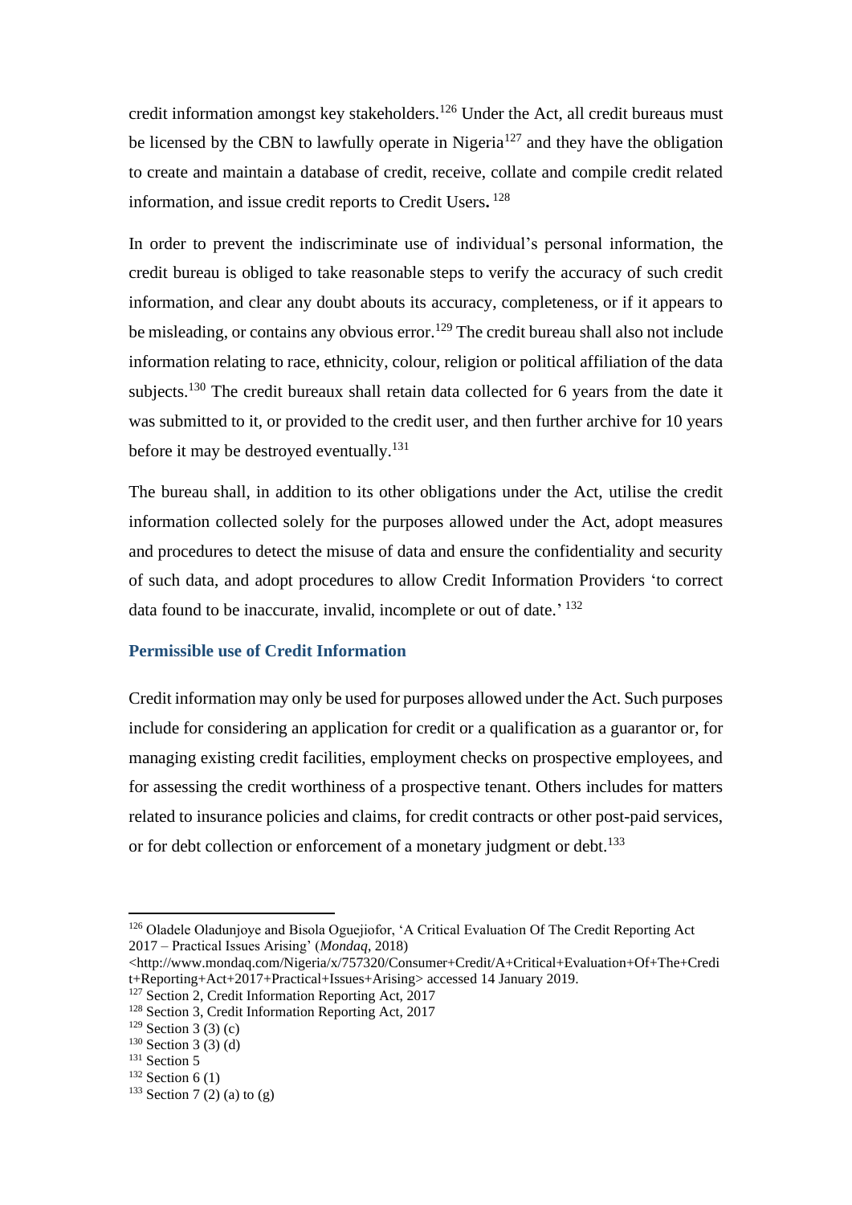credit information amongst key stakeholders.[126] Under the Act, all credit bureaus must be licensed by the CBN to lawfully operate in Nigeria[127] and they have the obligation to create and maintain a database of credit, receive, collate and compile credit related information, and issue credit reports to Credit Users**.** [128]

In order to prevent the indiscriminate use of individual's personal information, the credit bureau is obliged to take reasonable steps to verify the accuracy of such credit information, and clear any doubt abouts its accuracy, completeness, or if it appears to be misleading, or contains any obvious error.[129] The credit bureau shall also not include information relating to race, ethnicity, colour, religion or political affiliation of the data subjects.[130] The credit bureaux shall retain data collected for 6 years from the date it was submitted to it, or provided to the credit user, and then further archive for 10 years before it may be destroyed eventually.[131]

The bureau shall, in addition to its other obligations under the Act, utilise the credit information collected solely for the purposes allowed under the Act, adopt measures and procedures to detect the misuse of data and ensure the confidentiality and security of such data, and adopt procedures to allow Credit Information Providers 'to correct data found to be inaccurate, invalid, incomplete or out of date.' [132]

### Permissible use of Credit Information

Credit information may only be used for purposes allowed under the Act. Such purposes include for considering an application for credit or a qualification as a guarantor or, for managing existing credit facilities, employment checks on prospective employees, and for assessing the credit worthiness of a prospective tenant. Others includes for matters related to insurance policies and claims, for credit contracts or other post-paid services, or for debt collection or enforcement of a monetary judgment or debt.[133]

---

[126] Oladele Oladunjoye and Bisola Oguejiofor, 'A Critical Evaluation Of The Credit Reporting Act 2017 – Practical Issues Arising' (*Mondaq*, 2018) <http://www.mondaq.com/Nigeria/x/757320/Consumer+Credit/A+Critical+Evaluation+Of+The+Credit+Reporting+Act+2017+Practical+Issues+Arising> accessed 14 January 2019.

[127] Section 2, Credit Information Reporting Act, 2017

[128] Section 3, Credit Information Reporting Act, 2017

[129] Section 3 (3) (c)

[130] Section 3 (3) (d)

[131] Section 5

[132] Section 6 (1)

[133] Section 7 (2) (a) to (g)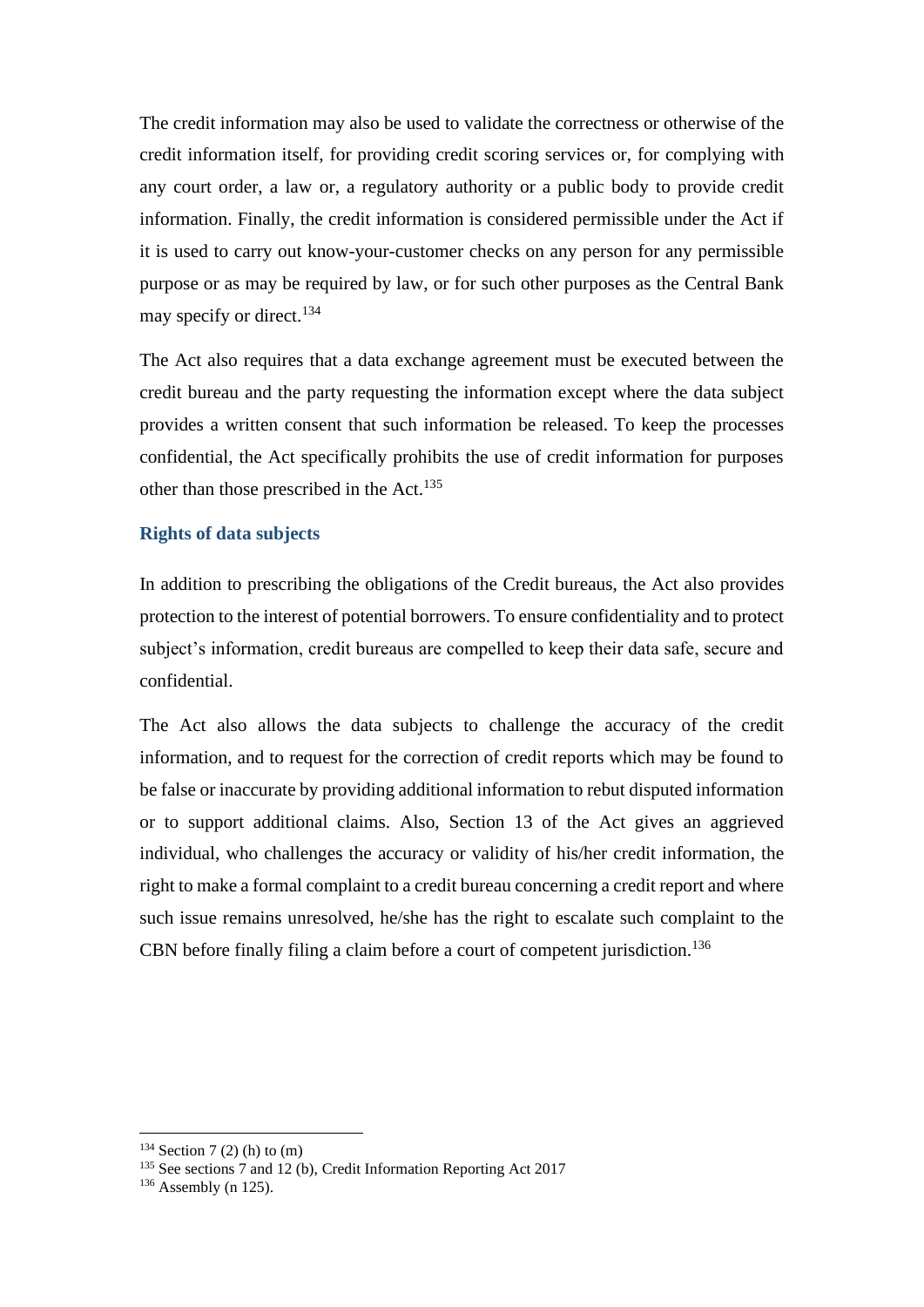The credit information may also be used to validate the correctness or otherwise of the credit information itself, for providing credit scoring services or, for complying with any court order, a law or, a regulatory authority or a public body to provide credit information. Finally, the credit information is considered permissible under the Act if it is used to carry out know-your-customer checks on any person for any permissible purpose or as may be required by law, or for such other purposes as the Central Bank may specify or direct.[134]

The Act also requires that a data exchange agreement must be executed between the credit bureau and the party requesting the information except where the data subject provides a written consent that such information be released. To keep the processes confidential, the Act specifically prohibits the use of credit information for purposes other than those prescribed in the Act.[135]

### Rights of data subjects

In addition to prescribing the obligations of the Credit bureaus, the Act also provides protection to the interest of potential borrowers. To ensure confidentiality and to protect subject's information, credit bureaus are compelled to keep their data safe, secure and confidential.

The Act also allows the data subjects to challenge the accuracy of the credit information, and to request for the correction of credit reports which may be found to be false or inaccurate by providing additional information to rebut disputed information or to support additional claims. Also, Section 13 of the Act gives an aggrieved individual, who challenges the accuracy or validity of his/her credit information, the right to make a formal complaint to a credit bureau concerning a credit report and where such issue remains unresolved, he/she has the right to escalate such complaint to the CBN before finally filing a claim before a court of competent jurisdiction.[136]

---

[134] Section 7 (2) (h) to (m)

[135] See sections 7 and 12 (b), Credit Information Reporting Act 2017

[136] Assembly (n 125).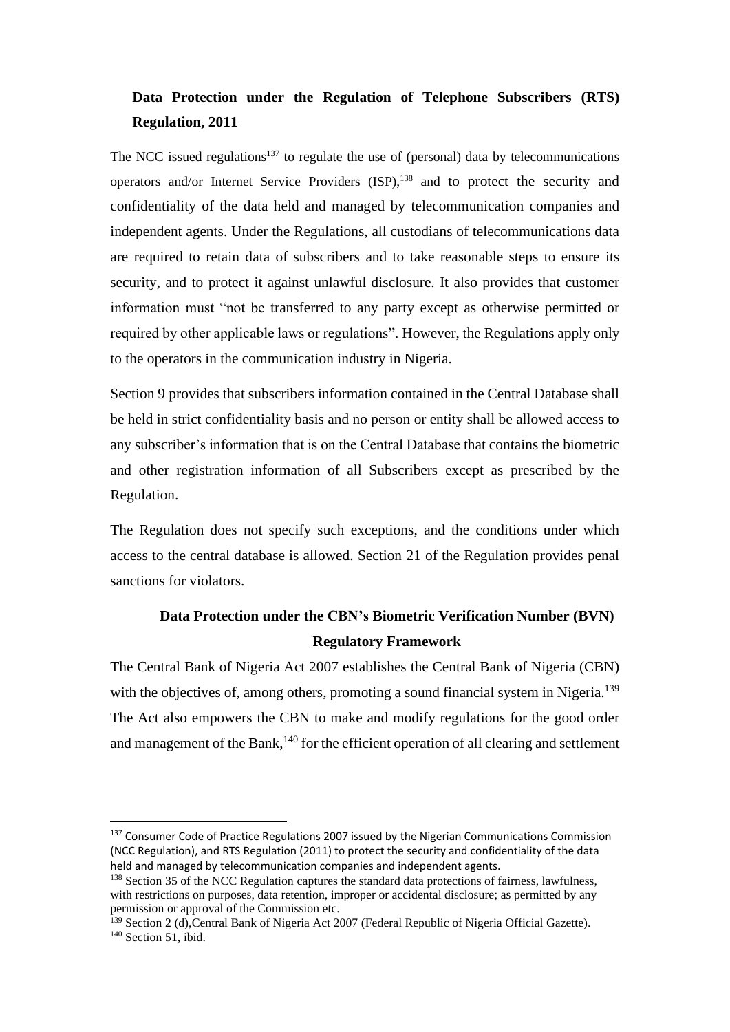### Data Protection under the Regulation of Telephone Subscribers (RTS) Regulation, 2011

The NCC issued regulations[137] to regulate the use of (personal) data by telecommunications operators and/or Internet Service Providers (ISP),[138] and to protect the security and confidentiality of the data held and managed by telecommunication companies and independent agents. Under the Regulations, all custodians of telecommunications data are required to retain data of subscribers and to take reasonable steps to ensure its security, and to protect it against unlawful disclosure. It also provides that customer information must "not be transferred to any party except as otherwise permitted or required by other applicable laws or regulations". However, the Regulations apply only to the operators in the communication industry in Nigeria.

Section 9 provides that subscribers information contained in the Central Database shall be held in strict confidentiality basis and no person or entity shall be allowed access to any subscriber's information that is on the Central Database that contains the biometric and other registration information of all Subscribers except as prescribed by the Regulation.

The Regulation does not specify such exceptions, and the conditions under which access to the central database is allowed. Section 21 of the Regulation provides penal sanctions for violators.

### Data Protection under the CBN's Biometric Verification Number (BVN) Regulatory Framework

The Central Bank of Nigeria Act 2007 establishes the Central Bank of Nigeria (CBN) with the objectives of, among others, promoting a sound financial system in Nigeria.[139] The Act also empowers the CBN to make and modify regulations for the good order and management of the Bank,[140] for the efficient operation of all clearing and settlement

---

[137] Consumer Code of Practice Regulations 2007 issued by the Nigerian Communications Commission (NCC Regulation), and RTS Regulation (2011) to protect the security and confidentiality of the data held and managed by telecommunication companies and independent agents.

[138] Section 35 of the NCC Regulation captures the standard data protections of fairness, lawfulness, with restrictions on purposes, data retention, improper or accidental disclosure; as permitted by any permission or approval of the Commission etc.

[139] Section 2 (d),Central Bank of Nigeria Act 2007 (Federal Republic of Nigeria Official Gazette).

[140] Section 51, ibid.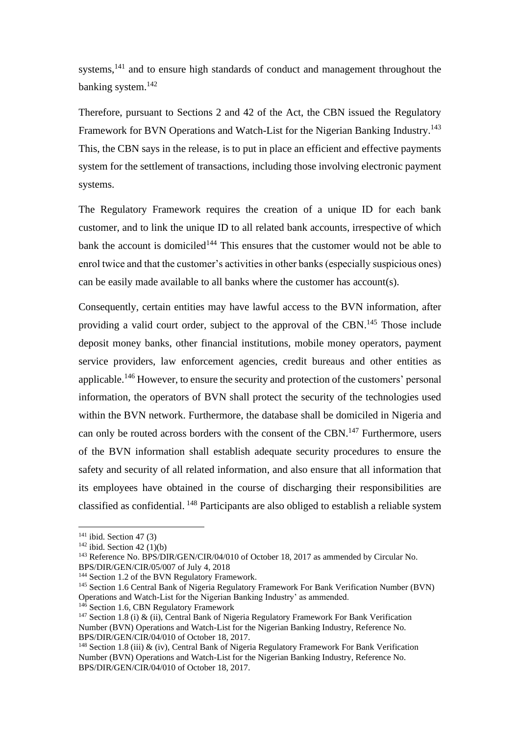systems,[141] and to ensure high standards of conduct and management throughout the banking system.[142]

Therefore, pursuant to Sections 2 and 42 of the Act, the CBN issued the Regulatory Framework for BVN Operations and Watch-List for the Nigerian Banking Industry.[143] This, the CBN says in the release, is to put in place an efficient and effective payments system for the settlement of transactions, including those involving electronic payment systems.

The Regulatory Framework requires the creation of a unique ID for each bank customer, and to link the unique ID to all related bank accounts, irrespective of which bank the account is domiciled[144] This ensures that the customer would not be able to enrol twice and that the customer's activities in other banks (especially suspicious ones) can be easily made available to all banks where the customer has account(s).

Consequently, certain entities may have lawful access to the BVN information, after providing a valid court order, subject to the approval of the CBN.[145] Those include deposit money banks, other financial institutions, mobile money operators, payment service providers, law enforcement agencies, credit bureaus and other entities as applicable.[146] However, to ensure the security and protection of the customers' personal information, the operators of BVN shall protect the security of the technologies used within the BVN network. Furthermore, the database shall be domiciled in Nigeria and can only be routed across borders with the consent of the CBN.[147] Furthermore, users of the BVN information shall establish adequate security procedures to ensure the safety and security of all related information, and also ensure that all information that its employees have obtained in the course of discharging their responsibilities are classified as confidential. [148] Participants are also obliged to establish a reliable system

---

[141] ibid. Section 47 (3)

[142] ibid. Section 42 (1)(b)

[143] Reference No. BPS/DIR/GEN/CIR/04/010 of October 18, 2017 as ammended by Circular No. BPS/DIR/GEN/CIR/05/007 of July 4, 2018

[144] Section 1.2 of the BVN Regulatory Framework.

[145] Section 1.6 Central Bank of Nigeria Regulatory Framework For Bank Verification Number (BVN) Operations and Watch-List for the Nigerian Banking Industry' as ammended.

[146] Section 1.6, CBN Regulatory Framework

[147] Section 1.8 (i) & (ii), Central Bank of Nigeria Regulatory Framework For Bank Verification Number (BVN) Operations and Watch-List for the Nigerian Banking Industry, Reference No. BPS/DIR/GEN/CIR/04/010 of October 18, 2017.

[148] Section 1.8 (iii) & (iv), Central Bank of Nigeria Regulatory Framework For Bank Verification Number (BVN) Operations and Watch-List for the Nigerian Banking Industry, Reference No. BPS/DIR/GEN/CIR/04/010 of October 18, 2017.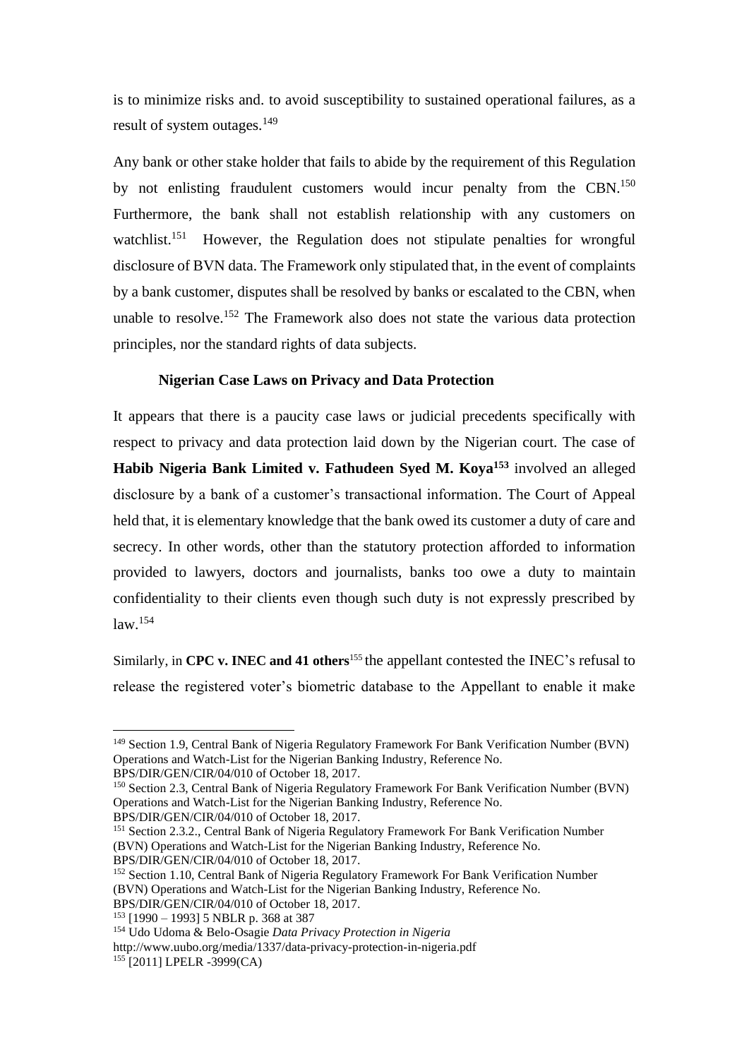is to minimize risks and. to avoid susceptibility to sustained operational failures, as a result of system outages.[149]

Any bank or other stake holder that fails to abide by the requirement of this Regulation by not enlisting fraudulent customers would incur penalty from the CBN.[150] Furthermore, the bank shall not establish relationship with any customers on watchlist.[151] However, the Regulation does not stipulate penalties for wrongful disclosure of BVN data. The Framework only stipulated that, in the event of complaints by a bank customer, disputes shall be resolved by banks or escalated to the CBN, when unable to resolve.[152] The Framework also does not state the various data protection principles, nor the standard rights of data subjects.

### Nigerian Case Laws on Privacy and Data Protection

It appears that there is a paucity case laws or judicial precedents specifically with respect to privacy and data protection laid down by the Nigerian court. The case of **Habib Nigeria Bank Limited v. Fathudeen Syed M. Koya**[153] involved an alleged disclosure by a bank of a customer's transactional information. The Court of Appeal held that, it is elementary knowledge that the bank owed its customer a duty of care and secrecy. In other words, other than the statutory protection afforded to information provided to lawyers, doctors and journalists, banks too owe a duty to maintain confidentiality to their clients even though such duty is not expressly prescribed by law.[154]

Similarly, in **CPC v. INEC and 41 others**[155] the appellant contested the INEC's refusal to release the registered voter's biometric database to the Appellant to enable it make

---

[149] Section 1.9, Central Bank of Nigeria Regulatory Framework For Bank Verification Number (BVN) Operations and Watch-List for the Nigerian Banking Industry, Reference No. BPS/DIR/GEN/CIR/04/010 of October 18, 2017.

[150] Section 2.3, Central Bank of Nigeria Regulatory Framework For Bank Verification Number (BVN) Operations and Watch-List for the Nigerian Banking Industry, Reference No. BPS/DIR/GEN/CIR/04/010 of October 18, 2017.

[151] Section 2.3.2., Central Bank of Nigeria Regulatory Framework For Bank Verification Number (BVN) Operations and Watch-List for the Nigerian Banking Industry, Reference No. BPS/DIR/GEN/CIR/04/010 of October 18, 2017.

[152] Section 1.10, Central Bank of Nigeria Regulatory Framework For Bank Verification Number (BVN) Operations and Watch-List for the Nigerian Banking Industry, Reference No. BPS/DIR/GEN/CIR/04/010 of October 18, 2017.

[153] [1990 – 1993] 5 NBLR p. 368 at 387

[154] Udo Udoma & Belo-Osagie *Data Privacy Protection in Nigeria* http://www.uubo.org/media/1337/data-privacy-protection-in-nigeria.pdf

[155] [2011] LPELR -3999(CA)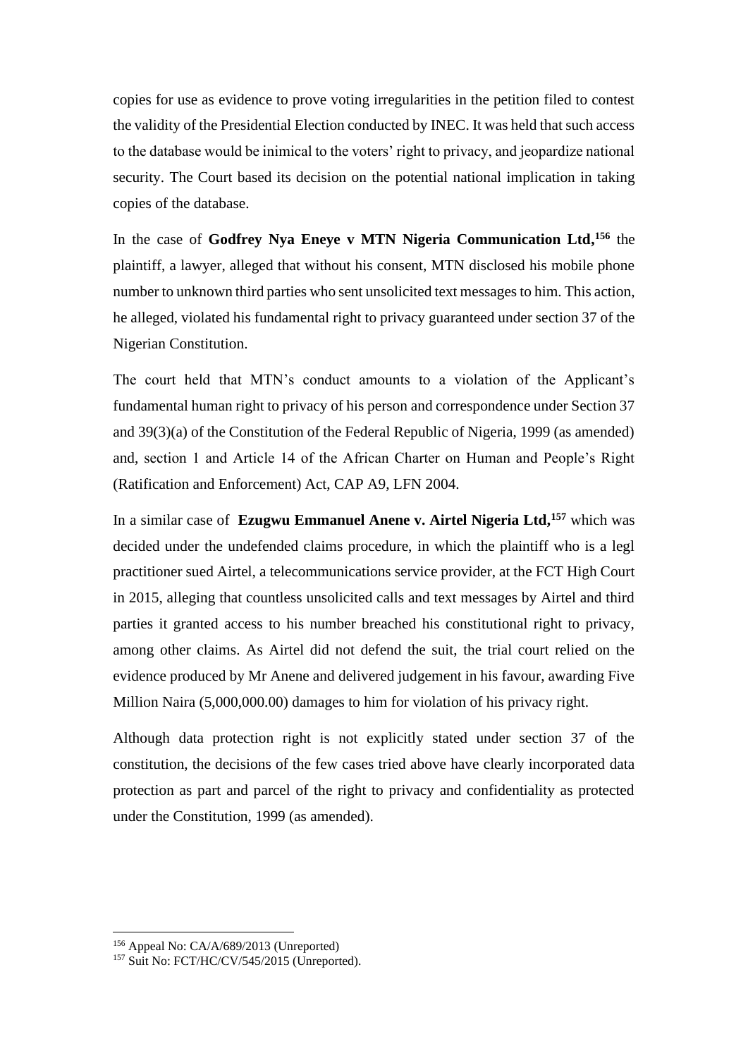copies for use as evidence to prove voting irregularities in the petition filed to contest the validity of the Presidential Election conducted by INEC. It was held that such access to the database would be inimical to the voters' right to privacy, and jeopardize national security. The Court based its decision on the potential national implication in taking copies of the database.

In the case of **Godfrey Nya Eneye v MTN Nigeria Communication Ltd,**[156] the plaintiff, a lawyer, alleged that without his consent, MTN disclosed his mobile phone number to unknown third parties who sent unsolicited text messages to him. This action, he alleged, violated his fundamental right to privacy guaranteed under section 37 of the Nigerian Constitution.

The court held that MTN's conduct amounts to a violation of the Applicant's fundamental human right to privacy of his person and correspondence under Section 37 and 39(3)(a) of the Constitution of the Federal Republic of Nigeria, 1999 (as amended) and, section 1 and Article 14 of the African Charter on Human and People's Right (Ratification and Enforcement) Act, CAP A9, LFN 2004.

In a similar case of **Ezugwu Emmanuel Anene v. Airtel Nigeria Ltd,**[157] which was decided under the undefended claims procedure, in which the plaintiff who is a legl practitioner sued Airtel, a telecommunications service provider, at the FCT High Court in 2015, alleging that countless unsolicited calls and text messages by Airtel and third parties it granted access to his number breached his constitutional right to privacy, among other claims. As Airtel did not defend the suit, the trial court relied on the evidence produced by Mr Anene and delivered judgement in his favour, awarding Five Million Naira (5,000,000.00) damages to him for violation of his privacy right.

Although data protection right is not explicitly stated under section 37 of the constitution, the decisions of the few cases tried above have clearly incorporated data protection as part and parcel of the right to privacy and confidentiality as protected under the Constitution, 1999 (as amended).

---

[156] Appeal No: CA/A/689/2013 (Unreported)

[157] Suit No: FCT/HC/CV/545/2015 (Unreported).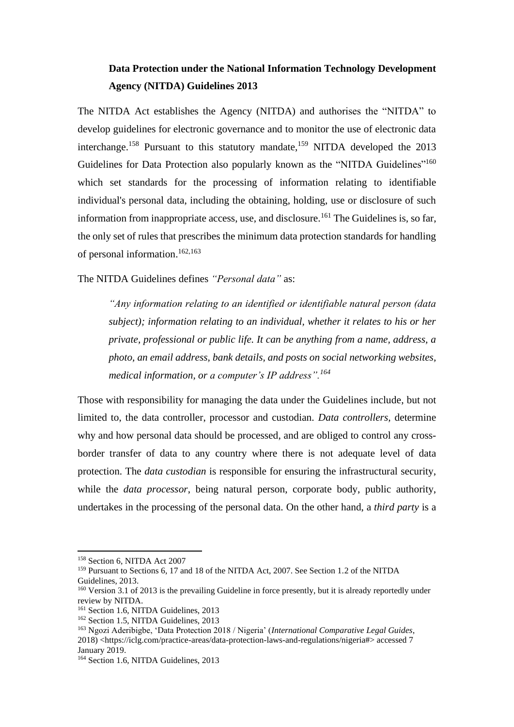### **Data Protection under the National Information Technology Development Agency (NITDA) Guidelines 2013**

The NITDA Act establishes the Agency (NITDA) and authorises the "NITDA" to develop guidelines for electronic governance and to monitor the use of electronic data interchange.[158] Pursuant to this statutory mandate,[159] NITDA developed the 2013 Guidelines for Data Protection also popularly known as the "NITDA Guidelines"[160] which set standards for the processing of information relating to identifiable individual's personal data, including the obtaining, holding, use or disclosure of such information from inappropriate access, use, and disclosure.[161] The Guidelines is, so far, the only set of rules that prescribes the minimum data protection standards for handling of personal information.[162,163]

The NITDA Guidelines defines *"Personal data"* as:

> *"Any information relating to an identified or identifiable natural person (data subject); information relating to an individual, whether it relates to his or her private, professional or public life. It can be anything from a name, address, a photo, an email address, bank details, and posts on social networking websites, medical information, or a computer's IP address".*[164]

Those with responsibility for managing the data under the Guidelines include, but not limited to, the data controller, processor and custodian. *Data controllers,* determine why and how personal data should be processed, and are obliged to control any cross-border transfer of data to any country where there is not adequate level of data protection. The *data custodian* is responsible for ensuring the infrastructural security, while the *data processor*, being natural person, corporate body, public authority, undertakes in the processing of the personal data. On the other hand, a *third party* is a

---

[158] Section 6, NITDA Act 2007

[159] Pursuant to Sections 6, 17 and 18 of the NITDA Act, 2007. See Section 1.2 of the NITDA Guidelines, 2013.

[160] Version 3.1 of 2013 is the prevailing Guideline in force presently, but it is already reportedly under review by NITDA.

[161] Section 1.6, NITDA Guidelines, 2013

[162] Section 1.5, NITDA Guidelines, 2013

[163] Ngozi Aderibigbe, 'Data Protection 2018 / Nigeria' (*International Comparative Legal Guides*, 2018) <https://iclg.com/practice-areas/data-protection-laws-and-regulations/nigeria#> accessed 7 January 2019.

[164] Section 1.6, NITDA Guidelines, 2013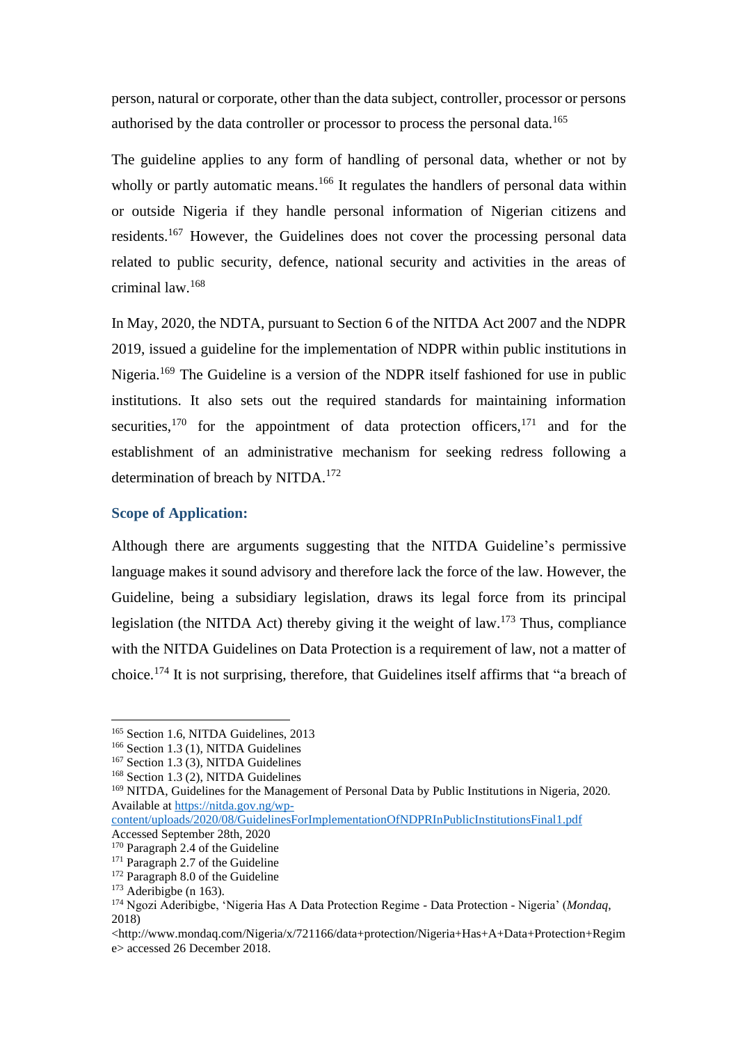person, natural or corporate, other than the data subject, controller, processor or persons authorised by the data controller or processor to process the personal data.[165]

The guideline applies to any form of handling of personal data, whether or not by wholly or partly automatic means.[166] It regulates the handlers of personal data within or outside Nigeria if they handle personal information of Nigerian citizens and residents.[167] However, the Guidelines does not cover the processing personal data related to public security, defence, national security and activities in the areas of criminal law.[168]

In May, 2020, the NDTA, pursuant to Section 6 of the NITDA Act 2007 and the NDPR 2019, issued a guideline for the implementation of NDPR within public institutions in Nigeria.[169] The Guideline is a version of the NDPR itself fashioned for use in public institutions. It also sets out the required standards for maintaining information securities,[170] for the appointment of data protection officers,[171] and for the establishment of an administrative mechanism for seeking redress following a determination of breach by NITDA.[172]

### Scope of Application:

Although there are arguments suggesting that the NITDA Guideline's permissive language makes it sound advisory and therefore lack the force of the law. However, the Guideline, being a subsidiary legislation, draws its legal force from its principal legislation (the NITDA Act) thereby giving it the weight of law.[173] Thus, compliance with the NITDA Guidelines on Data Protection is a requirement of law, not a matter of choice.[174] It is not surprising, therefore, that Guidelines itself affirms that "a breach of

---

[165] Section 1.6, NITDA Guidelines, 2013
[166] Section 1.3 (1), NITDA Guidelines
[167] Section 1.3 (3), NITDA Guidelines
[168] Section 1.3 (2), NITDA Guidelines
[169] NITDA, Guidelines for the Management of Personal Data by Public Institutions in Nigeria, 2020. Available at https://nitda.gov.ng/wp-content/uploads/2020/08/GuidelinesForImplementationOfNDPRInPublicInstitutionsFinal1.pdf Accessed September 28th, 2020
[170] Paragraph 2.4 of the Guideline
[171] Paragraph 2.7 of the Guideline
[172] Paragraph 8.0 of the Guideline
[173] Aderibigbe (n 163).
[174] Ngozi Aderibigbe, 'Nigeria Has A Data Protection Regime - Data Protection - Nigeria' (*Mondaq*, 2018) <http://www.mondaq.com/Nigeria/x/721166/data+protection/Nigeria+Has+A+Data+Protection+Regime> accessed 26 December 2018.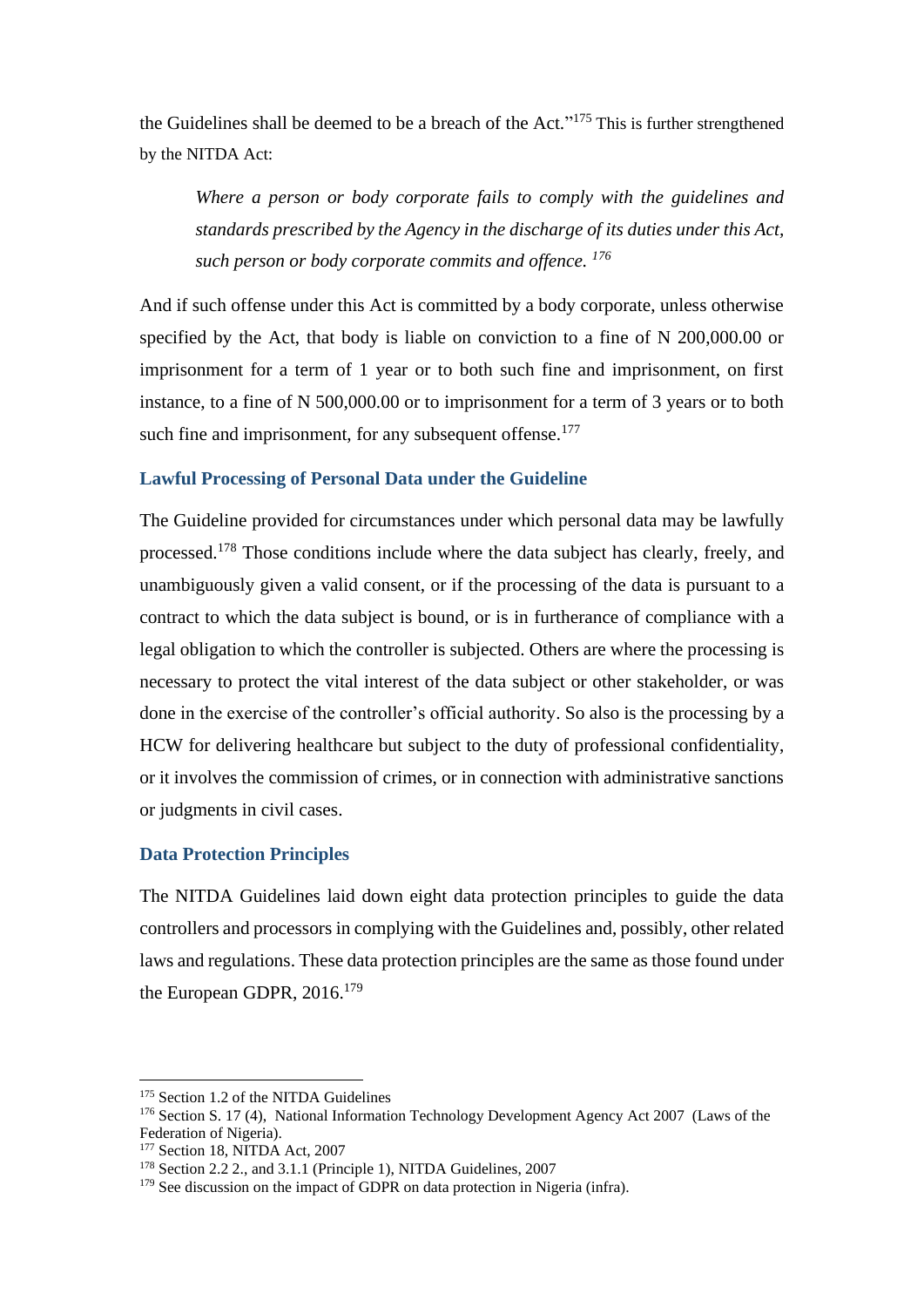the Guidelines shall be deemed to be a breach of the Act."[175] This is further strengthened by the NITDA Act:

> *Where a person or body corporate fails to comply with the guidelines and standards prescribed by the Agency in the discharge of its duties under this Act, such person or body corporate commits and offence.* [176]

And if such offense under this Act is committed by a body corporate, unless otherwise specified by the Act, that body is liable on conviction to a fine of N 200,000.00 or imprisonment for a term of 1 year or to both such fine and imprisonment, on first instance, to a fine of N 500,000.00 or to imprisonment for a term of 3 years or to both such fine and imprisonment, for any subsequent offense.[177]

### Lawful Processing of Personal Data under the Guideline

The Guideline provided for circumstances under which personal data may be lawfully processed.[178] Those conditions include where the data subject has clearly, freely, and unambiguously given a valid consent, or if the processing of the data is pursuant to a contract to which the data subject is bound, or is in furtherance of compliance with a legal obligation to which the controller is subjected. Others are where the processing is necessary to protect the vital interest of the data subject or other stakeholder, or was done in the exercise of the controller's official authority. So also is the processing by a HCW for delivering healthcare but subject to the duty of professional confidentiality, or it involves the commission of crimes, or in connection with administrative sanctions or judgments in civil cases.

### Data Protection Principles

The NITDA Guidelines laid down eight data protection principles to guide the data controllers and processors in complying with the Guidelines and, possibly, other related laws and regulations. These data protection principles are the same as those found under the European GDPR, 2016.[179]

---

[175] Section 1.2 of the NITDA Guidelines
[176] Section S. 17 (4), National Information Technology Development Agency Act 2007 (Laws of the Federation of Nigeria).
[177] Section 18, NITDA Act, 2007
[178] Section 2.2 2., and 3.1.1 (Principle 1), NITDA Guidelines, 2007
[179] See discussion on the impact of GDPR on data protection in Nigeria (infra).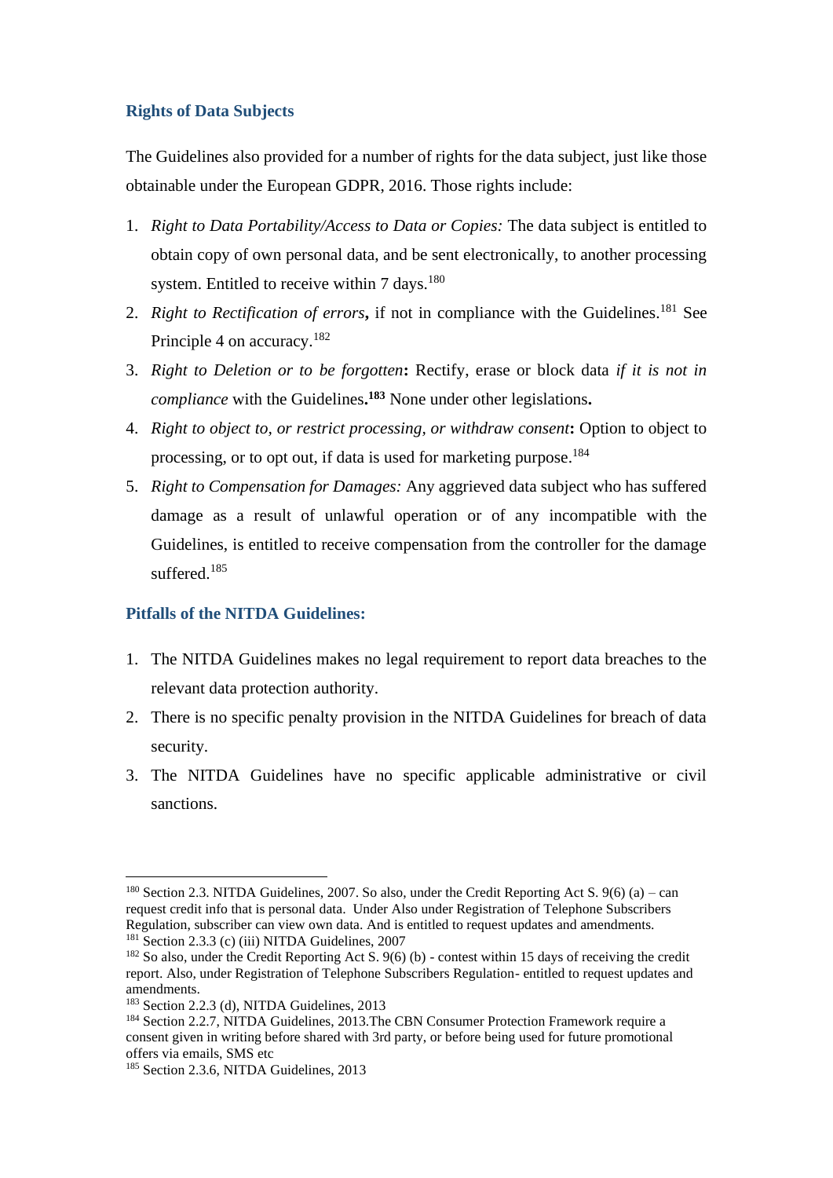### Rights of Data Subjects

The Guidelines also provided for a number of rights for the data subject, just like those obtainable under the European GDPR, 2016. Those rights include:

1. *Right to Data Portability/Access to Data or Copies:* The data subject is entitled to obtain copy of own personal data, and be sent electronically, to another processing system. Entitled to receive within 7 days.[180]
2. *Right to Rectification of errors***,** if not in compliance with the Guidelines.[181] See Principle 4 on accuracy.[182]
3. *Right to Deletion or to be forgotten***:** Rectify, erase or block data *if it is not in compliance* with the Guidelines**.[183]** None under other legislations**.**
4. *Right to object to, or restrict processing, or withdraw consent***:** Option to object to processing, or to opt out, if data is used for marketing purpose.[184]
5. *Right to Compensation for Damages:* Any aggrieved data subject who has suffered damage as a result of unlawful operation or of any incompatible with the Guidelines, is entitled to receive compensation from the controller for the damage suffered.[185]

### Pitfalls of the NITDA Guidelines:

1. The NITDA Guidelines makes no legal requirement to report data breaches to the relevant data protection authority.
2. There is no specific penalty provision in the NITDA Guidelines for breach of data security.
3. The NITDA Guidelines have no specific applicable administrative or civil sanctions.

---

[180] Section 2.3. NITDA Guidelines, 2007. So also, under the Credit Reporting Act S. 9(6) (a) – can request credit info that is personal data. Under Also under Registration of Telephone Subscribers Regulation, subscriber can view own data. And is entitled to request updates and amendments.

[181] Section 2.3.3 (c) (iii) NITDA Guidelines, 2007

[182] So also, under the Credit Reporting Act S. 9(6) (b) - contest within 15 days of receiving the credit report. Also, under Registration of Telephone Subscribers Regulation- entitled to request updates and amendments.

[183] Section 2.2.3 (d), NITDA Guidelines, 2013

[184] Section 2.2.7, NITDA Guidelines, 2013.The CBN Consumer Protection Framework require a consent given in writing before shared with 3rd party, or before being used for future promotional offers via emails, SMS etc

[185] Section 2.3.6, NITDA Guidelines, 2013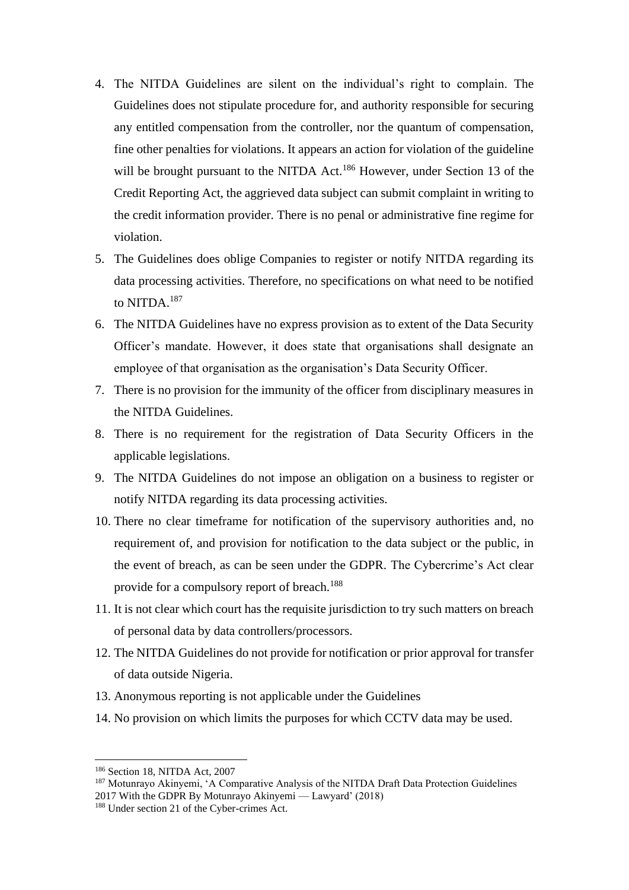4. The NITDA Guidelines are silent on the individual's right to complain. The Guidelines does not stipulate procedure for, and authority responsible for securing any entitled compensation from the controller, nor the quantum of compensation, fine other penalties for violations. It appears an action for violation of the guideline will be brought pursuant to the NITDA Act.[186] However, under Section 13 of the Credit Reporting Act, the aggrieved data subject can submit complaint in writing to the credit information provider. There is no penal or administrative fine regime for violation.
5. The Guidelines does oblige Companies to register or notify NITDA regarding its data processing activities. Therefore, no specifications on what need to be notified to NITDA.[187]
6. The NITDA Guidelines have no express provision as to extent of the Data Security Officer's mandate. However, it does state that organisations shall designate an employee of that organisation as the organisation's Data Security Officer.
7. There is no provision for the immunity of the officer from disciplinary measures in the NITDA Guidelines.
8. There is no requirement for the registration of Data Security Officers in the applicable legislations.
9. The NITDA Guidelines do not impose an obligation on a business to register or notify NITDA regarding its data processing activities.
10. There no clear timeframe for notification of the supervisory authorities and, no requirement of, and provision for notification to the data subject or the public, in the event of breach, as can be seen under the GDPR. The Cybercrime's Act clear provide for a compulsory report of breach.[188]
11. It is not clear which court has the requisite jurisdiction to try such matters on breach of personal data by data controllers/processors.
12. The NITDA Guidelines do not provide for notification or prior approval for transfer of data outside Nigeria.
13. Anonymous reporting is not applicable under the Guidelines
14. No provision on which limits the purposes for which CCTV data may be used.

---

[186] Section 18, NITDA Act, 2007

[187] Motunrayo Akinyemi, 'A Comparative Analysis of the NITDA Draft Data Protection Guidelines 2017 With the GDPR By Motunrayo Akinyemi — Lawyard' (2018)

[188] Under section 21 of the Cyber-crimes Act.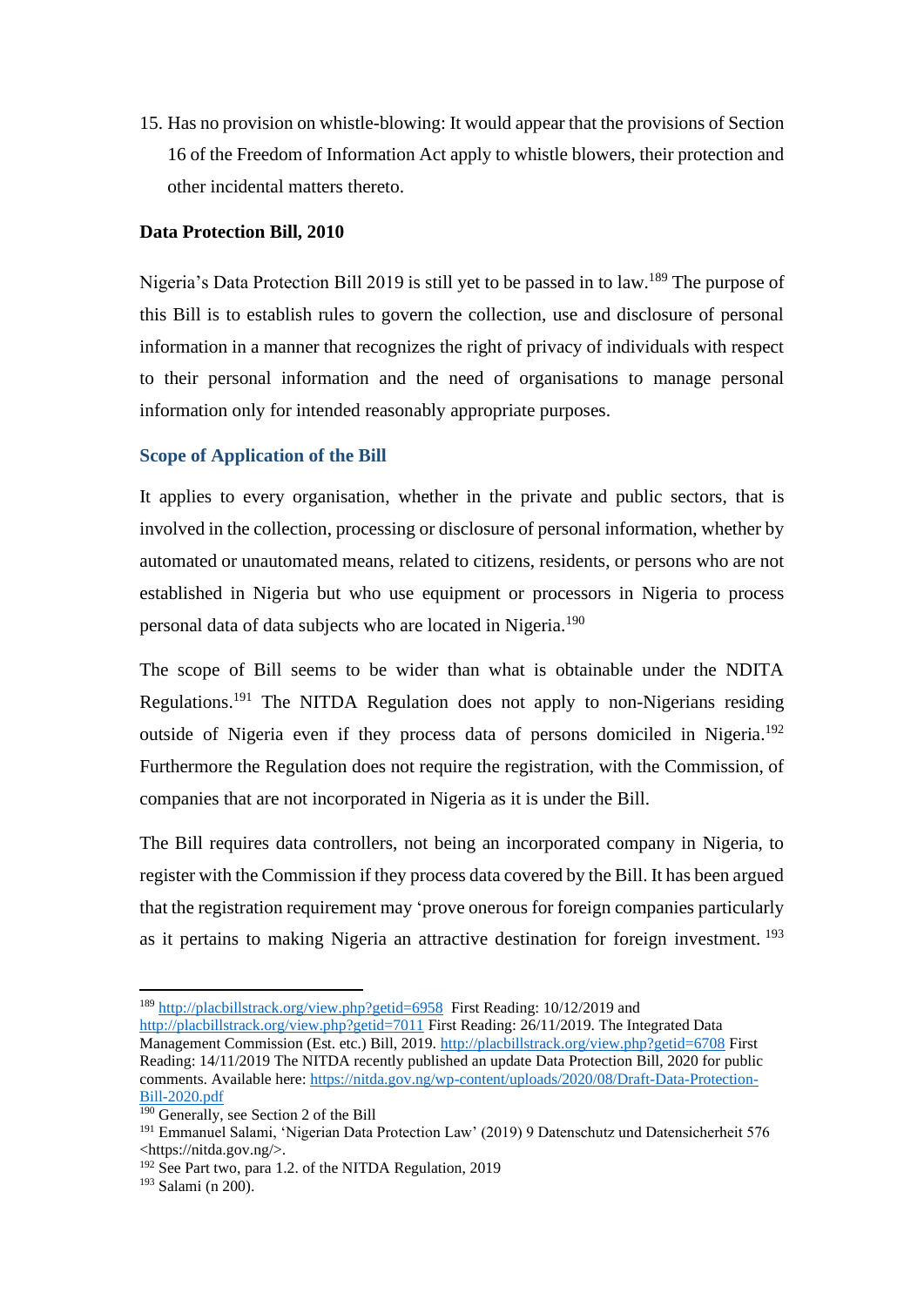15. Has no provision on whistle-blowing: It would appear that the provisions of Section 16 of the Freedom of Information Act apply to whistle blowers, their protection and other incidental matters thereto.

**Data Protection Bill, 2010**

Nigeria's Data Protection Bill 2019 is still yet to be passed in to law.[189] The purpose of this Bill is to establish rules to govern the collection, use and disclosure of personal information in a manner that recognizes the right of privacy of individuals with respect to their personal information and the need of organisations to manage personal information only for intended reasonably appropriate purposes.

### Scope of Application of the Bill

It applies to every organisation, whether in the private and public sectors, that is involved in the collection, processing or disclosure of personal information, whether by automated or unautomated means, related to citizens, residents, or persons who are not established in Nigeria but who use equipment or processors in Nigeria to process personal data of data subjects who are located in Nigeria.[190]

The scope of Bill seems to be wider than what is obtainable under the NDITA Regulations.[191] The NITDA Regulation does not apply to non-Nigerians residing outside of Nigeria even if they process data of persons domiciled in Nigeria.[192] Furthermore the Regulation does not require the registration, with the Commission, of companies that are not incorporated in Nigeria as it is under the Bill.

The Bill requires data controllers, not being an incorporated company in Nigeria, to register with the Commission if they process data covered by the Bill. It has been argued that the registration requirement may 'prove onerous for foreign companies particularly as it pertains to making Nigeria an attractive destination for foreign investment. [193]

---

[189] http://placbillstrack.org/view.php?getid=6958 First Reading: 10/12/2019 and http://placbillstrack.org/view.php?getid=7011 First Reading: 26/11/2019. The Integrated Data Management Commission (Est. etc.) Bill, 2019. http://placbillstrack.org/view.php?getid=6708 First Reading: 14/11/2019 The NITDA recently published an update Data Protection Bill, 2020 for public comments. Available here: https://nitda.gov.ng/wp-content/uploads/2020/08/Draft-Data-Protection-Bill-2020.pdf

[190] Generally, see Section 2 of the Bill

[191] Emmanuel Salami, 'Nigerian Data Protection Law' (2019) 9 Datenschutz und Datensicherheit 576 <https://nitda.gov.ng/>.

[192] See Part two, para 1.2. of the NITDA Regulation, 2019

[193] Salami (n 200).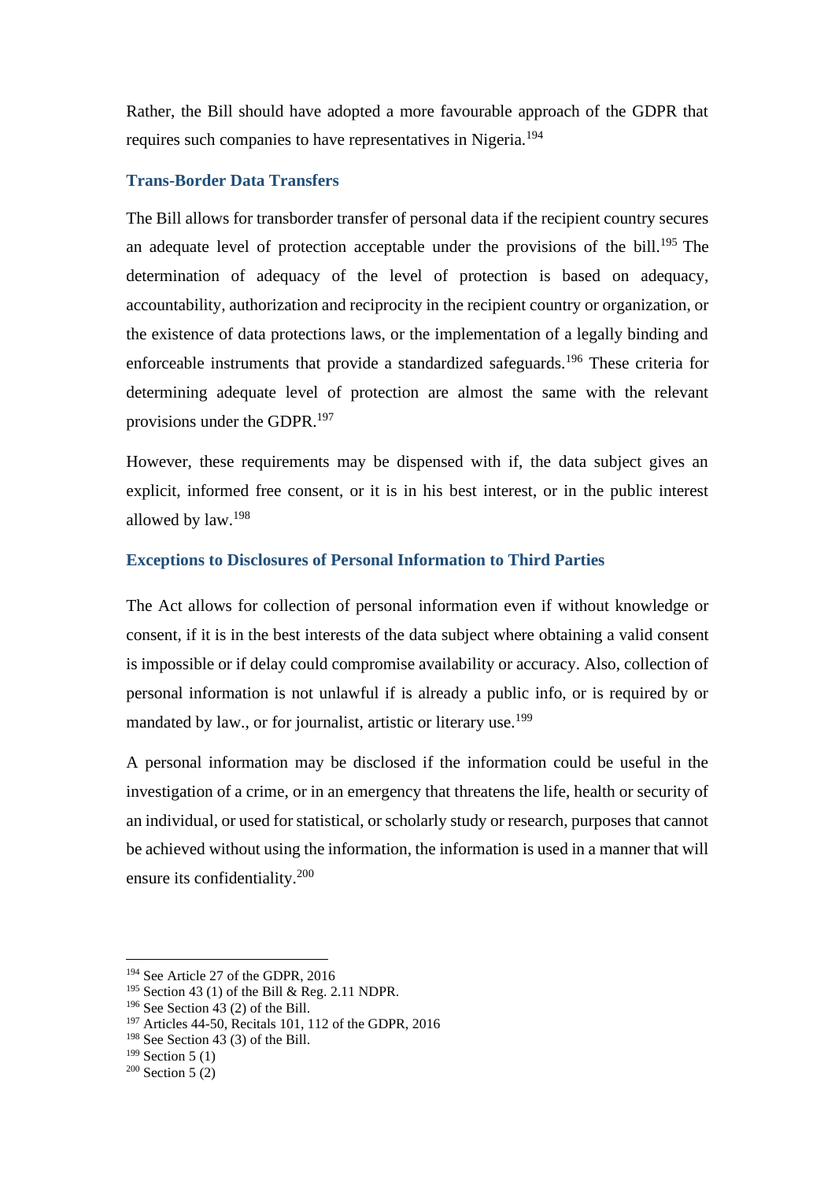Rather, the Bill should have adopted a more favourable approach of the GDPR that requires such companies to have representatives in Nigeria.[194]

### Trans-Border Data Transfers

The Bill allows for transborder transfer of personal data if the recipient country secures an adequate level of protection acceptable under the provisions of the bill.[195] The determination of adequacy of the level of protection is based on adequacy, accountability, authorization and reciprocity in the recipient country or organization, or the existence of data protections laws, or the implementation of a legally binding and enforceable instruments that provide a standardized safeguards.[196] These criteria for determining adequate level of protection are almost the same with the relevant provisions under the GDPR.[197]

However, these requirements may be dispensed with if, the data subject gives an explicit, informed free consent, or it is in his best interest, or in the public interest allowed by law.[198]

### Exceptions to Disclosures of Personal Information to Third Parties

The Act allows for collection of personal information even if without knowledge or consent, if it is in the best interests of the data subject where obtaining a valid consent is impossible or if delay could compromise availability or accuracy. Also, collection of personal information is not unlawful if is already a public info, or is required by or mandated by law., or for journalist, artistic or literary use.[199]

A personal information may be disclosed if the information could be useful in the investigation of a crime, or in an emergency that threatens the life, health or security of an individual, or used for statistical, or scholarly study or research, purposes that cannot be achieved without using the information, the information is used in a manner that will ensure its confidentiality.[200]

---

[194] See Article 27 of the GDPR, 2016
[195] Section 43 (1) of the Bill & Reg. 2.11 NDPR.
[196] See Section 43 (2) of the Bill.
[197] Articles 44-50, Recitals 101, 112 of the GDPR, 2016
[198] See Section 43 (3) of the Bill.
[199] Section 5 (1)
[200] Section 5 (2)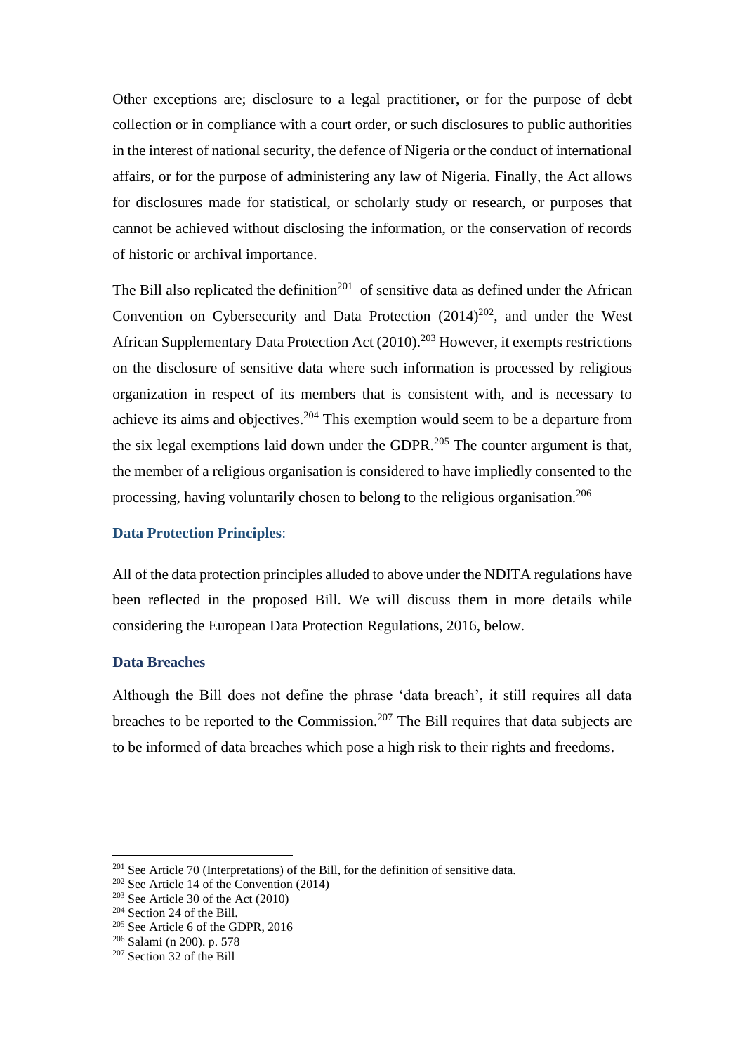Other exceptions are; disclosure to a legal practitioner, or for the purpose of debt collection or in compliance with a court order, or such disclosures to public authorities in the interest of national security, the defence of Nigeria or the conduct of international affairs, or for the purpose of administering any law of Nigeria. Finally, the Act allows for disclosures made for statistical, or scholarly study or research, or purposes that cannot be achieved without disclosing the information, or the conservation of records of historic or archival importance.

The Bill also replicated the definition[201] of sensitive data as defined under the African Convention on Cybersecurity and Data Protection (2014)[202], and under the West African Supplementary Data Protection Act (2010).[203] However, it exempts restrictions on the disclosure of sensitive data where such information is processed by religious organization in respect of its members that is consistent with, and is necessary to achieve its aims and objectives.[204] This exemption would seem to be a departure from the six legal exemptions laid down under the GDPR.[205] The counter argument is that, the member of a religious organisation is considered to have impliedly consented to the processing, having voluntarily chosen to belong to the religious organisation.[206]

### Data Protection Principles:

All of the data protection principles alluded to above under the NDITA regulations have been reflected in the proposed Bill. We will discuss them in more details while considering the European Data Protection Regulations, 2016, below.

### Data Breaches

Although the Bill does not define the phrase 'data breach', it still requires all data breaches to be reported to the Commission.[207] The Bill requires that data subjects are to be informed of data breaches which pose a high risk to their rights and freedoms.

---

[201] See Article 70 (Interpretations) of the Bill, for the definition of sensitive data.
[202] See Article 14 of the Convention (2014)
[203] See Article 30 of the Act (2010)
[204] Section 24 of the Bill.
[205] See Article 6 of the GDPR, 2016
[206] Salami (n 200). p. 578
[207] Section 32 of the Bill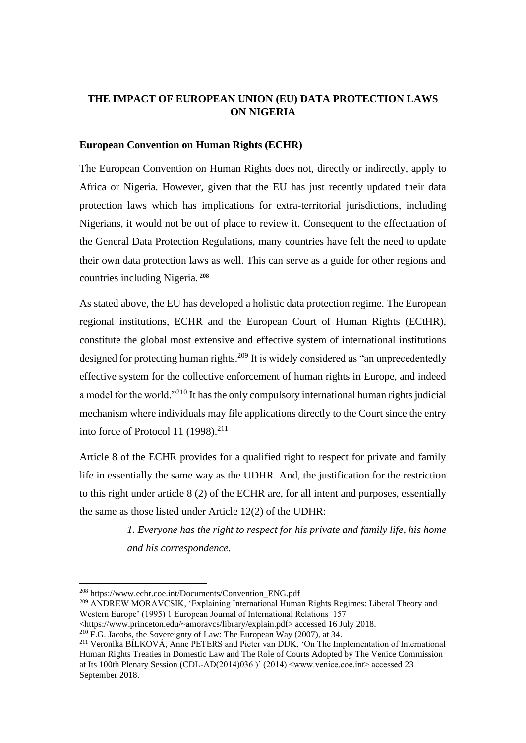**THE IMPACT OF EUROPEAN UNION (EU) DATA PROTECTION LAWS ON NIGERIA**

**European Convention on Human Rights (ECHR)**

The European Convention on Human Rights does not, directly or indirectly, apply to Africa or Nigeria. However, given that the EU has just recently updated their data protection laws which has implications for extra-territorial jurisdictions, including Nigerians, it would not be out of place to review it. Consequent to the effectuation of the General Data Protection Regulations, many countries have felt the need to update their own data protection laws as well. This can serve as a guide for other regions and countries including Nigeria.[208]

As stated above, the EU has developed a holistic data protection regime. The European regional institutions, ECHR and the European Court of Human Rights (ECtHR), constitute the global most extensive and effective system of international institutions designed for protecting human rights.[209] It is widely considered as "an unprecedentedly effective system for the collective enforcement of human rights in Europe, and indeed a model for the world."[210] It has the only compulsory international human rights judicial mechanism where individuals may file applications directly to the Court since the entry into force of Protocol 11 (1998).[211]

Article 8 of the ECHR provides for a qualified right to respect for private and family life in essentially the same way as the UDHR. And, the justification for the restriction to this right under article 8 (2) of the ECHR are, for all intent and purposes, essentially the same as those listed under Article 12(2) of the UDHR:

> *1. Everyone has the right to respect for his private and family life, his home and his correspondence.*

---

[208] https://www.echr.coe.int/Documents/Convention_ENG.pdf

[209] ANDREW MORAVCSIK, 'Explaining International Human Rights Regimes: Liberal Theory and Western Europe' (1995) 1 European Journal of International Relations 157 <https://www.princeton.edu/~amoravcs/library/explain.pdf> accessed 16 July 2018.

[210] F.G. Jacobs, the Sovereignty of Law: The European Way (2007), at 34.

[211] Veronika BÍLKOVÁ, Anne PETERS and Pieter van DIJK, 'On The Implementation of International Human Rights Treaties in Domestic Law and The Role of Courts Adopted by The Venice Commission at Its 100th Plenary Session (CDL-AD(2014)036 )' (2014) <www.venice.coe.int> accessed 23 September 2018.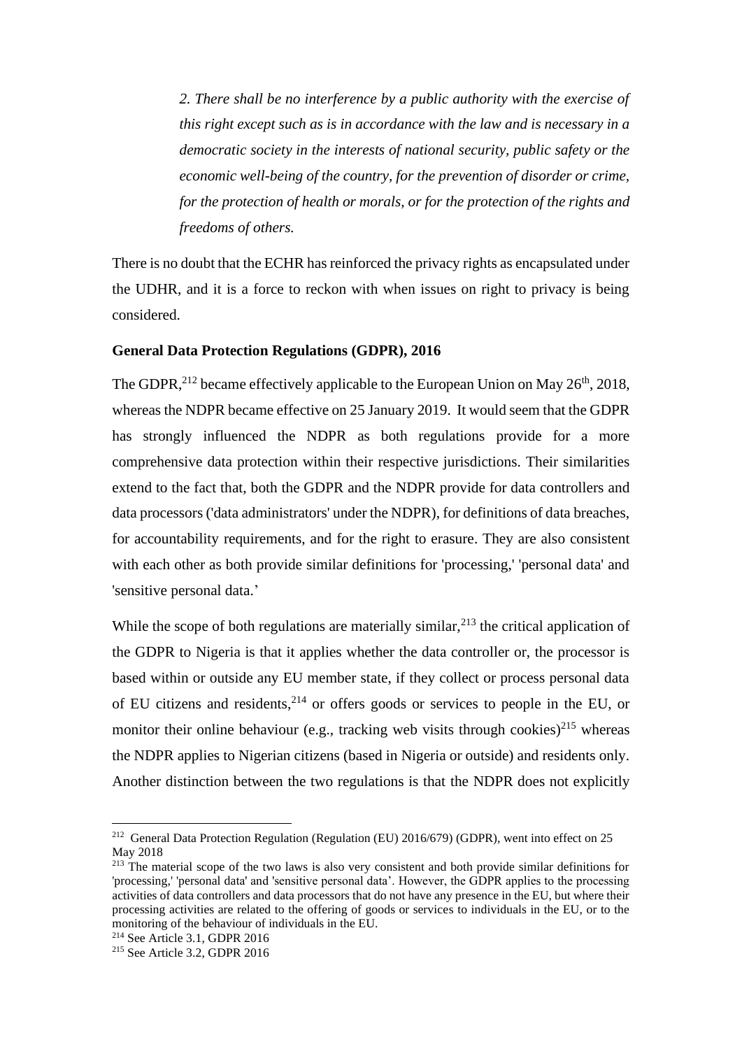> *2. There shall be no interference by a public authority with the exercise of this right except such as is in accordance with the law and is necessary in a democratic society in the interests of national security, public safety or the economic well-being of the country, for the prevention of disorder or crime, for the protection of health or morals, or for the protection of the rights and freedoms of others.*

There is no doubt that the ECHR has reinforced the privacy rights as encapsulated under the UDHR, and it is a force to reckon with when issues on right to privacy is being considered.

**General Data Protection Regulations (GDPR), 2016**

The GDPR,[212] became effectively applicable to the European Union on May 26th, 2018, whereas the NDPR became effective on 25 January 2019. It would seem that the GDPR has strongly influenced the NDPR as both regulations provide for a more comprehensive data protection within their respective jurisdictions. Their similarities extend to the fact that, both the GDPR and the NDPR provide for data controllers and data processors ('data administrators' under the NDPR), for definitions of data breaches, for accountability requirements, and for the right to erasure. They are also consistent with each other as both provide similar definitions for 'processing,' 'personal data' and 'sensitive personal data.'

While the scope of both regulations are materially similar,[213] the critical application of the GDPR to Nigeria is that it applies whether the data controller or, the processor is based within or outside any EU member state, if they collect or process personal data of EU citizens and residents,[214] or offers goods or services to people in the EU, or monitor their online behaviour (e.g., tracking web visits through cookies)[215] whereas the NDPR applies to Nigerian citizens (based in Nigeria or outside) and residents only. Another distinction between the two regulations is that the NDPR does not explicitly

---

[212] General Data Protection Regulation (Regulation (EU) 2016/679) (GDPR), went into effect on 25 May 2018

[213] The material scope of the two laws is also very consistent and both provide similar definitions for 'processing,' 'personal data' and 'sensitive personal data'. However, the GDPR applies to the processing activities of data controllers and data processors that do not have any presence in the EU, but where their processing activities are related to the offering of goods or services to individuals in the EU, or to the monitoring of the behaviour of individuals in the EU.

[214] See Article 3.1, GDPR 2016

[215] See Article 3.2, GDPR 2016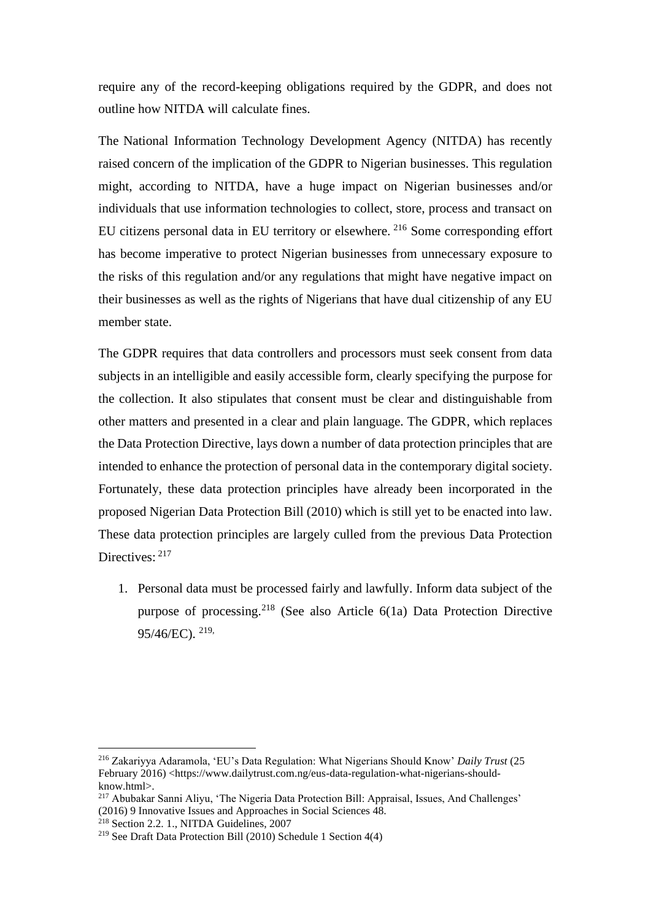require any of the record-keeping obligations required by the GDPR, and does not outline how NITDA will calculate fines.

The National Information Technology Development Agency (NITDA) has recently raised concern of the implication of the GDPR to Nigerian businesses. This regulation might, according to NITDA, have a huge impact on Nigerian businesses and/or individuals that use information technologies to collect, store, process and transact on EU citizens personal data in EU territory or elsewhere. [216] Some corresponding effort has become imperative to protect Nigerian businesses from unnecessary exposure to the risks of this regulation and/or any regulations that might have negative impact on their businesses as well as the rights of Nigerians that have dual citizenship of any EU member state.

The GDPR requires that data controllers and processors must seek consent from data subjects in an intelligible and easily accessible form, clearly specifying the purpose for the collection. It also stipulates that consent must be clear and distinguishable from other matters and presented in a clear and plain language. The GDPR, which replaces the Data Protection Directive, lays down a number of data protection principles that are intended to enhance the protection of personal data in the contemporary digital society. Fortunately, these data protection principles have already been incorporated in the proposed Nigerian Data Protection Bill (2010) which is still yet to be enacted into law. These data protection principles are largely culled from the previous Data Protection Directives: [217]

1. Personal data must be processed fairly and lawfully. Inform data subject of the purpose of processing.[218] (See also Article 6(1a) Data Protection Directive 95/46/EC). [219,]

---

[216] Zakariyya Adaramola, 'EU's Data Regulation: What Nigerians Should Know' *Daily Trust* (25 February 2016) <https://www.dailytrust.com.ng/eus-data-regulation-what-nigerians-should-know.html>.

[217] Abubakar Sanni Aliyu, 'The Nigeria Data Protection Bill: Appraisal, Issues, And Challenges' (2016) 9 Innovative Issues and Approaches in Social Sciences 48.

[218] Section 2.2. 1., NITDA Guidelines, 2007

[219] See Draft Data Protection Bill (2010) Schedule 1 Section 4(4)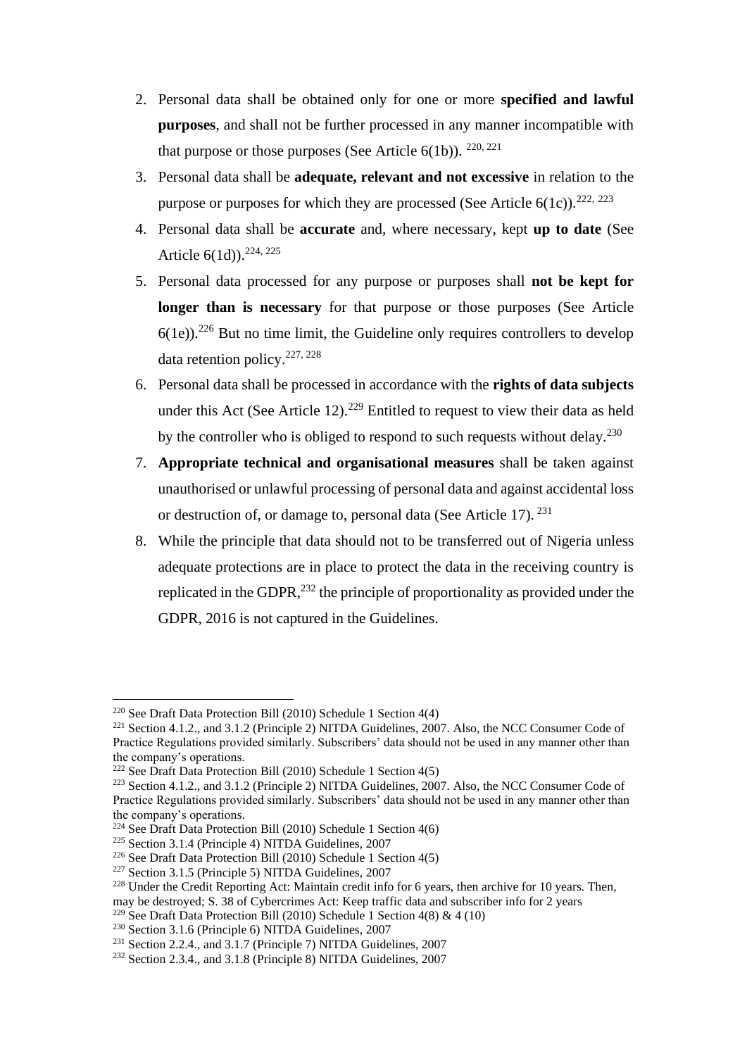2. Personal data shall be obtained only for one or more **specified and lawful purposes**, and shall not be further processed in any manner incompatible with that purpose or those purposes (See Article 6(1b)). [220, 221]
3. Personal data shall be **adequate, relevant and not excessive** in relation to the purpose or purposes for which they are processed (See Article 6(1c)).[222, 223]
4. Personal data shall be **accurate** and, where necessary, kept **up to date** (See Article 6(1d)).[224, 225]
5. Personal data processed for any purpose or purposes shall **not be kept for longer than is necessary** for that purpose or those purposes (See Article 6(1e)).[226] But no time limit, the Guideline only requires controllers to develop data retention policy.[227, 228]
6. Personal data shall be processed in accordance with the **rights of data subjects** under this Act (See Article 12).[229] Entitled to request to view their data as held by the controller who is obliged to respond to such requests without delay.[230]
7. **Appropriate technical and organisational measures** shall be taken against unauthorised or unlawful processing of personal data and against accidental loss or destruction of, or damage to, personal data (See Article 17). [231]
8. While the principle that data should not to be transferred out of Nigeria unless adequate protections are in place to protect the data in the receiving country is replicated in the GDPR,[232] the principle of proportionality as provided under the GDPR, 2016 is not captured in the Guidelines.

---

[220] See Draft Data Protection Bill (2010) Schedule 1 Section 4(4)

[221] Section 4.1.2., and 3.1.2 (Principle 2) NITDA Guidelines, 2007. Also, the NCC Consumer Code of Practice Regulations provided similarly. Subscribers' data should not be used in any manner other than the company's operations.

[222] See Draft Data Protection Bill (2010) Schedule 1 Section 4(5)

[223] Section 4.1.2., and 3.1.2 (Principle 2) NITDA Guidelines, 2007. Also, the NCC Consumer Code of Practice Regulations provided similarly. Subscribers' data should not be used in any manner other than the company's operations.

[224] See Draft Data Protection Bill (2010) Schedule 1 Section 4(6)

[225] Section 3.1.4 (Principle 4) NITDA Guidelines, 2007

[226] See Draft Data Protection Bill (2010) Schedule 1 Section 4(5)

[227] Section 3.1.5 (Principle 5) NITDA Guidelines, 2007

[228] Under the Credit Reporting Act: Maintain credit info for 6 years, then archive for 10 years. Then, may be destroyed; S. 38 of Cybercrimes Act: Keep traffic data and subscriber info for 2 years

[229] See Draft Data Protection Bill (2010) Schedule 1 Section 4(8) & 4 (10)

[230] Section 3.1.6 (Principle 6) NITDA Guidelines, 2007

[231] Section 2.2.4., and 3.1.7 (Principle 7) NITDA Guidelines, 2007

[232] Section 2.3.4., and 3.1.8 (Principle 8) NITDA Guidelines, 2007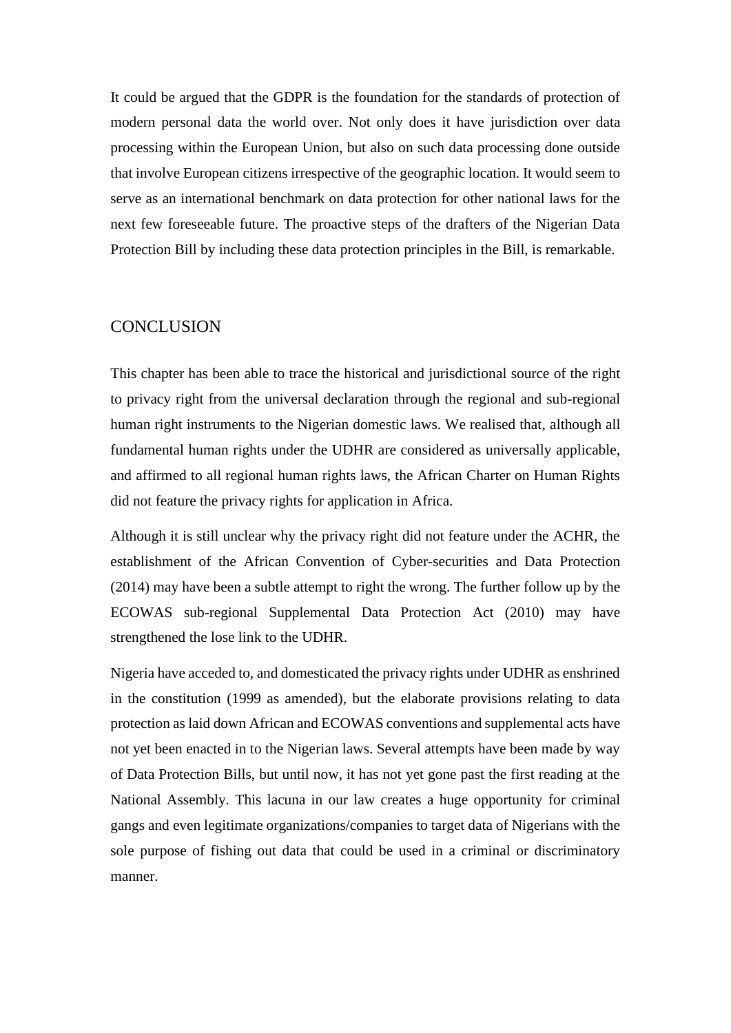It could be argued that the GDPR is the foundation for the standards of protection of modern personal data the world over. Not only does it have jurisdiction over data processing within the European Union, but also on such data processing done outside that involve European citizens irrespective of the geographic location. It would seem to serve as an international benchmark on data protection for other national laws for the next few foreseeable future. The proactive steps of the drafters of the Nigerian Data Protection Bill by including these data protection principles in the Bill, is remarkable.

## CONCLUSION

This chapter has been able to trace the historical and jurisdictional source of the right to privacy right from the universal declaration through the regional and sub-regional human right instruments to the Nigerian domestic laws. We realised that, although all fundamental human rights under the UDHR are considered as universally applicable, and affirmed to all regional human rights laws, the African Charter on Human Rights did not feature the privacy rights for application in Africa.

Although it is still unclear why the privacy right did not feature under the ACHR, the establishment of the African Convention of Cyber-securities and Data Protection (2014) may have been a subtle attempt to right the wrong. The further follow up by the ECOWAS sub-regional Supplemental Data Protection Act (2010) may have strengthened the lose link to the UDHR.

Nigeria have acceded to, and domesticated the privacy rights under UDHR as enshrined in the constitution (1999 as amended), but the elaborate provisions relating to data protection as laid down African and ECOWAS conventions and supplemental acts have not yet been enacted in to the Nigerian laws. Several attempts have been made by way of Data Protection Bills, but until now, it has not yet gone past the first reading at the National Assembly. This lacuna in our law creates a huge opportunity for criminal gangs and even legitimate organizations/companies to target data of Nigerians with the sole purpose of fishing out data that could be used in a criminal or discriminatory manner.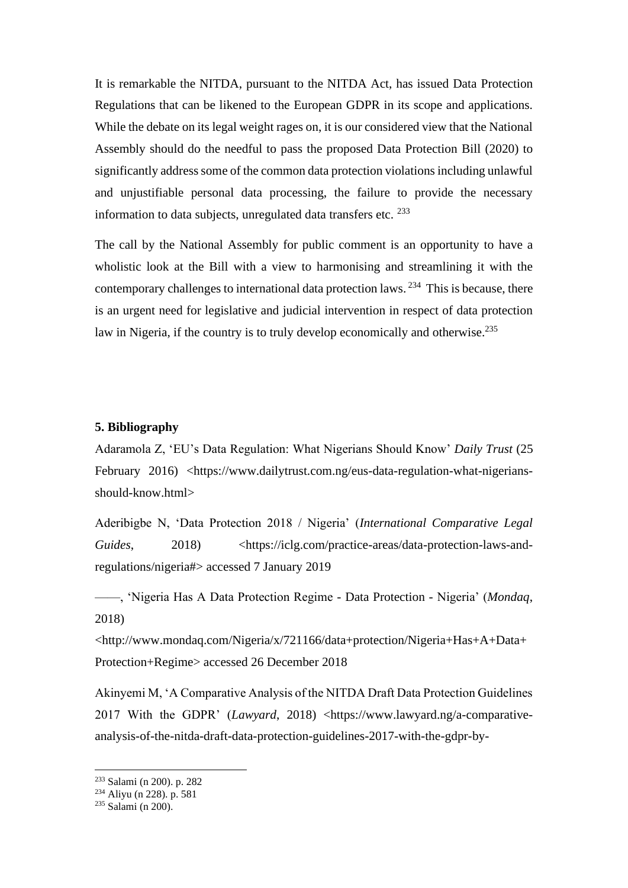It is remarkable the NITDA, pursuant to the NITDA Act, has issued Data Protection Regulations that can be likened to the European GDPR in its scope and applications. While the debate on its legal weight rages on, it is our considered view that the National Assembly should do the needful to pass the proposed Data Protection Bill (2020) to significantly address some of the common data protection violations including unlawful and unjustifiable personal data processing, the failure to provide the necessary information to data subjects, unregulated data transfers etc. [233]

The call by the National Assembly for public comment is an opportunity to have a wholistic look at the Bill with a view to harmonising and streamlining it with the contemporary challenges to international data protection laws. [234] This is because, there is an urgent need for legislative and judicial intervention in respect of data protection law in Nigeria, if the country is to truly develop economically and otherwise.[235]

**5. Bibliography**

Adaramola Z, 'EU's Data Regulation: What Nigerians Should Know' *Daily Trust* (25 February 2016) <https://www.dailytrust.com.ng/eus-data-regulation-what-nigerians-should-know.html>

Aderibigbe N, 'Data Protection 2018 / Nigeria' (*International Comparative Legal Guides*, 2018) <https://iclg.com/practice-areas/data-protection-laws-and-regulations/nigeria#> accessed 7 January 2019

——, 'Nigeria Has A Data Protection Regime - Data Protection - Nigeria' (*Mondaq*, 2018) <http://www.mondaq.com/Nigeria/x/721166/data+protection/Nigeria+Has+A+Data+Protection+Regime> accessed 26 December 2018

Akinyemi M, 'A Comparative Analysis of the NITDA Draft Data Protection Guidelines 2017 With the GDPR' (*Lawyard*, 2018) <https://www.lawyard.ng/a-comparative-analysis-of-the-nitda-draft-data-protection-guidelines-2017-with-the-gdpr-by-

[233] Salami (n 200). p. 282
[234] Aliyu (n 228). p. 581
[235] Salami (n 200).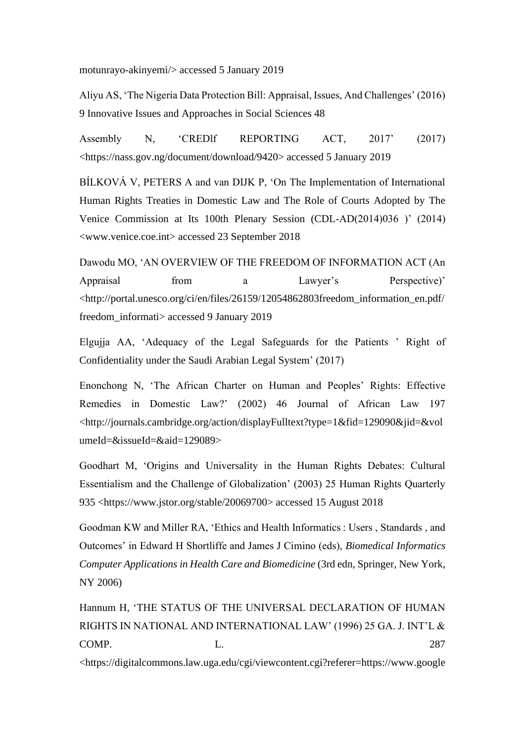motunrayo-akinyemi/> accessed 5 January 2019

Aliyu AS, 'The Nigeria Data Protection Bill: Appraisal, Issues, And Challenges' (2016) 9 Innovative Issues and Approaches in Social Sciences 48

Assembly N, 'CREDIf REPORTING ACT, 2017' (2017) <https://nass.gov.ng/document/download/9420> accessed 5 January 2019

BÍLKOVÁ V, PETERS A and van DIJK P, 'On The Implementation of International Human Rights Treaties in Domestic Law and The Role of Courts Adopted by The Venice Commission at Its 100th Plenary Session (CDL-AD(2014)036 )' (2014) <www.venice.coe.int> accessed 23 September 2018

Dawodu MO, 'AN OVERVIEW OF THE FREEDOM OF INFORMATION ACT (An Appraisal from a Lawyer's Perspective)' <http://portal.unesco.org/ci/en/files/26159/12054862803freedom_information_en.pdf/freedom_informati> accessed 9 January 2019

Elgujja AA, 'Adequacy of the Legal Safeguards for the Patients ' Right of Confidentiality under the Saudi Arabian Legal System' (2017)

Enonchong N, 'The African Charter on Human and Peoples' Rights: Effective Remedies in Domestic Law?' (2002) 46 Journal of African Law 197 <http://journals.cambridge.org/action/displayFulltext?type=1&fid=129090&jid=&volumeId=&issueId=&aid=129089>

Goodhart M, 'Origins and Universality in the Human Rights Debates: Cultural Essentialism and the Challenge of Globalization' (2003) 25 Human Rights Quarterly 935 <https://www.jstor.org/stable/20069700> accessed 15 August 2018

Goodman KW and Miller RA, 'Ethics and Health Informatics : Users , Standards , and Outcomes' in Edward H Shortliffe and James J Cimino (eds), *Biomedical Informatics Computer Applications in Health Care and Biomedicine* (3rd edn, Springer, New York, NY 2006)

Hannum H, 'THE STATUS OF THE UNIVERSAL DECLARATION OF HUMAN RIGHTS IN NATIONAL AND INTERNATIONAL LAW' (1996) 25 GA. J. INT'L & COMP. L. 287 <https://digitalcommons.law.uga.edu/cgi/viewcontent.cgi?referer=https://www.google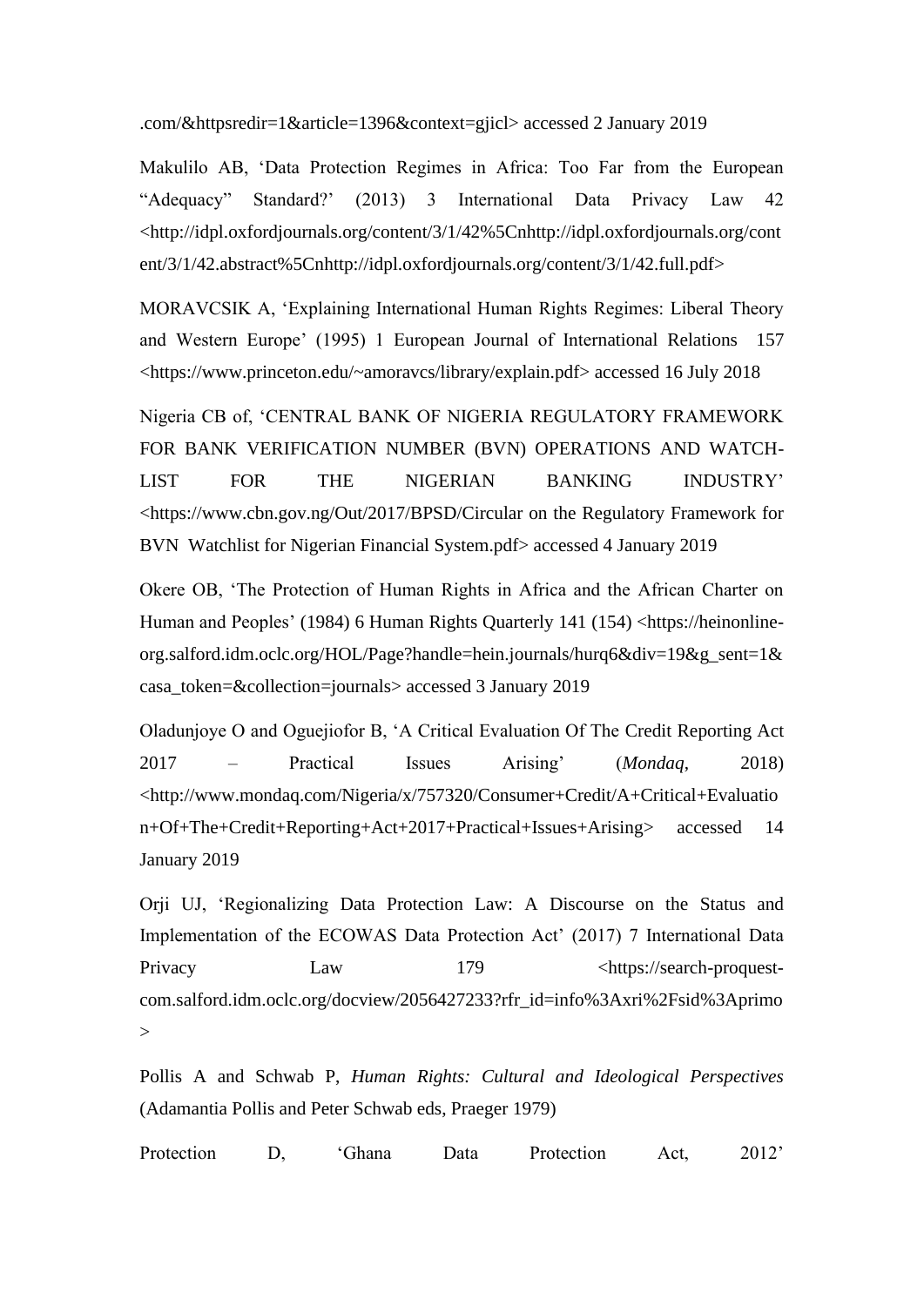.com/&httpsredir=1&article=1396&context=gjicl> accessed 2 January 2019

Makulilo AB, 'Data Protection Regimes in Africa: Too Far from the European "Adequacy" Standard?' (2013) 3 International Data Privacy Law 42 <http://idpl.oxfordjournals.org/content/3/1/42%5Cnhttp://idpl.oxfordjournals.org/content/3/1/42.abstract%5Cnhttp://idpl.oxfordjournals.org/content/3/1/42.full.pdf>

MORAVCSIK A, 'Explaining International Human Rights Regimes: Liberal Theory and Western Europe' (1995) 1 European Journal of International Relations 157 <https://www.princeton.edu/~amoravcs/library/explain.pdf> accessed 16 July 2018

Nigeria CB of, 'CENTRAL BANK OF NIGERIA REGULATORY FRAMEWORK FOR BANK VERIFICATION NUMBER (BVN) OPERATIONS AND WATCH-LIST FOR THE NIGERIAN BANKING INDUSTRY' <https://www.cbn.gov.ng/Out/2017/BPSD/Circular on the Regulatory Framework for BVN Watchlist for Nigerian Financial System.pdf> accessed 4 January 2019

Okere OB, 'The Protection of Human Rights in Africa and the African Charter on Human and Peoples' (1984) 6 Human Rights Quarterly 141 (154) <https://heinonline-org.salford.idm.oclc.org/HOL/Page?handle=hein.journals/hurq6&div=19&g_sent=1&casa_token=&collection=journals> accessed 3 January 2019

Oladunjoye O and Oguejiofor B, 'A Critical Evaluation Of The Credit Reporting Act 2017 – Practical Issues Arising' (*Mondaq*, 2018) <http://www.mondaq.com/Nigeria/x/757320/Consumer+Credit/A+Critical+Evaluation+Of+The+Credit+Reporting+Act+2017+Practical+Issues+Arising> accessed 14 January 2019

Orji UJ, 'Regionalizing Data Protection Law: A Discourse on the Status and Implementation of the ECOWAS Data Protection Act' (2017) 7 International Data Privacy Law 179 <https://search-proquest-com.salford.idm.oclc.org/docview/2056427233?rfr_id=info%3Axri%2Fsid%3Aprimo>

Pollis A and Schwab P, *Human Rights: Cultural and Ideological Perspectives* (Adamantia Pollis and Peter Schwab eds, Praeger 1979)

Protection D, 'Ghana Data Protection Act, 2012'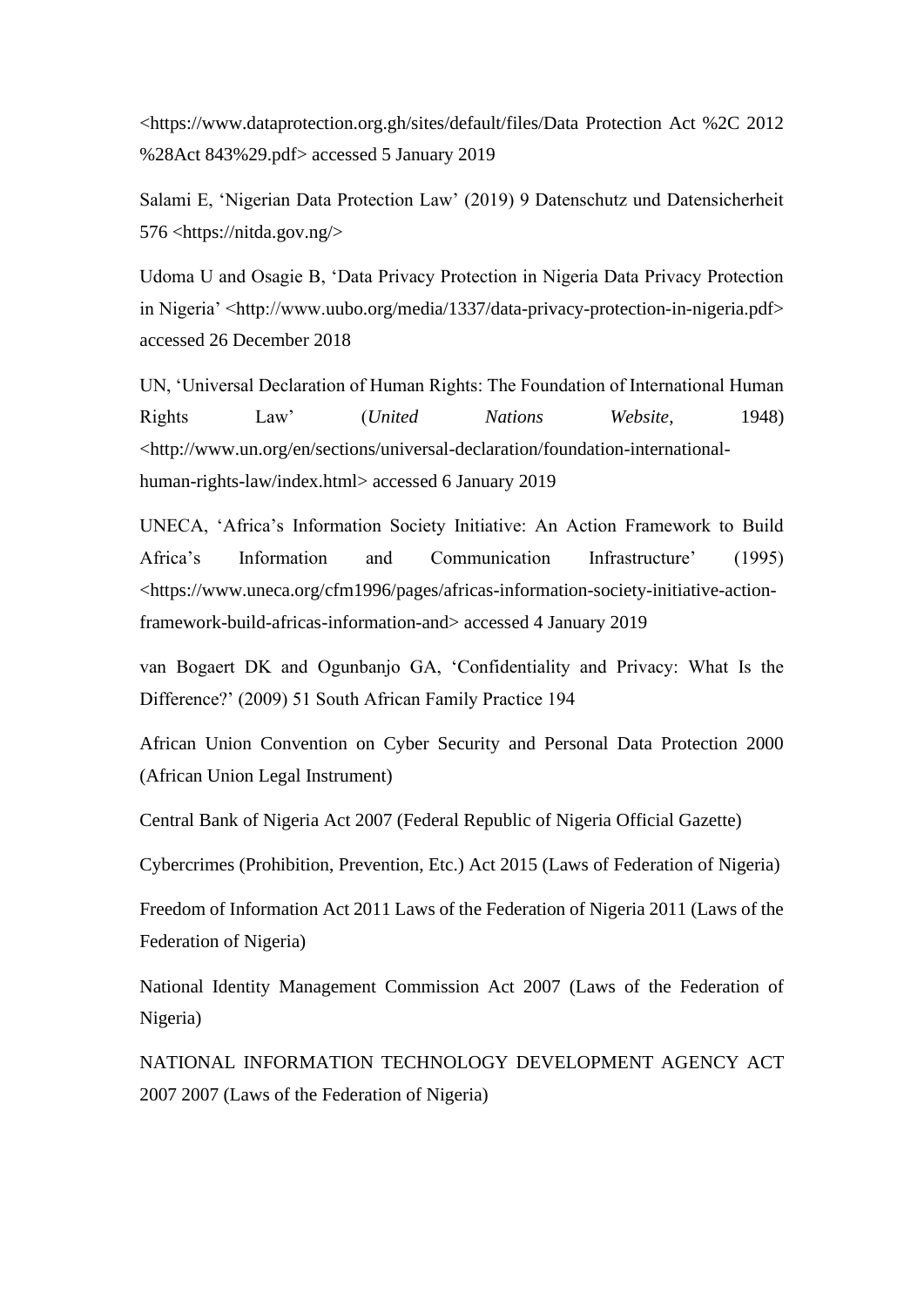<https://www.dataprotection.org.gh/sites/default/files/Data Protection Act %2C 2012 %28Act 843%29.pdf> accessed 5 January 2019

Salami E, 'Nigerian Data Protection Law' (2019) 9 Datenschutz und Datensicherheit 576 <https://nitda.gov.ng/>

Udoma U and Osagie B, 'Data Privacy Protection in Nigeria Data Privacy Protection in Nigeria' <http://www.uubo.org/media/1337/data-privacy-protection-in-nigeria.pdf> accessed 26 December 2018

UN, 'Universal Declaration of Human Rights: The Foundation of International Human Rights Law' (*United Nations Website*, 1948) <http://www.un.org/en/sections/universal-declaration/foundation-international-human-rights-law/index.html> accessed 6 January 2019

UNECA, 'Africa's Information Society Initiative: An Action Framework to Build Africa's Information and Communication Infrastructure' (1995) <https://www.uneca.org/cfm1996/pages/africas-information-society-initiative-action-framework-build-africas-information-and> accessed 4 January 2019

van Bogaert DK and Ogunbanjo GA, 'Confidentiality and Privacy: What Is the Difference?' (2009) 51 South African Family Practice 194

African Union Convention on Cyber Security and Personal Data Protection 2000 (African Union Legal Instrument)

Central Bank of Nigeria Act 2007 (Federal Republic of Nigeria Official Gazette)

Cybercrimes (Prohibition, Prevention, Etc.) Act 2015 (Laws of Federation of Nigeria)

Freedom of Information Act 2011 Laws of the Federation of Nigeria 2011 (Laws of the Federation of Nigeria)

National Identity Management Commission Act 2007 (Laws of the Federation of Nigeria)

NATIONAL INFORMATION TECHNOLOGY DEVELOPMENT AGENCY ACT 2007 2007 (Laws of the Federation of Nigeria)